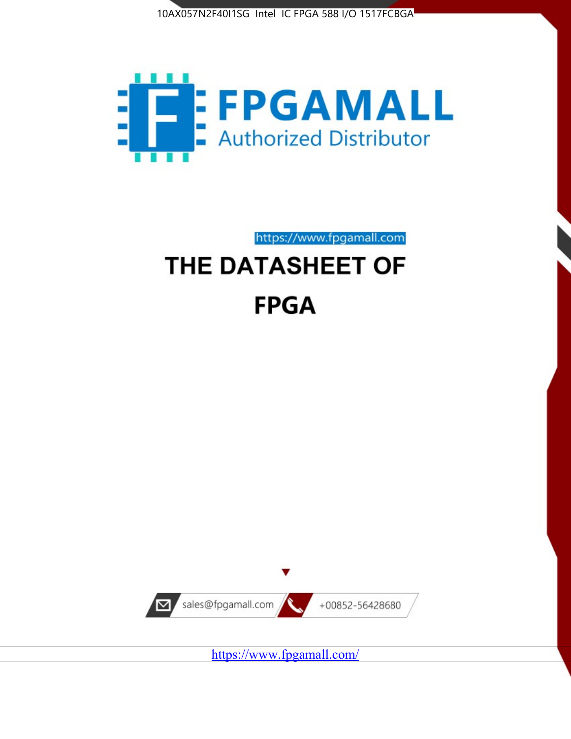10AX057N2F40I1SG Intel IC FPGA 588 I/O 1517FCBGA

FPGAMALL
Authorized Distributor

https://www.fpgamall.com

# THE DATASHEET OF

# FPGA

sales@fpgamall.com

+00852-56428680

https://www.fpgamall.com/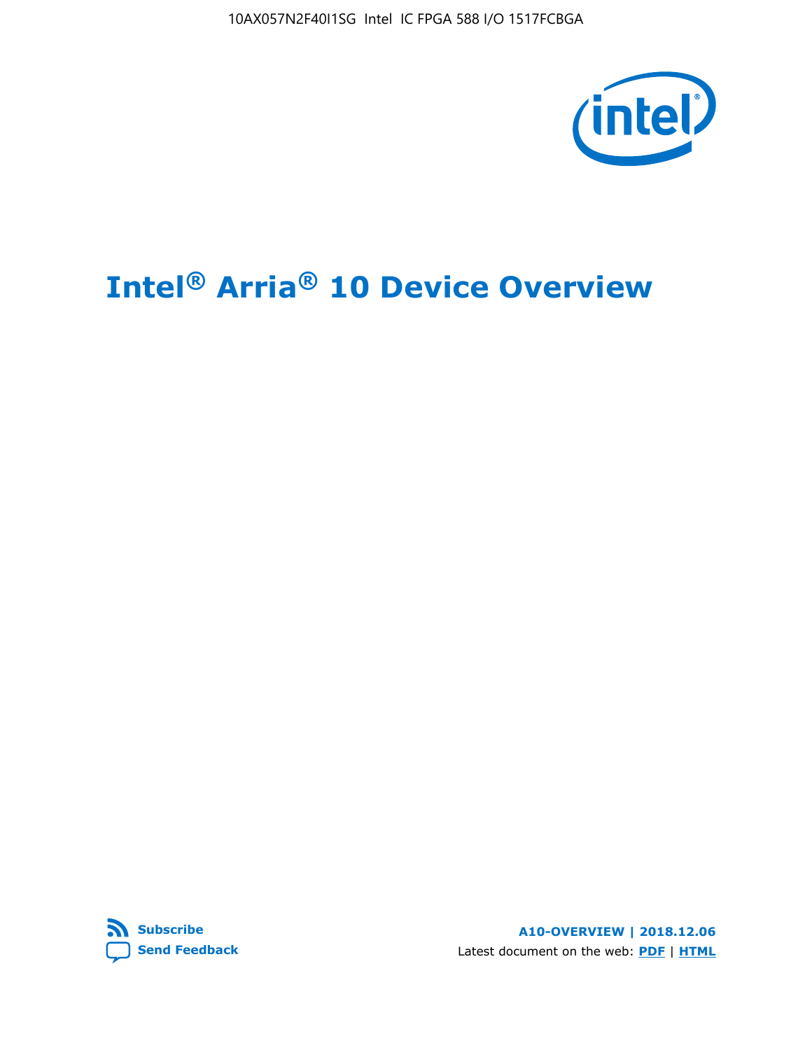# Intel® Arria® 10 Device Overview

**Subscribe**

**Send Feedback**

**A10-OVERVIEW | 2018.12.06**

Latest document on the web: **PDF** | **HTML**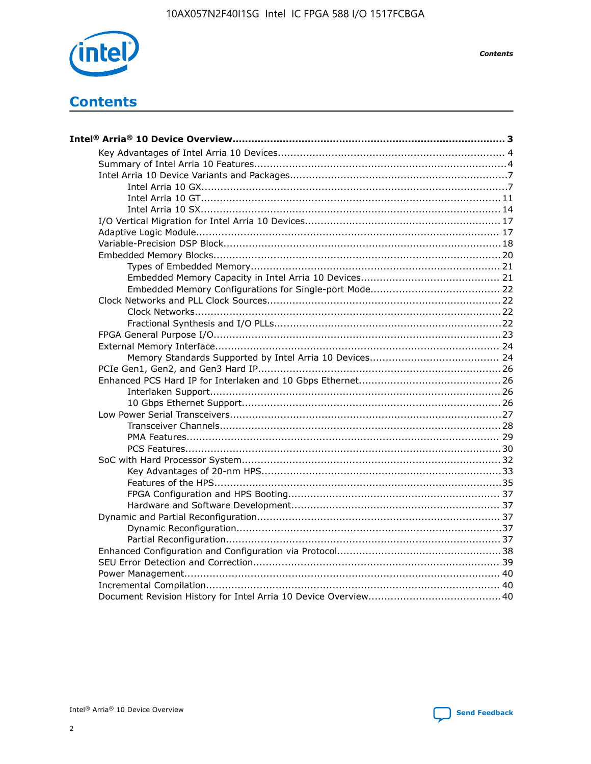# Contents

**Intel® Arria® 10 Device Overview....................................................................................... 3**

- Key Advantages of Intel Arria 10 Devices........................................................................ 4
- Summary of Intel Arria 10 Features................................................................................4
- Intel Arria 10 Device Variants and Packages.....................................................................7
  - Intel Arria 10 GX.................................................................................................7
  - Intel Arria 10 GT............................................................................................... 11
  - Intel Arria 10 SX............................................................................................... 14
- I/O Vertical Migration for Intel Arria 10 Devices.............................................................. 17
- Adaptive Logic Module................................................................................................ 17
- Variable-Precision DSP Block........................................................................................18
- Embedded Memory Blocks........................................................................................... 20
  - Types of Embedded Memory............................................................................... 21
  - Embedded Memory Capacity in Intel Arria 10 Devices............................................ 21
  - Embedded Memory Configurations for Single-port Mode......................................... 22
- Clock Networks and PLL Clock Sources.......................................................................... 22
  - Clock Networks................................................................................................. 22
  - Fractional Synthesis and I/O PLLs........................................................................22
- FPGA General Purpose I/O.......................................................................................... 23
- External Memory Interface.......................................................................................... 24
  - Memory Standards Supported by Intel Arria 10 Devices......................................... 24
- PCIe Gen1, Gen2, and Gen3 Hard IP............................................................................. 26
- Enhanced PCS Hard IP for Interlaken and 10 Gbps Ethernet............................................. 26
  - Interlaken Support............................................................................................ 26
  - 10 Gbps Ethernet Support.................................................................................. 26
- Low Power Serial Transceivers...................................................................................... 27
  - Transceiver Channels......................................................................................... 28
  - PMA Features.................................................................................................... 29
  - PCS Features.................................................................................................... 30
- SoC with Hard Processor System.................................................................................. 32
  - Key Advantages of 20-nm HPS............................................................................ 33
  - Features of the HPS........................................................................................... 35
  - FPGA Configuration and HPS Booting.................................................................... 37
  - Hardware and Software Development.................................................................. 37
- Dynamic and Partial Reconfiguration............................................................................. 37
  - Dynamic Reconfiguration.................................................................................... 37
  - Partial Reconfiguration....................................................................................... 37
- Enhanced Configuration and Configuration via Protocol.................................................... 38
- SEU Error Detection and Correction.............................................................................. 39
- Power Management.................................................................................................... 40
- Incremental Compilation............................................................................................. 40
- Document Revision History for Intel Arria 10 Device Overview.......................................... 40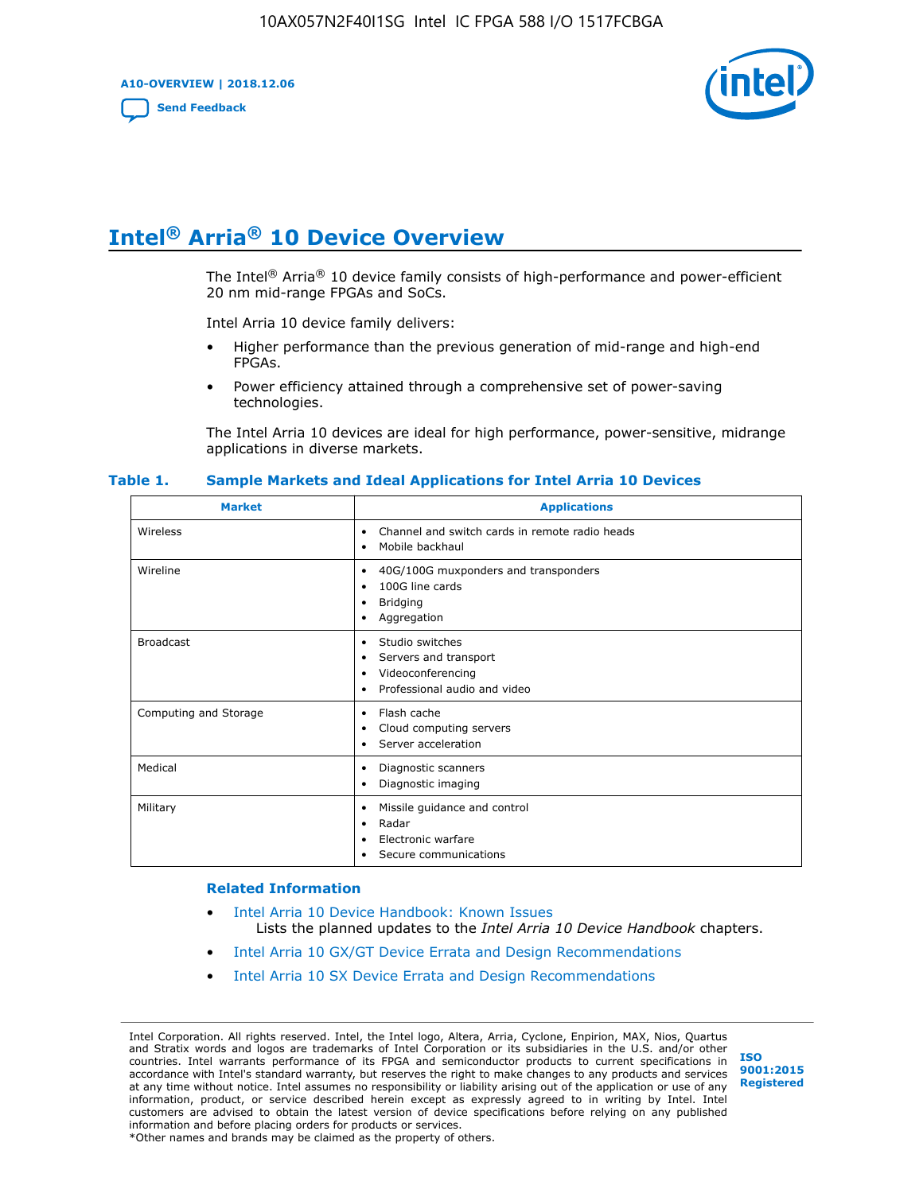# Intel® Arria® 10 Device Overview

The Intel® Arria® 10 device family consists of high-performance and power-efficient 20 nm mid-range FPGAs and SoCs.

Intel Arria 10 device family delivers:

- Higher performance than the previous generation of mid-range and high-end FPGAs.
- Power efficiency attained through a comprehensive set of power-saving technologies.

The Intel Arria 10 devices are ideal for high performance, power-sensitive, midrange applications in diverse markets.

**Table 1. Sample Markets and Ideal Applications for Intel Arria 10 Devices**

| Market | Applications |
| --- | --- |
| Wireless | • Channel and switch cards in remote radio heads<br>• Mobile backhaul |
| Wireline | • 40G/100G muxponders and transponders<br>• 100G line cards<br>• Bridging<br>• Aggregation |
| Broadcast | • Studio switches<br>• Servers and transport<br>• Videoconferencing<br>• Professional audio and video |
| Computing and Storage | • Flash cache<br>• Cloud computing servers<br>• Server acceleration |
| Medical | • Diagnostic scanners<br>• Diagnostic imaging |
| Military | • Missile guidance and control<br>• Radar<br>• Electronic warfare<br>• Secure communications |

### Related Information

- Intel Arria 10 Device Handbook: Known Issues
  Lists the planned updates to the *Intel Arria 10 Device Handbook* chapters.
- Intel Arria 10 GX/GT Device Errata and Design Recommendations
- Intel Arria 10 SX Device Errata and Design Recommendations

Intel Corporation. All rights reserved. Intel, the Intel logo, Altera, Arria, Cyclone, Enpirion, MAX, Nios, Quartus and Stratix words and logos are trademarks of Intel Corporation or its subsidiaries in the U.S. and/or other countries. Intel warrants performance of its FPGA and semiconductor products to current specifications in accordance with Intel's standard warranty, but reserves the right to make changes to any products and services at any time without notice. Intel assumes no responsibility or liability arising out of the application or use of any information, product, or service described herein except as expressly agreed to in writing by Intel. Intel customers are advised to obtain the latest version of device specifications before relying on any published information and before placing orders for products or services.
*Other names and brands may be claimed as the property of others.

ISO 9001:2015 Registered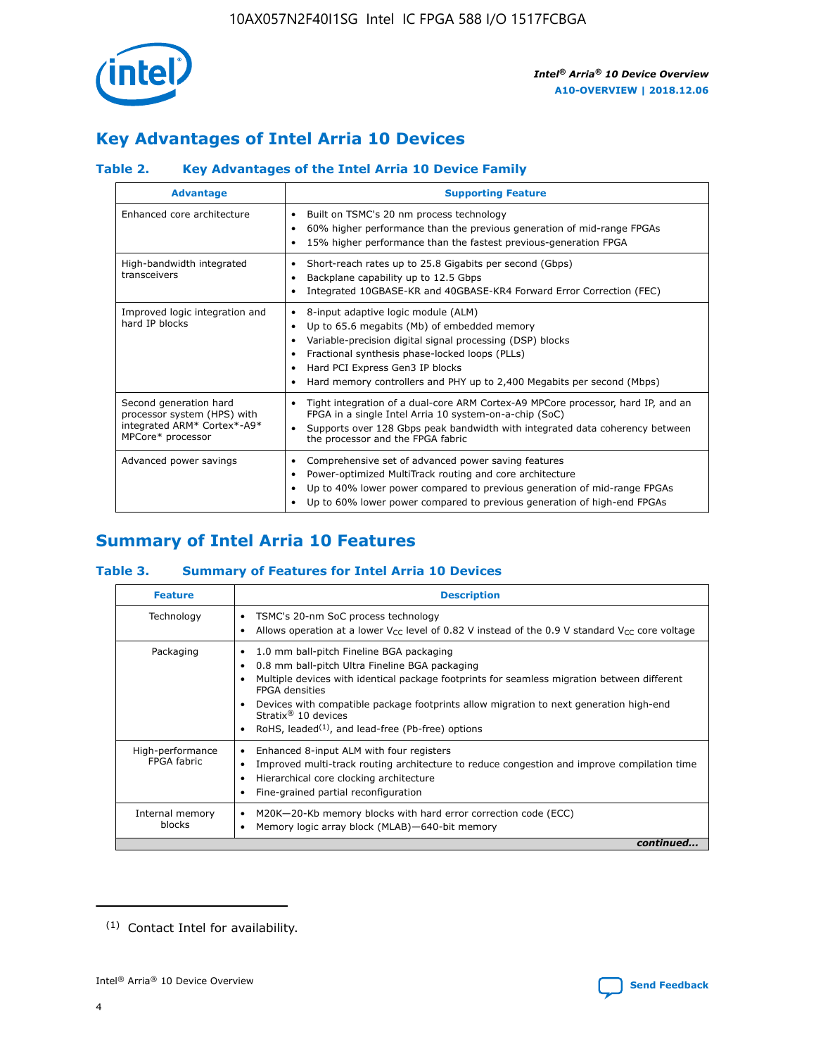## Key Advantages of Intel Arria 10 Devices

### Table 2. Key Advantages of the Intel Arria 10 Device Family

| Advantage | Supporting Feature |
|---|---|
| Enhanced core architecture | • Built on TSMC's 20 nm process technology<br>• 60% higher performance than the previous generation of mid-range FPGAs<br>• 15% higher performance than the fastest previous-generation FPGA |
| High-bandwidth integrated transceivers | • Short-reach rates up to 25.8 Gigabits per second (Gbps)<br>• Backplane capability up to 12.5 Gbps<br>• Integrated 10GBASE-KR and 40GBASE-KR4 Forward Error Correction (FEC) |
| Improved logic integration and hard IP blocks | • 8-input adaptive logic module (ALM)<br>• Up to 65.6 megabits (Mb) of embedded memory<br>• Variable-precision digital signal processing (DSP) blocks<br>• Fractional synthesis phase-locked loops (PLLs)<br>• Hard PCI Express Gen3 IP blocks<br>• Hard memory controllers and PHY up to 2,400 Megabits per second (Mbps) |
| Second generation hard processor system (HPS) with integrated ARM* Cortex*-A9* MPCore* processor | • Tight integration of a dual-core ARM Cortex-A9 MPCore processor, hard IP, and an FPGA in a single Intel Arria 10 system-on-a-chip (SoC)<br>• Supports over 128 Gbps peak bandwidth with integrated data coherency between the processor and the FPGA fabric |
| Advanced power savings | • Comprehensive set of advanced power saving features<br>• Power-optimized MultiTrack routing and core architecture<br>• Up to 40% lower power compared to previous generation of mid-range FPGAs<br>• Up to 60% lower power compared to previous generation of high-end FPGAs |

## Summary of Intel Arria 10 Features

### Table 3. Summary of Features for Intel Arria 10 Devices

| Feature | Description |
|---|---|
| Technology | • TSMC's 20-nm SoC process technology<br>• Allows operation at a lower $V_{CC}$ level of 0.82 V instead of the 0.9 V standard $V_{CC}$ core voltage |
| Packaging | • 1.0 mm ball-pitch Fineline BGA packaging<br>• 0.8 mm ball-pitch Ultra Fineline BGA packaging<br>• Multiple devices with identical package footprints for seamless migration between different FPGA densities<br>• Devices with compatible package footprints allow migration to next generation high-end Stratix® 10 devices<br>• RoHS, leaded[1], and lead-free (Pb-free) options |
| High-performance FPGA fabric | • Enhanced 8-input ALM with four registers<br>• Improved multi-track routing architecture to reduce congestion and improve compilation time<br>• Hierarchical core clocking architecture<br>• Fine-grained partial reconfiguration |
| Internal memory blocks | • M20K—20-Kb memory blocks with hard error correction code (ECC)<br>• Memory logic array block (MLAB)—640-bit memory |

*continued...*

(1) Contact Intel for availability.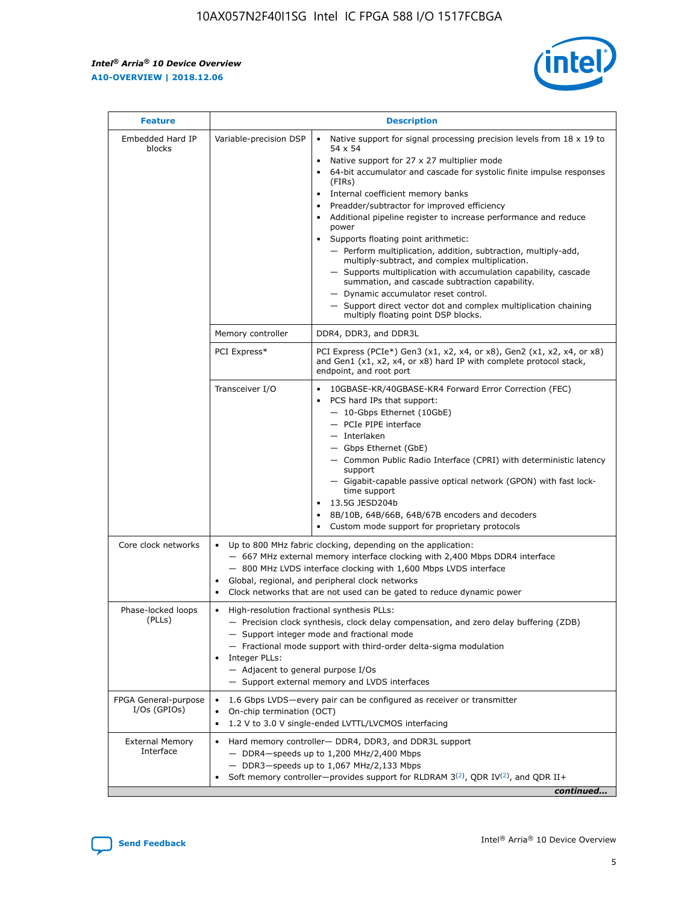| Feature | Description | |
|---|---|---|
| Embedded Hard IP blocks | Variable-precision DSP | • Native support for signal processing precision levels from 18 x 19 to 54 x 54<br>• Native support for 27 x 27 multiplier mode<br>• 64-bit accumulator and cascade for systolic finite impulse responses (FIRs)<br>• Internal coefficient memory banks<br>• Preadder/subtractor for improved efficiency<br>• Additional pipeline register to increase performance and reduce power<br>• Supports floating point arithmetic:<br>— Perform multiplication, addition, subtraction, multiply-add, multiply-subtract, and complex multiplication.<br>— Supports multiplication with accumulation capability, cascade summation, and cascade subtraction capability.<br>— Dynamic accumulator reset control.<br>— Support direct vector dot and complex multiplication chaining multiply floating point DSP blocks. |
| | Memory controller | DDR4, DDR3, and DDR3L |
| | PCI Express* | PCI Express (PCIe*) Gen3 (x1, x2, x4, or x8), Gen2 (x1, x2, x4, or x8) and Gen1 (x1, x2, x4, or x8) hard IP with complete protocol stack, endpoint, and root port |
| | Transceiver I/O | • 10GBASE-KR/40GBASE-KR4 Forward Error Correction (FEC)<br>• PCS hard IPs that support:<br>— 10-Gbps Ethernet (10GbE)<br>— PCIe PIPE interface<br>— Interlaken<br>— Gbps Ethernet (GbE)<br>— Common Public Radio Interface (CPRI) with deterministic latency support<br>— Gigabit-capable passive optical network (GPON) with fast lock-time support<br>• 13.5G JESD204b<br>• 8B/10B, 64B/66B, 64B/67B encoders and decoders<br>• Custom mode support for proprietary protocols |
| Core clock networks | • Up to 800 MHz fabric clocking, depending on the application:<br>— 667 MHz external memory interface clocking with 2,400 Mbps DDR4 interface<br>— 800 MHz LVDS interface clocking with 1,600 Mbps LVDS interface<br>• Global, regional, and peripheral clock networks<br>• Clock networks that are not used can be gated to reduce dynamic power | |
| Phase-locked loops (PLLs) | • High-resolution fractional synthesis PLLs:<br>— Precision clock synthesis, clock delay compensation, and zero delay buffering (ZDB)<br>— Support integer mode and fractional mode<br>— Fractional mode support with third-order delta-sigma modulation<br>• Integer PLLs:<br>— Adjacent to general purpose I/Os<br>— Support external memory and LVDS interfaces | |
| FPGA General-purpose I/Os (GPIOs) | • 1.6 Gbps LVDS—every pair can be configured as receiver or transmitter<br>• On-chip termination (OCT)<br>• 1.2 V to 3.0 V single-ended LVTTL/LVCMOS interfacing | |
| External Memory Interface | • Hard memory controller— DDR4, DDR3, and DDR3L support<br>— DDR4—speeds up to 1,200 MHz/2,400 Mbps<br>— DDR3—speeds up to 1,067 MHz/2,133 Mbps<br>• Soft memory controller—provides support for RLDRAM 3[(2)], QDR IV[(2)], and QDR II+ | |

*continued...*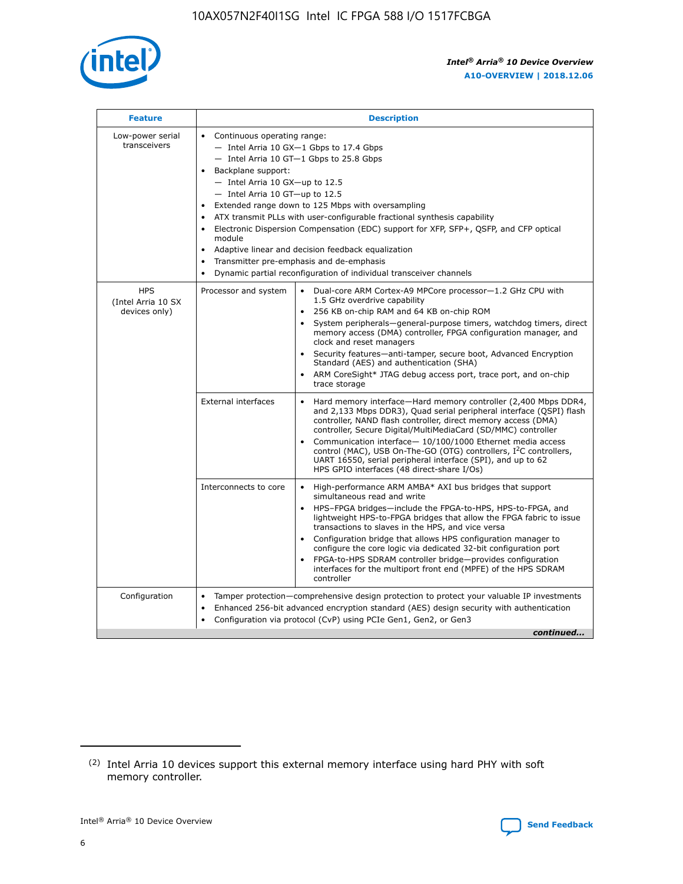| Feature | Description | |
|---|---|---|
| Low-power serial transceivers | • Continuous operating range:<br>— Intel Arria 10 GX—1 Gbps to 17.4 Gbps<br>— Intel Arria 10 GT—1 Gbps to 25.8 Gbps<br>• Backplane support:<br>— Intel Arria 10 GX—up to 12.5<br>— Intel Arria 10 GT—up to 12.5<br>• Extended range down to 125 Mbps with oversampling<br>• ATX transmit PLLs with user-configurable fractional synthesis capability<br>• Electronic Dispersion Compensation (EDC) support for XFP, SFP+, QSFP, and CFP optical module<br>• Adaptive linear and decision feedback equalization<br>• Transmitter pre-emphasis and de-emphasis<br>• Dynamic partial reconfiguration of individual transceiver channels | |
| HPS (Intel Arria 10 SX devices only) | Processor and system | • Dual-core ARM Cortex-A9 MPCore processor—1.2 GHz CPU with 1.5 GHz overdrive capability<br>• 256 KB on-chip RAM and 64 KB on-chip ROM<br>• System peripherals—general-purpose timers, watchdog timers, direct memory access (DMA) controller, FPGA configuration manager, and clock and reset managers<br>• Security features—anti-tamper, secure boot, Advanced Encryption Standard (AES) and authentication (SHA)<br>• ARM CoreSight* JTAG debug access port, trace port, and on-chip trace storage |
| | External interfaces | • Hard memory interface—Hard memory controller (2,400 Mbps DDR4, and 2,133 Mbps DDR3), Quad serial peripheral interface (QSPI) flash controller, NAND flash controller, direct memory access (DMA) controller, Secure Digital/MultiMediaCard (SD/MMC) controller<br>• Communication interface— 10/100/1000 Ethernet media access control (MAC), USB On-The-GO (OTG) controllers, I²C controllers, UART 16550, serial peripheral interface (SPI), and up to 62 HPS GPIO interfaces (48 direct-share I/Os) |
| | Interconnects to core | • High-performance ARM AMBA* AXI bus bridges that support simultaneous read and write<br>• HPS–FPGA bridges—include the FPGA-to-HPS, HPS-to-FPGA, and lightweight HPS-to-FPGA bridges that allow the FPGA fabric to issue transactions to slaves in the HPS, and vice versa<br>• Configuration bridge that allows HPS configuration manager to configure the core logic via dedicated 32-bit configuration port<br>• FPGA-to-HPS SDRAM controller bridge—provides configuration interfaces for the multiport front end (MPFE) of the HPS SDRAM controller |
| Configuration | • Tamper protection—comprehensive design protection to protect your valuable IP investments<br>• Enhanced 256-bit advanced encryption standard (AES) design security with authentication<br>• Configuration via protocol (CvP) using PCIe Gen1, Gen2, or Gen3 | |

*continued...*

(2) Intel Arria 10 devices support this external memory interface using hard PHY with soft memory controller.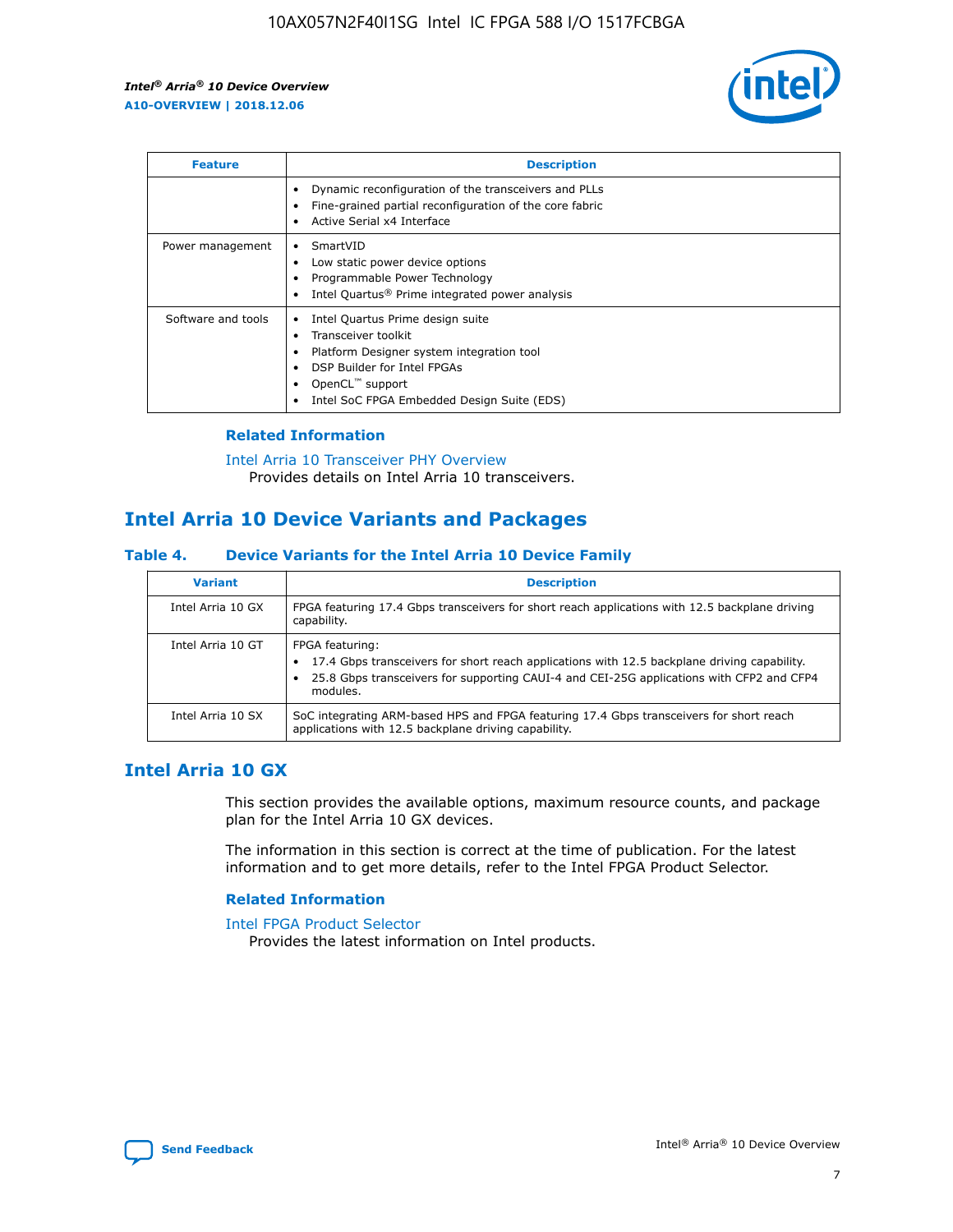| Feature | Description |
| --- | --- |
|  | • Dynamic reconfiguration of the transceivers and PLLs<br>• Fine-grained partial reconfiguration of the core fabric<br>• Active Serial x4 Interface |
| Power management | • SmartVID<br>• Low static power device options<br>• Programmable Power Technology<br>• Intel Quartus® Prime integrated power analysis |
| Software and tools | • Intel Quartus Prime design suite<br>• Transceiver toolkit<br>• Platform Designer system integration tool<br>• DSP Builder for Intel FPGAs<br>• OpenCL™ support<br>• Intel SoC FPGA Embedded Design Suite (EDS) |

### Related Information

Intel Arria 10 Transceiver PHY Overview
Provides details on Intel Arria 10 transceivers.

## Intel Arria 10 Device Variants and Packages

### Table 4. Device Variants for the Intel Arria 10 Device Family

| Variant | Description |
| --- | --- |
| Intel Arria 10 GX | FPGA featuring 17.4 Gbps transceivers for short reach applications with 12.5 backplane driving capability. |
| Intel Arria 10 GT | FPGA featuring:<br>• 17.4 Gbps transceivers for short reach applications with 12.5 backplane driving capability.<br>• 25.8 Gbps transceivers for supporting CAUI-4 and CEI-25G applications with CFP2 and CFP4 modules. |
| Intel Arria 10 SX | SoC integrating ARM-based HPS and FPGA featuring 17.4 Gbps transceivers for short reach applications with 12.5 backplane driving capability. |

## Intel Arria 10 GX

This section provides the available options, maximum resource counts, and package plan for the Intel Arria 10 GX devices.

The information in this section is correct at the time of publication. For the latest information and to get more details, refer to the Intel FPGA Product Selector.

### Related Information

Intel FPGA Product Selector
Provides the latest information on Intel products.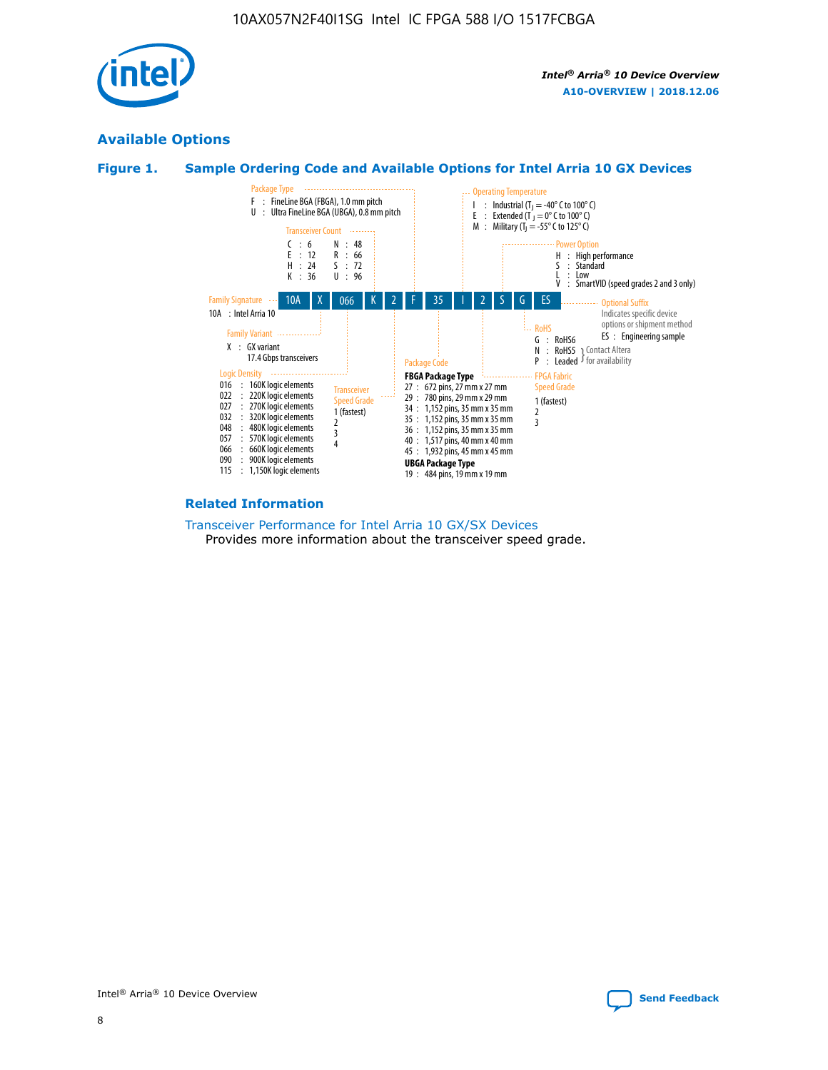## Available Options

### Figure 1. Sample Ordering Code and Available Options for Intel Arria 10 GX Devices

| 10A | X | 066 | K | 2 | F | 35 | I | 2 | S | G | ES |
|---|---|---|---|---|---|---|---|---|---|---|---|

**Family Signature**
10A : Intel Arria 10

**Family Variant**
X : GX variant
17.4 Gbps transceivers

**Logic Density**
016 : 160K logic elements
022 : 220K logic elements
027 : 270K logic elements
032 : 320K logic elements
048 : 480K logic elements
057 : 570K logic elements
066 : 660K logic elements
090 : 900K logic elements
115 : 1,150K logic elements

**Transceiver Count**
C : 6
E : 12
H : 24
K : 36
N : 48
R : 66
S : 72
U : 96

**Transceiver Speed Grade**
1 (fastest)
2
3
4

**Package Type**
F : FineLine BGA (FBGA), 1.0 mm pitch
U : Ultra FineLine BGA (UBGA), 0.8 mm pitch

**Package Code**

**FBGA Package Type**
27 : 672 pins, 27 mm x 27 mm
29 : 780 pins, 29 mm x 29 mm
34 : 1,152 pins, 35 mm x 35 mm
35 : 1,152 pins, 35 mm x 35 mm
36 : 1,152 pins, 35 mm x 35 mm
40 : 1,517 pins, 40 mm x 40 mm
45 : 1,932 pins, 45 mm x 45 mm

**UBGA Package Type**
19 : 484 pins, 19 mm x 19 mm

**Operating Temperature**
I : Industrial ($T_J$ = -40° C to 100° C)
E : Extended ($T_J$ = 0° C to 100° C)
M : Military ($T_J$ = -55° C to 125° C)

**FPGA Fabric Speed Grade**
1 (fastest)
2
3

**Power Option**
H : High performance
S : Standard
L : Low
V : SmartVID (speed grades 2 and 3 only)

**RoHS**
G : RoHS6
N : RoHS5 (Contact Altera for availability)
P : Leaded (Contact Altera for availability)

**Optional Suffix**
Indicates specific device options or shipment method
ES : Engineering sample

### Related Information

Transceiver Performance for Intel Arria 10 GX/SX Devices
Provides more information about the transceiver speed grade.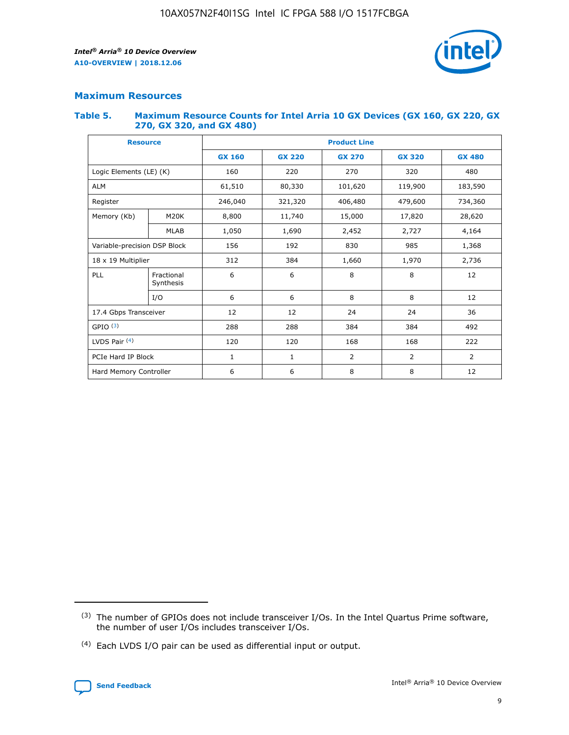## Maximum Resources

### Table 5. Maximum Resource Counts for Intel Arria 10 GX Devices (GX 160, GX 220, GX 270, GX 320, and GX 480)

| Resource | | Product Line | | | | |
|---|---|---|---|---|---|---|
| | | GX 160 | GX 220 | GX 270 | GX 320 | GX 480 |
| Logic Elements (LE) (K) | | 160 | 220 | 270 | 320 | 480 |
| ALM | | 61,510 | 80,330 | 101,620 | 119,900 | 183,590 |
| Register | | 246,040 | 321,320 | 406,480 | 479,600 | 734,360 |
| Memory (Kb) | M20K | 8,800 | 11,740 | 15,000 | 17,820 | 28,620 |
| | MLAB | 1,050 | 1,690 | 2,452 | 2,727 | 4,164 |
| Variable-precision DSP Block | | 156 | 192 | 830 | 985 | 1,368 |
| 18 x 19 Multiplier | | 312 | 384 | 1,660 | 1,970 | 2,736 |
| PLL | Fractional Synthesis | 6 | 6 | 8 | 8 | 12 |
| | I/O | 6 | 6 | 8 | 8 | 12 |
| 17.4 Gbps Transceiver | | 12 | 12 | 24 | 24 | 36 |
| GPIO [(3)] | | 288 | 288 | 384 | 384 | 492 |
| LVDS Pair [(4)] | | 120 | 120 | 168 | 168 | 222 |
| PCIe Hard IP Block | | 1 | 1 | 2 | 2 | 2 |
| Hard Memory Controller | | 6 | 6 | 8 | 8 | 12 |

(3) The number of GPIOs does not include transceiver I/Os. In the Intel Quartus Prime software, the number of user I/Os includes transceiver I/Os.

(4) Each LVDS I/O pair can be used as differential input or output.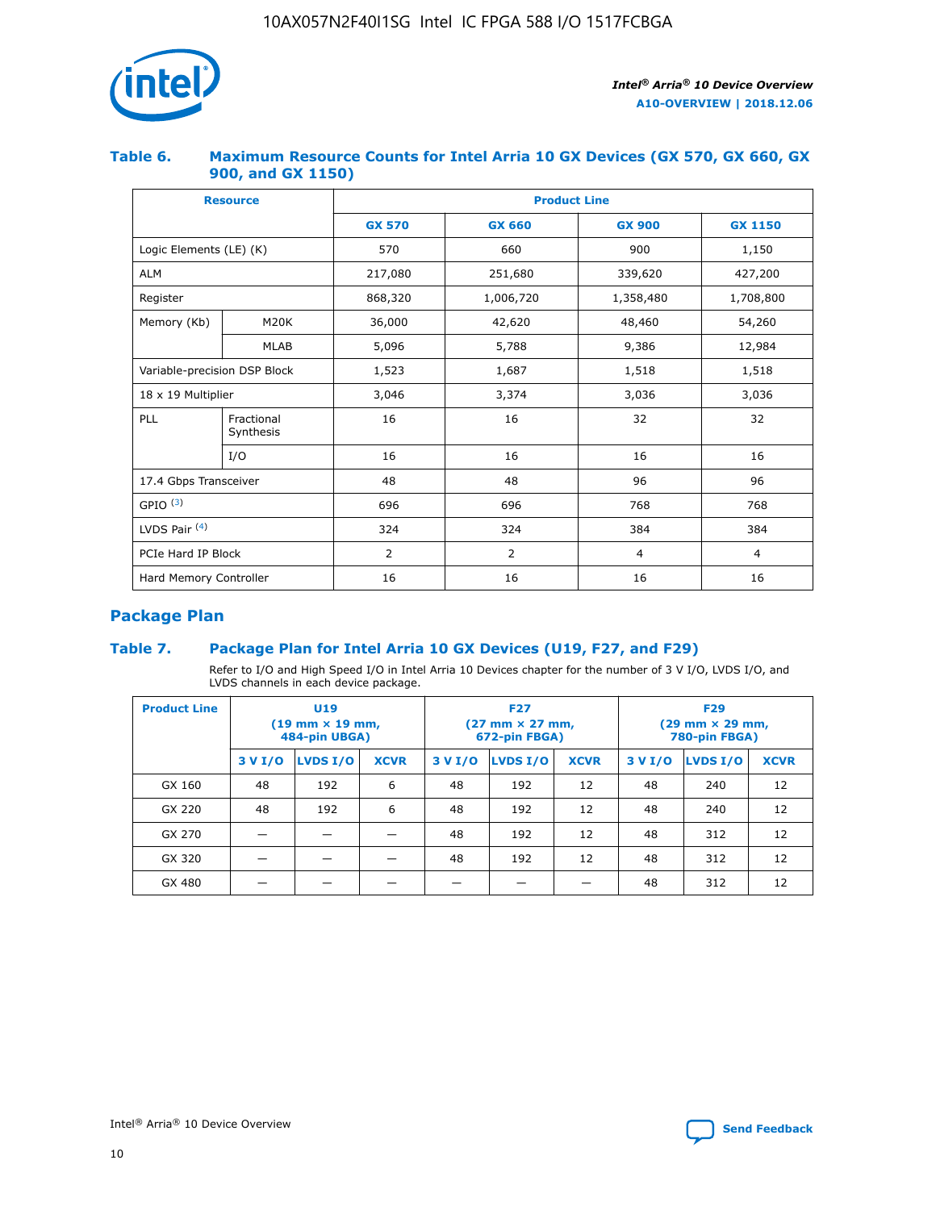### Table 6. Maximum Resource Counts for Intel Arria 10 GX Devices (GX 570, GX 660, GX 900, and GX 1150)

| Resource | | Product Line | | | |
|---|---|---|---|---|---|
| | | GX 570 | GX 660 | GX 900 | GX 1150 |
| Logic Elements (LE) (K) | | 570 | 660 | 900 | 1,150 |
| ALM | | 217,080 | 251,680 | 339,620 | 427,200 |
| Register | | 868,320 | 1,006,720 | 1,358,480 | 1,708,800 |
| Memory (Kb) | M20K | 36,000 | 42,620 | 48,460 | 54,260 |
| | MLAB | 5,096 | 5,788 | 9,386 | 12,984 |
| Variable-precision DSP Block | | 1,523 | 1,687 | 1,518 | 1,518 |
| 18 x 19 Multiplier | | 3,046 | 3,374 | 3,036 | 3,036 |
| PLL | Fractional Synthesis | 16 | 16 | 32 | 32 |
| | I/O | 16 | 16 | 16 | 16 |
| 17.4 Gbps Transceiver | | 48 | 48 | 96 | 96 |
| GPIO [(3)] | | 696 | 696 | 768 | 768 |
| LVDS Pair [(4)] | | 324 | 324 | 384 | 384 |
| PCIe Hard IP Block | | 2 | 2 | 4 | 4 |
| Hard Memory Controller | | 16 | 16 | 16 | 16 |

## Package Plan

### Table 7. Package Plan for Intel Arria 10 GX Devices (U19, F27, and F29)

Refer to I/O and High Speed I/O in Intel Arria 10 Devices chapter for the number of 3 V I/O, LVDS I/O, and LVDS channels in each device package.

| Product Line | U19 (19 mm × 19 mm, 484-pin UBGA) | | | F27 (27 mm × 27 mm, 672-pin FBGA) | | | F29 (29 mm × 29 mm, 780-pin FBGA) | | |
|---|---|---|---|---|---|---|---|---|---|
| | 3 V I/O | LVDS I/O | XCVR | 3 V I/O | LVDS I/O | XCVR | 3 V I/O | LVDS I/O | XCVR |
| GX 160 | 48 | 192 | 6 | 48 | 192 | 12 | 48 | 240 | 12 |
| GX 220 | 48 | 192 | 6 | 48 | 192 | 12 | 48 | 240 | 12 |
| GX 270 | — | — | — | 48 | 192 | 12 | 48 | 312 | 12 |
| GX 320 | — | — | — | 48 | 192 | 12 | 48 | 312 | 12 |
| GX 480 | — | — | — | — | — | — | 48 | 312 | 12 |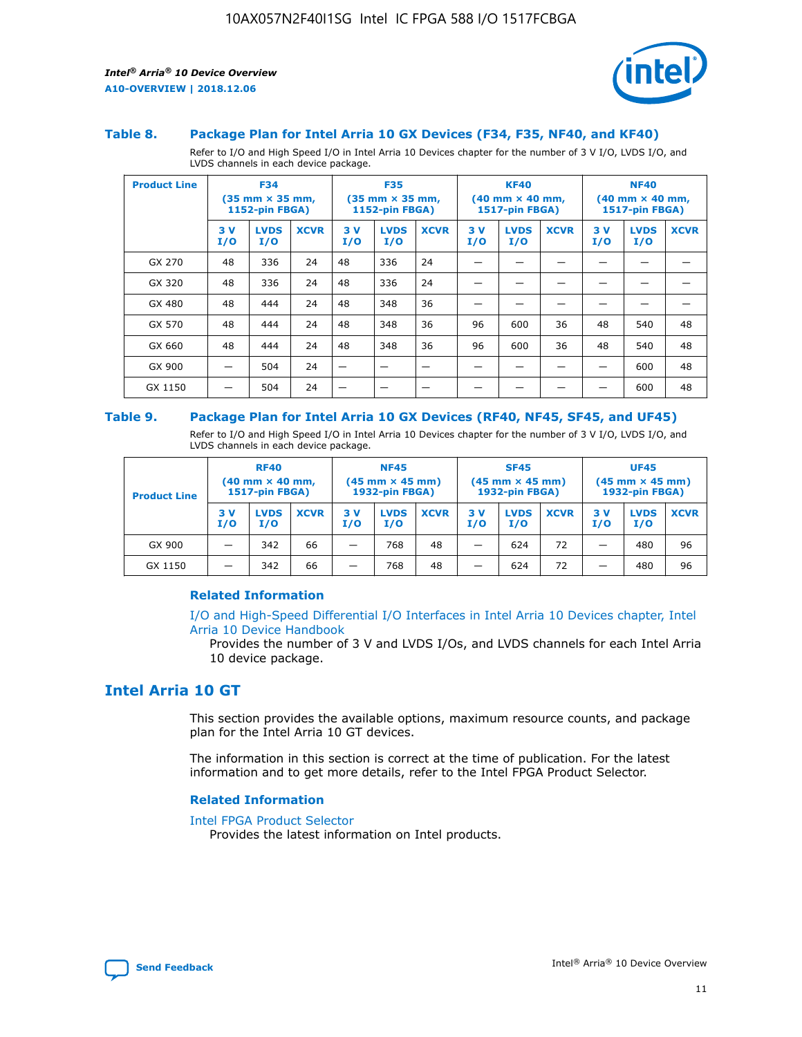### Table 8. Package Plan for Intel Arria 10 GX Devices (F34, F35, NF40, and KF40)

Refer to I/O and High Speed I/O in Intel Arria 10 Devices chapter for the number of 3 V I/O, LVDS I/O, and LVDS channels in each device package.

| Product Line | F34 (35 mm × 35 mm, 1152-pin FBGA) | | | F35 (35 mm × 35 mm, 1152-pin FBGA) | | | KF40 (40 mm × 40 mm, 1517-pin FBGA) | | | NF40 (40 mm × 40 mm, 1517-pin FBGA) | | |
|---|---|---|---|---|---|---|---|---|---|---|---|---|
| | 3 V I/O | LVDS I/O | XCVR | 3 V I/O | LVDS I/O | XCVR | 3 V I/O | LVDS I/O | XCVR | 3 V I/O | LVDS I/O | XCVR |
| GX 270 | 48 | 336 | 24 | 48 | 336 | 24 | — | — | — | — | — | — |
| GX 320 | 48 | 336 | 24 | 48 | 336 | 24 | — | — | — | — | — | — |
| GX 480 | 48 | 444 | 24 | 48 | 348 | 36 | — | — | — | — | — | — |
| GX 570 | 48 | 444 | 24 | 48 | 348 | 36 | 96 | 600 | 36 | 48 | 540 | 48 |
| GX 660 | 48 | 444 | 24 | 48 | 348 | 36 | 96 | 600 | 36 | 48 | 540 | 48 |
| GX 900 | — | 504 | 24 | — | — | — | — | — | — | — | 600 | 48 |
| GX 1150 | — | 504 | 24 | — | — | — | — | — | — | — | 600 | 48 |

### Table 9. Package Plan for Intel Arria 10 GX Devices (RF40, NF45, SF45, and UF45)

Refer to I/O and High Speed I/O in Intel Arria 10 Devices chapter for the number of 3 V I/O, LVDS I/O, and LVDS channels in each device package.

| Product Line | RF40 (40 mm × 40 mm, 1517-pin FBGA) | | | NF45 (45 mm × 45 mm) 1932-pin FBGA) | | | SF45 (45 mm × 45 mm) 1932-pin FBGA) | | | UF45 (45 mm × 45 mm) 1932-pin FBGA) | | |
|---|---|---|---|---|---|---|---|---|---|---|---|---|
| | 3 V I/O | LVDS I/O | XCVR | 3 V I/O | LVDS I/O | XCVR | 3 V I/O | LVDS I/O | XCVR | 3 V I/O | LVDS I/O | XCVR |
| GX 900 | — | 342 | 66 | — | 768 | 48 | — | 624 | 72 | — | 480 | 96 |
| GX 1150 | — | 342 | 66 | — | 768 | 48 | — | 624 | 72 | — | 480 | 96 |

#### Related Information

I/O and High-Speed Differential I/O Interfaces in Intel Arria 10 Devices chapter, Intel Arria 10 Device Handbook

Provides the number of 3 V and LVDS I/Os, and LVDS channels for each Intel Arria 10 device package.

## Intel Arria 10 GT

This section provides the available options, maximum resource counts, and package plan for the Intel Arria 10 GT devices.

The information in this section is correct at the time of publication. For the latest information and to get more details, refer to the Intel FPGA Product Selector.

#### Related Information

Intel FPGA Product Selector

Provides the latest information on Intel products.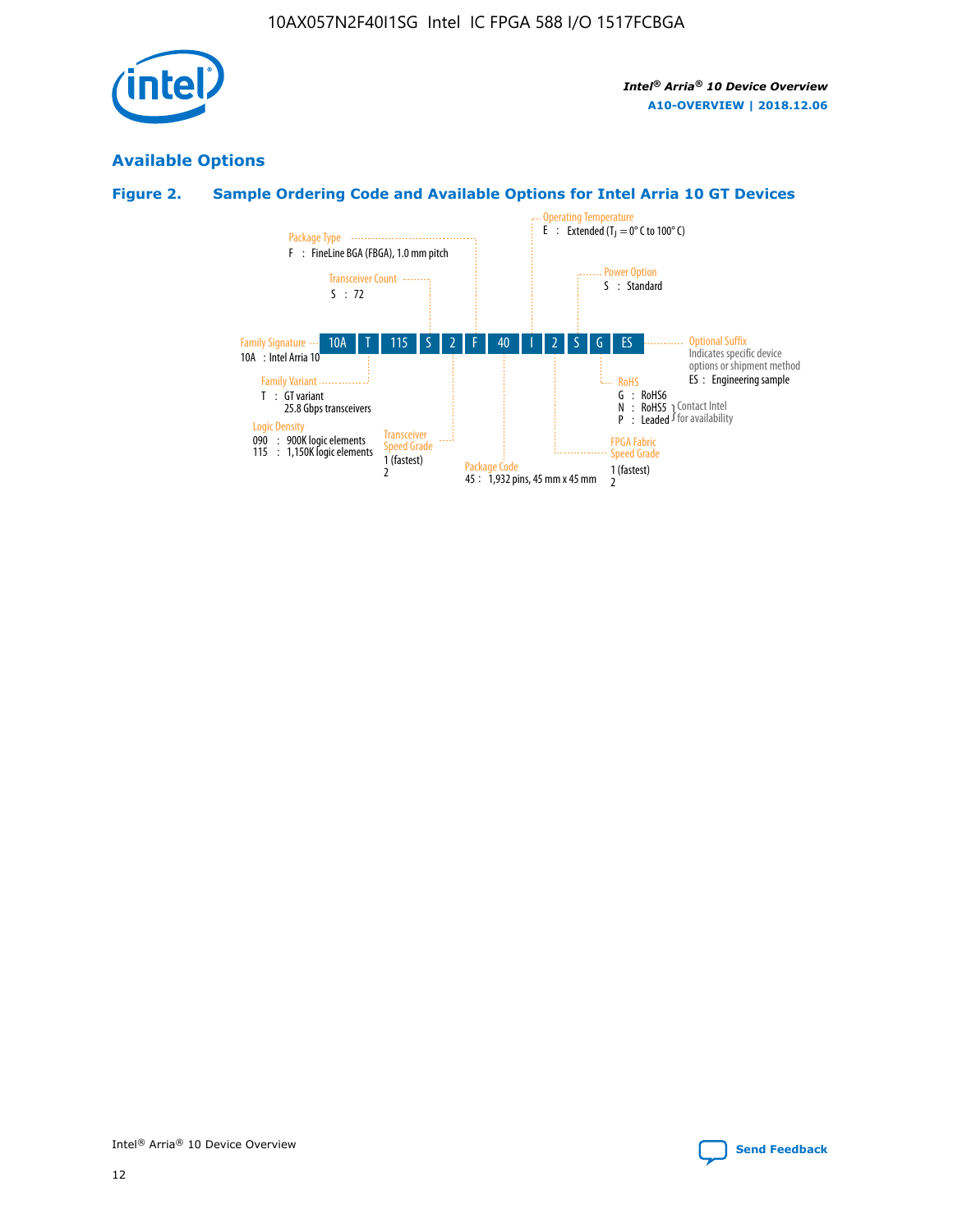## Available Options

### Figure 2. Sample Ordering Code and Available Options for Intel Arria 10 GT Devices

| 10A | T | 115 | S | 2 | F | 40 | I | 2 | S | G | ES |
|---|---|---|---|---|---|---|---|---|---|---|---|

**Family Signature**
10A : Intel Arria 10

**Family Variant**
T : GT variant
25.8 Gbps transceivers

**Logic Density**
090 : 900K logic elements
115 : 1,150K logic elements

**Transceiver Count**
S : 72

**Transceiver Speed Grade**
1 (fastest)
2

**Package Type**
F : FineLine BGA (FBGA), 1.0 mm pitch

**Package Code**
45 : 1,932 pins, 45 mm x 45 mm

**Operating Temperature**
E : Extended ($T_J$ = 0° C to 100° C)

**FPGA Fabric Speed Grade**
1 (fastest)
2

**Power Option**
S : Standard

**RoHS**
G : RoHS6
N : RoHS5 (Contact Intel for availability)
P : Leaded (Contact Intel for availability)

**Optional Suffix**
Indicates specific device options or shipment method
ES : Engineering sample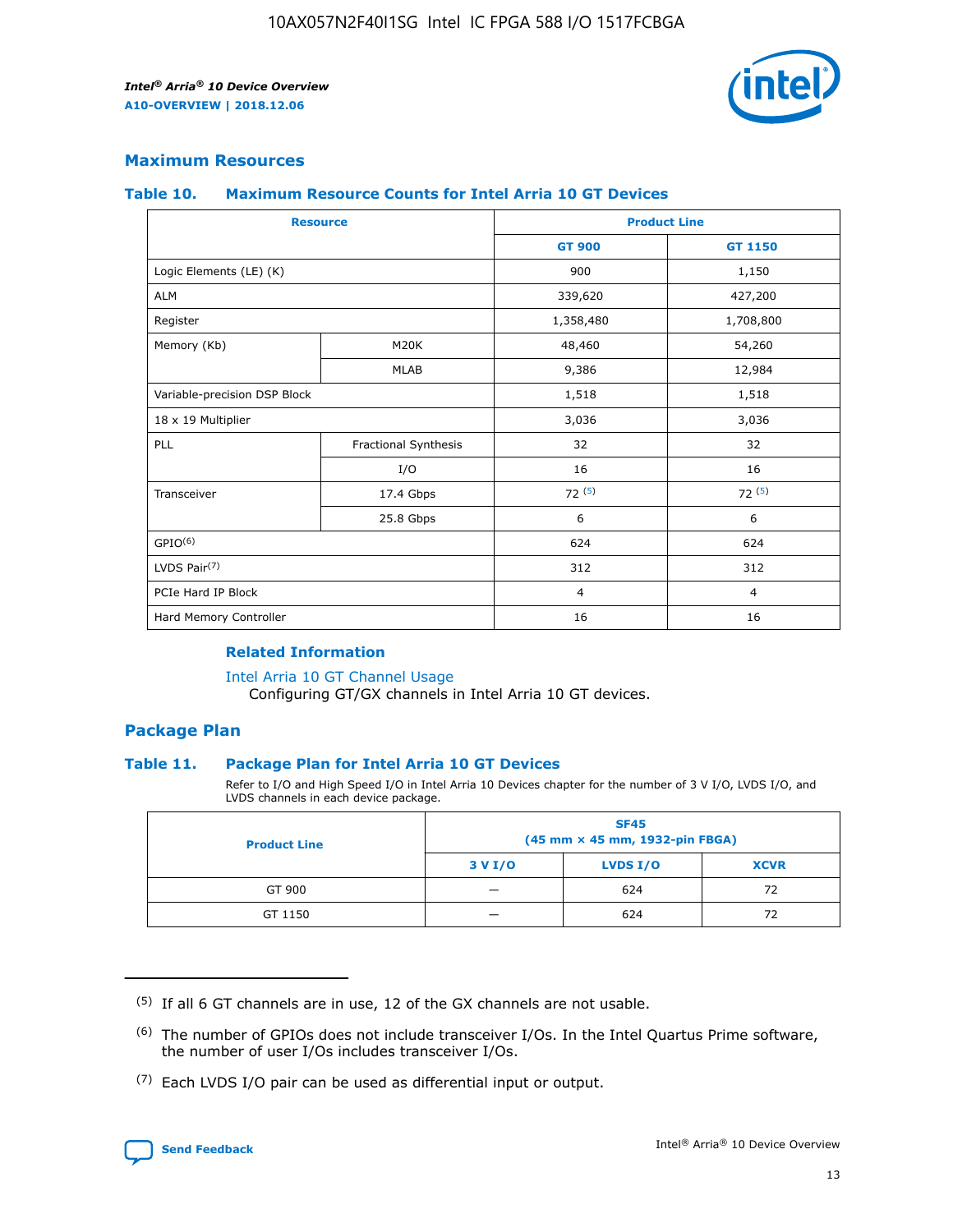## Maximum Resources

### Table 10. Maximum Resource Counts for Intel Arria 10 GT Devices

| Resource | | Product Line | |
|---|---|---|---|
| | | GT 900 | GT 1150 |
| Logic Elements (LE) (K) | | 900 | 1,150 |
| ALM | | 339,620 | 427,200 |
| Register | | 1,358,480 | 1,708,800 |
| Memory (Kb) | M20K | 48,460 | 54,260 |
| | MLAB | 9,386 | 12,984 |
| Variable-precision DSP Block | | 1,518 | 1,518 |
| 18 x 19 Multiplier | | 3,036 | 3,036 |
| PLL | Fractional Synthesis | 32 | 32 |
| | I/O | 16 | 16 |
| Transceiver | 17.4 Gbps | 72 (5) | 72 (5) |
| | 25.8 Gbps | 6 | 6 |
| GPIO(6) | | 624 | 624 |
| LVDS Pair(7) | | 312 | 312 |
| PCIe Hard IP Block | | 4 | 4 |
| Hard Memory Controller | | 16 | 16 |

#### Related Information

Intel Arria 10 GT Channel Usage
Configuring GT/GX channels in Intel Arria 10 GT devices.

## Package Plan

### Table 11. Package Plan for Intel Arria 10 GT Devices

Refer to I/O and High Speed I/O in Intel Arria 10 Devices chapter for the number of 3 V I/O, LVDS I/O, and LVDS channels in each device package.

| Product Line | SF45 (45 mm × 45 mm, 1932-pin FBGA) | | |
|---|---|---|---|
| | 3 V I/O | LVDS I/O | XCVR |
| GT 900 | — | 624 | 72 |
| GT 1150 | — | 624 | 72 |

(5) If all 6 GT channels are in use, 12 of the GX channels are not usable.

(6) The number of GPIOs does not include transceiver I/Os. In the Intel Quartus Prime software, the number of user I/Os includes transceiver I/Os.

(7) Each LVDS I/O pair can be used as differential input or output.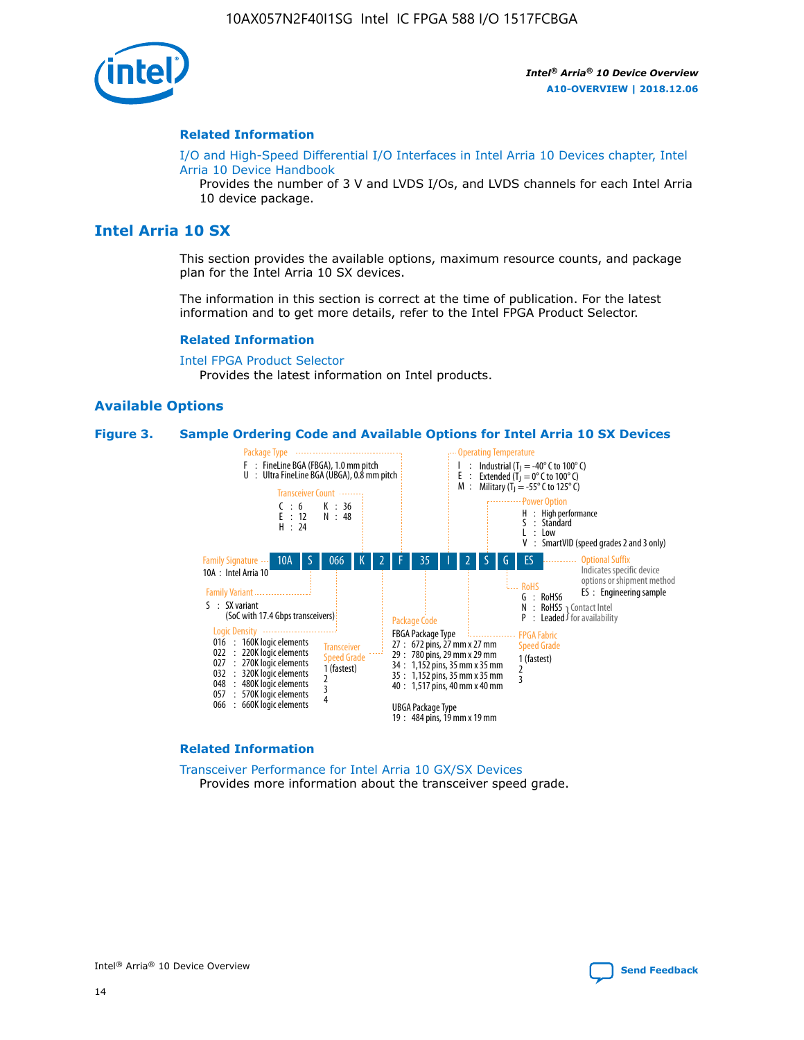## Related Information

I/O and High-Speed Differential I/O Interfaces in Intel Arria 10 Devices chapter, Intel Arria 10 Device Handbook
Provides the number of 3 V and LVDS I/Os, and LVDS channels for each Intel Arria 10 device package.

# Intel Arria 10 SX

This section provides the available options, maximum resource counts, and package plan for the Intel Arria 10 SX devices.

The information in this section is correct at the time of publication. For the latest information and to get more details, refer to the Intel FPGA Product Selector.

## Related Information

Intel FPGA Product Selector
Provides the latest information on Intel products.

## Available Options

**Figure 3. Sample Ordering Code and Available Options for Intel Arria 10 SX Devices**

Sample ordering code: 10A S 066 K 2 F 35 I 2 S G ES

- **Family Signature**
  - 10A : Intel Arria 10
- **Family Variant**
  - S : SX variant (SoC with 17.4 Gbps transceivers)
- **Logic Density**
  - 016 : 160K logic elements
  - 022 : 220K logic elements
  - 027 : 270K logic elements
  - 032 : 320K logic elements
  - 048 : 480K logic elements
  - 057 : 570K logic elements
  - 066 : 660K logic elements
- **Transceiver Count**
  - C : 6
  - E : 12
  - H : 24
  - K : 36
  - N : 48
- **Transceiver Speed Grade**
  - 1 (fastest)
  - 2
  - 3
  - 4
- **Package Type**
  - F : FineLine BGA (FBGA), 1.0 mm pitch
  - U : Ultra FineLine BGA (UBGA), 0.8 mm pitch
- **Package Code**
  - FBGA Package Type
    - 27 : 672 pins, 27 mm x 27 mm
    - 29 : 780 pins, 29 mm x 29 mm
    - 34 : 1,152 pins, 35 mm x 35 mm
    - 35 : 1,152 pins, 35 mm x 35 mm
    - 40 : 1,517 pins, 40 mm x 40 mm
  - UBGA Package Type
    - 19 : 484 pins, 19 mm x 19 mm
- **Operating Temperature**
  - I : Industrial ($T_J$ = -40° C to 100° C)
  - E : Extended ($T_J$ = 0° C to 100° C)
  - M : Military ($T_J$ = -55° C to 125° C)
- **FPGA Fabric Speed Grade**
  - 1 (fastest)
  - 2
  - 3
- **Power Option**
  - H : High performance
  - S : Standard
  - L : Low
  - V : SmartVID (speed grades 2 and 3 only)
- **RoHS**
  - G : RoHS6
  - N : RoHS5 (Contact Intel for availability)
  - P : Leaded (Contact Intel for availability)
- **Optional Suffix**
  - Indicates specific device options or shipment method
  - ES : Engineering sample

## Related Information

Transceiver Performance for Intel Arria 10 GX/SX Devices
Provides more information about the transceiver speed grade.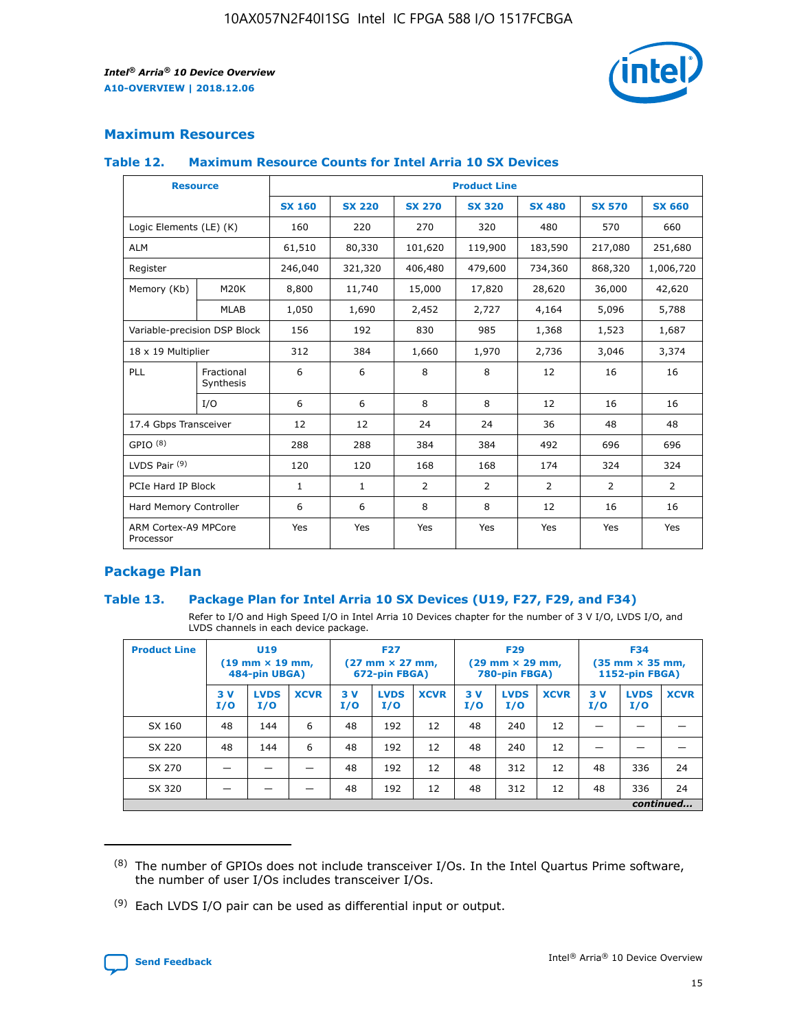## Maximum Resources

### Table 12. Maximum Resource Counts for Intel Arria 10 SX Devices

| Resource | | Product Line | | | | | | |
|---|---|---|---|---|---|---|---|---|
| | | SX 160 | SX 220 | SX 270 | SX 320 | SX 480 | SX 570 | SX 660 |
| Logic Elements (LE) (K) | | 160 | 220 | 270 | 320 | 480 | 570 | 660 |
| ALM | | 61,510 | 80,330 | 101,620 | 119,900 | 183,590 | 217,080 | 251,680 |
| Register | | 246,040 | 321,320 | 406,480 | 479,600 | 734,360 | 868,320 | 1,006,720 |
| Memory (Kb) | M20K | 8,800 | 11,740 | 15,000 | 17,820 | 28,620 | 36,000 | 42,620 |
| | MLAB | 1,050 | 1,690 | 2,452 | 2,727 | 4,164 | 5,096 | 5,788 |
| Variable-precision DSP Block | | 156 | 192 | 830 | 985 | 1,368 | 1,523 | 1,687 |
| 18 x 19 Multiplier | | 312 | 384 | 1,660 | 1,970 | 2,736 | 3,046 | 3,374 |
| PLL | Fractional Synthesis | 6 | 6 | 8 | 8 | 12 | 16 | 16 |
| | I/O | 6 | 6 | 8 | 8 | 12 | 16 | 16 |
| 17.4 Gbps Transceiver | | 12 | 12 | 24 | 24 | 36 | 48 | 48 |
| GPIO [8] | | 288 | 288 | 384 | 384 | 492 | 696 | 696 |
| LVDS Pair [9] | | 120 | 120 | 168 | 168 | 174 | 324 | 324 |
| PCIe Hard IP Block | | 1 | 1 | 2 | 2 | 2 | 2 | 2 |
| Hard Memory Controller | | 6 | 6 | 8 | 8 | 12 | 16 | 16 |
| ARM Cortex-A9 MPCore Processor | | Yes | Yes | Yes | Yes | Yes | Yes | Yes |

## Package Plan

### Table 13. Package Plan for Intel Arria 10 SX Devices (U19, F27, F29, and F34)

Refer to I/O and High Speed I/O in Intel Arria 10 Devices chapter for the number of 3 V I/O, LVDS I/O, and LVDS channels in each device package.

| Product Line | U19 (19 mm × 19 mm, 484-pin UBGA) | | | F27 (27 mm × 27 mm, 672-pin FBGA) | | | F29 (29 mm × 29 mm, 780-pin FBGA) | | | F34 (35 mm × 35 mm, 1152-pin FBGA) | | |
|---|---|---|---|---|---|---|---|---|---|---|---|---|
| | 3 V I/O | LVDS I/O | XCVR | 3 V I/O | LVDS I/O | XCVR | 3 V I/O | LVDS I/O | XCVR | 3 V I/O | LVDS I/O | XCVR |
| SX 160 | 48 | 144 | 6 | 48 | 192 | 12 | 48 | 240 | 12 | — | — | — |
| SX 220 | 48 | 144 | 6 | 48 | 192 | 12 | 48 | 240 | 12 | — | — | — |
| SX 270 | — | — | — | 48 | 192 | 12 | 48 | 312 | 12 | 48 | 336 | 24 |
| SX 320 | — | — | — | 48 | 192 | 12 | 48 | 312 | 12 | 48 | 336 | 24 |

*continued...*

(8) The number of GPIOs does not include transceiver I/Os. In the Intel Quartus Prime software, the number of user I/Os includes transceiver I/Os.

(9) Each LVDS I/O pair can be used as differential input or output.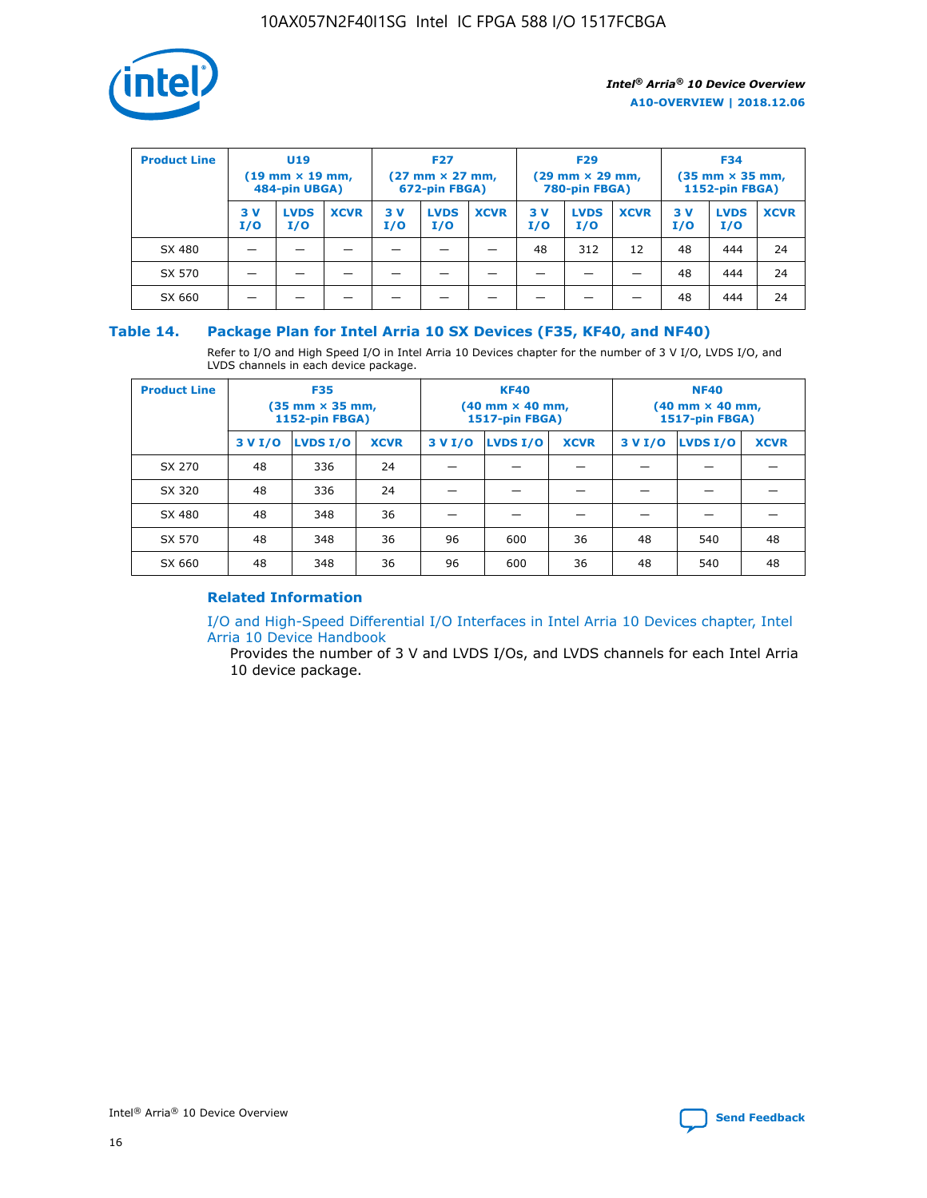| Product Line | U19 (19 mm × 19 mm, 484-pin UBGA) | | | F27 (27 mm × 27 mm, 672-pin FBGA) | | | F29 (29 mm × 29 mm, 780-pin FBGA) | | | F34 (35 mm × 35 mm, 1152-pin FBGA) | | |
|---|---|---|---|---|---|---|---|---|---|---|---|---|
| | 3 V I/O | LVDS I/O | XCVR | 3 V I/O | LVDS I/O | XCVR | 3 V I/O | LVDS I/O | XCVR | 3 V I/O | LVDS I/O | XCVR |
| SX 480 | — | — | — | — | — | — | 48 | 312 | 12 | 48 | 444 | 24 |
| SX 570 | — | — | — | — | — | — | — | — | — | 48 | 444 | 24 |
| SX 660 | — | — | — | — | — | — | — | — | — | 48 | 444 | 24 |

## Table 14. Package Plan for Intel Arria 10 SX Devices (F35, KF40, and NF40)

Refer to I/O and High Speed I/O in Intel Arria 10 Devices chapter for the number of 3 V I/O, LVDS I/O, and LVDS channels in each device package.

| Product Line | F35 (35 mm × 35 mm, 1152-pin FBGA) | | | KF40 (40 mm × 40 mm, 1517-pin FBGA) | | | NF40 (40 mm × 40 mm, 1517-pin FBGA) | | |
|---|---|---|---|---|---|---|---|---|---|
| | 3 V I/O | LVDS I/O | XCVR | 3 V I/O | LVDS I/O | XCVR | 3 V I/O | LVDS I/O | XCVR |
| SX 270 | 48 | 336 | 24 | — | — | — | — | — | — |
| SX 320 | 48 | 336 | 24 | — | — | — | — | — | — |
| SX 480 | 48 | 348 | 36 | — | — | — | — | — | — |
| SX 570 | 48 | 348 | 36 | 96 | 600 | 36 | 48 | 540 | 48 |
| SX 660 | 48 | 348 | 36 | 96 | 600 | 36 | 48 | 540 | 48 |

### Related Information

I/O and High-Speed Differential I/O Interfaces in Intel Arria 10 Devices chapter, Intel Arria 10 Device Handbook

Provides the number of 3 V and LVDS I/Os, and LVDS channels for each Intel Arria 10 device package.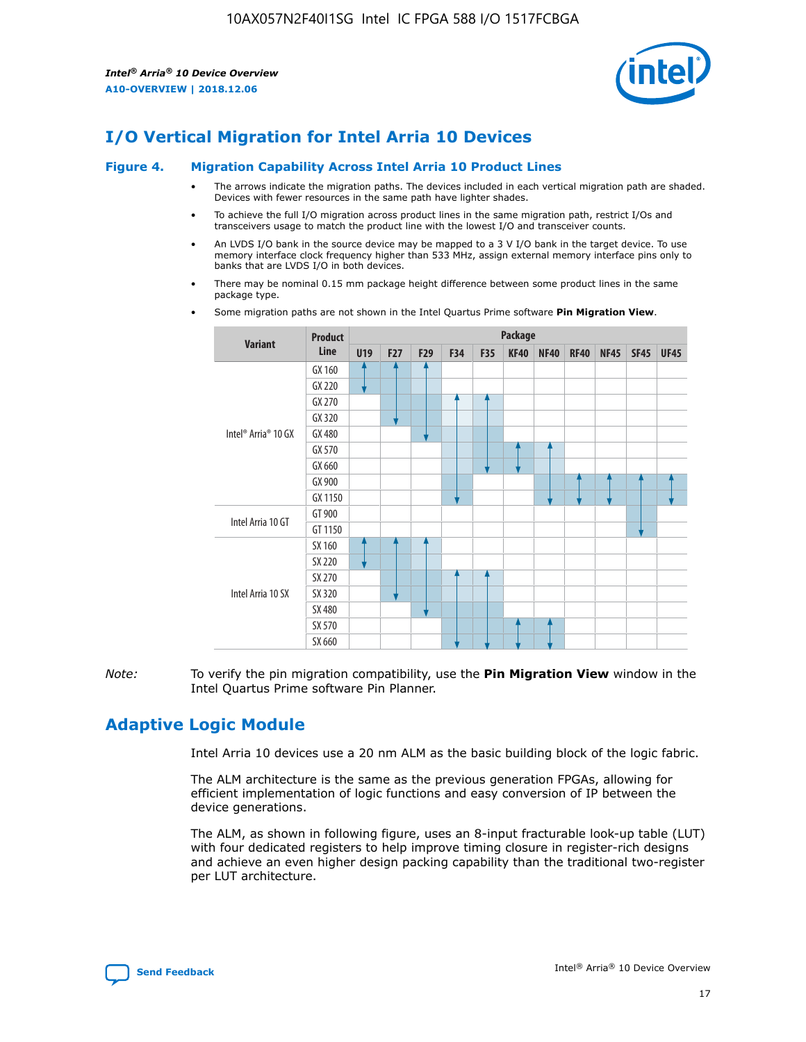## I/O Vertical Migration for Intel Arria 10 Devices

**Figure 4. Migration Capability Across Intel Arria 10 Product Lines**

- The arrows indicate the migration paths. The devices included in each vertical migration path are shaded. Devices with fewer resources in the same path have lighter shades.
- To achieve the full I/O migration across product lines in the same migration path, restrict I/Os and transceivers usage to match the product line with the lowest I/O and transceiver counts.
- An LVDS I/O bank in the source device may be mapped to a 3 V I/O bank in the target device. To use memory interface clock frequency higher than 533 MHz, assign external memory interface pins only to banks that are LVDS I/O in both devices.
- There may be nominal 0.15 mm package height difference between some product lines in the same package type.
- Some migration paths are not shown in the Intel Quartus Prime software **Pin Migration View**.

| Variant | Product Line | Package | | | | | | | | | | |
|---|---|---|---|---|---|---|---|---|---|---|---|---|
| | | U19 | F27 | F29 | F34 | F35 | KF40 | NF40 | RF40 | NF45 | SF45 | UF45 |
| Intel® Arria® 10 GX | GX 160 | ✓ | ✓ | ✓ | | | | | | | | |
| | GX 220 | ✓ | ✓ | ✓ | | | | | | | | |
| | GX 270 | | ✓ | ✓ | ✓ | ✓ | | | | | | |
| | GX 320 | | ✓ | ✓ | ✓ | ✓ | | | | | | |
| | GX 480 | | | ✓ | ✓ | ✓ | | | | | | |
| | GX 570 | | | | ✓ | ✓ | ✓ | ✓ | | | | |
| | GX 660 | | | | ✓ | ✓ | ✓ | ✓ | | | | |
| | GX 900 | | | | ✓ | | | ✓ | ✓ | ✓ | ✓ | ✓ |
| | GX 1150 | | | | ✓ | | | ✓ | ✓ | ✓ | ✓ | ✓ |
| Intel Arria 10 GT | GT 900 | | | | | | | | | | ✓ | |
| | GT 1150 | | | | | | | | | | ✓ | |
| Intel Arria 10 SX | SX 160 | ✓ | ✓ | ✓ | | | | | | | | |
| | SX 220 | ✓ | ✓ | ✓ | | | | | | | | |
| | SX 270 | | ✓ | ✓ | ✓ | ✓ | | | | | | |
| | SX 320 | | ✓ | ✓ | ✓ | ✓ | | | | | | |
| | SX 480 | | | ✓ | ✓ | ✓ | | | | | | |
| | SX 570 | | | | ✓ | ✓ | ✓ | ✓ | | | | |
| | SX 660 | | | | ✓ | ✓ | ✓ | ✓ | | | | |

*Note:* To verify the pin migration compatibility, use the **Pin Migration View** window in the Intel Quartus Prime software Pin Planner.

## Adaptive Logic Module

Intel Arria 10 devices use a 20 nm ALM as the basic building block of the logic fabric.

The ALM architecture is the same as the previous generation FPGAs, allowing for efficient implementation of logic functions and easy conversion of IP between the device generations.

The ALM, as shown in following figure, uses an 8-input fracturable look-up table (LUT) with four dedicated registers to help improve timing closure in register-rich designs and achieve an even higher design packing capability than the traditional two-register per LUT architecture.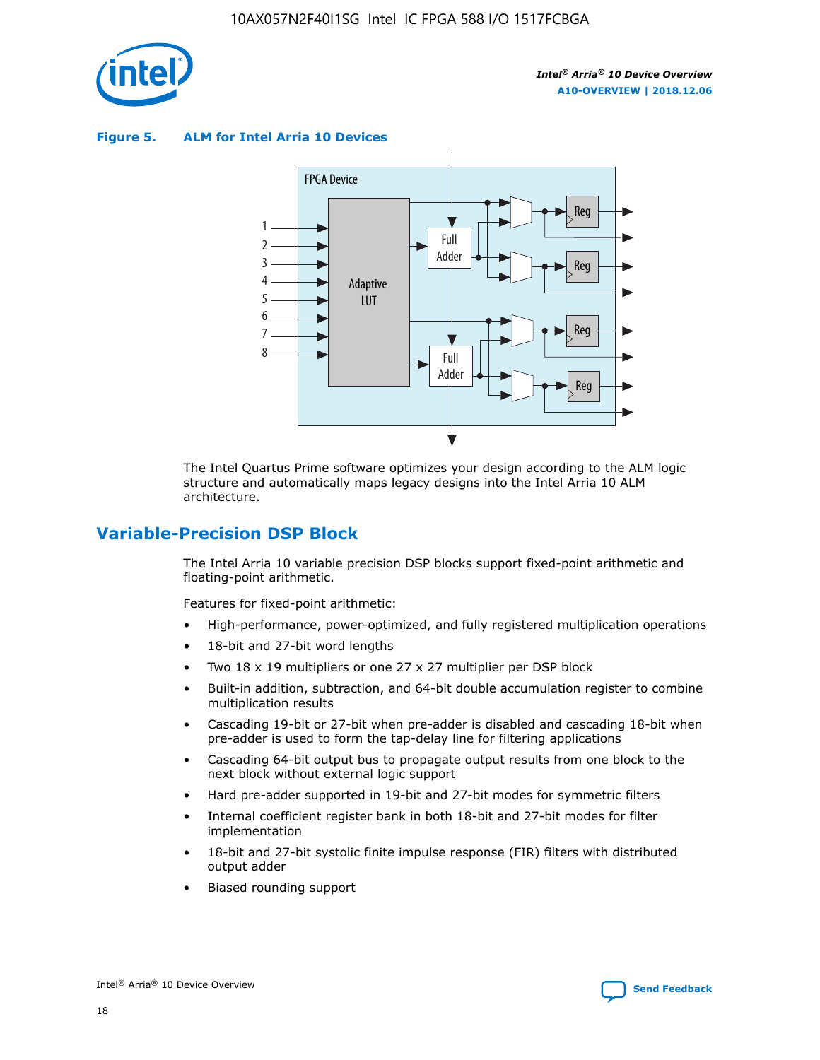**Figure 5. ALM for Intel Arria 10 Devices**

The Intel Quartus Prime software optimizes your design according to the ALM logic structure and automatically maps legacy designs into the Intel Arria 10 ALM architecture.

## Variable-Precision DSP Block

The Intel Arria 10 variable precision DSP blocks support fixed-point arithmetic and floating-point arithmetic.

Features for fixed-point arithmetic:

- High-performance, power-optimized, and fully registered multiplication operations
- 18-bit and 27-bit word lengths
- Two 18 x 19 multipliers or one 27 x 27 multiplier per DSP block
- Built-in addition, subtraction, and 64-bit double accumulation register to combine multiplication results
- Cascading 19-bit or 27-bit when pre-adder is disabled and cascading 18-bit when pre-adder is used to form the tap-delay line for filtering applications
- Cascading 64-bit output bus to propagate output results from one block to the next block without external logic support
- Hard pre-adder supported in 19-bit and 27-bit modes for symmetric filters
- Internal coefficient register bank in both 18-bit and 27-bit modes for filter implementation
- 18-bit and 27-bit systolic finite impulse response (FIR) filters with distributed output adder
- Biased rounding support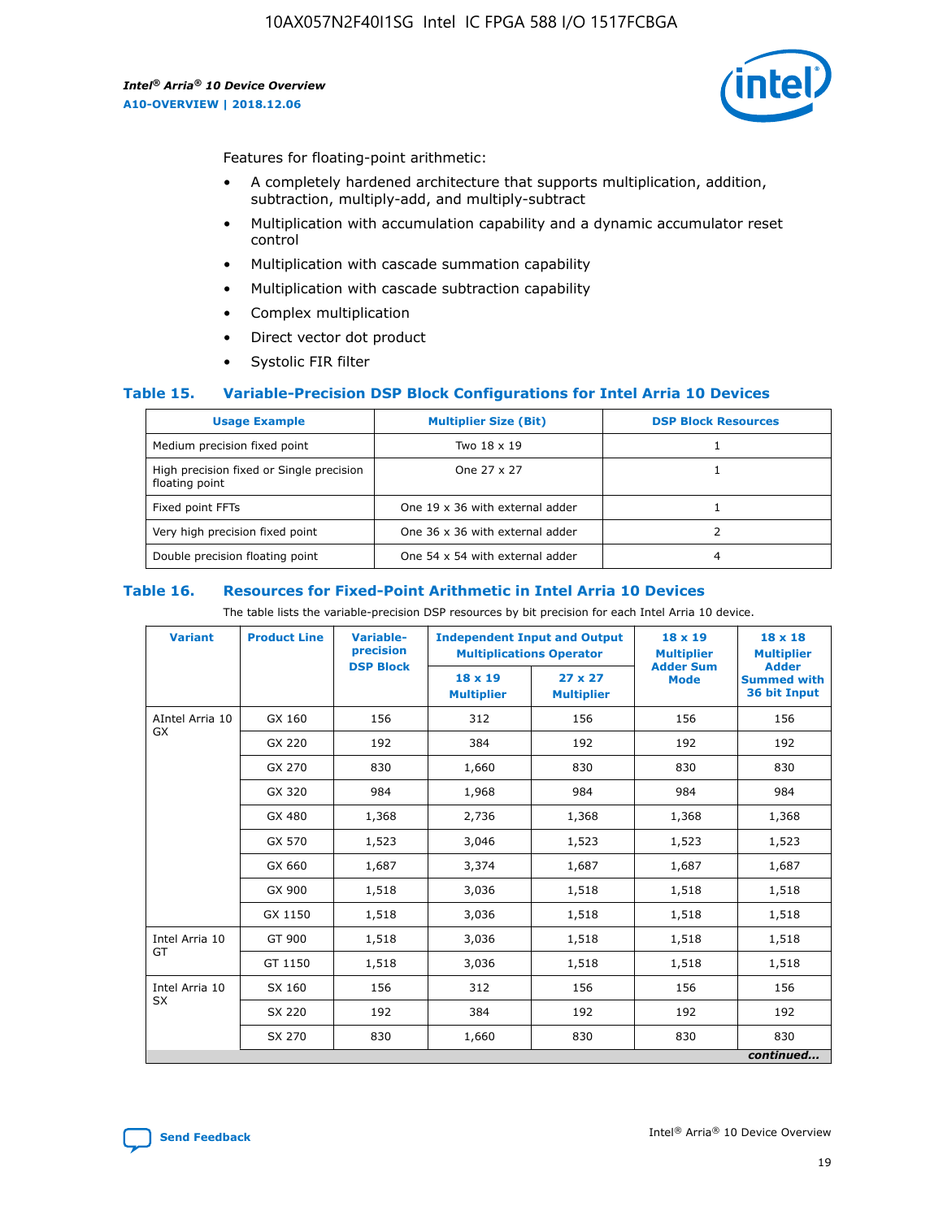Features for floating-point arithmetic:

- A completely hardened architecture that supports multiplication, addition, subtraction, multiply-add, and multiply-subtract
- Multiplication with accumulation capability and a dynamic accumulator reset control
- Multiplication with cascade summation capability
- Multiplication with cascade subtraction capability
- Complex multiplication
- Direct vector dot product
- Systolic FIR filter

### Table 15. Variable-Precision DSP Block Configurations for Intel Arria 10 Devices

| Usage Example | Multiplier Size (Bit) | DSP Block Resources |
|---|---|---|
| Medium precision fixed point | Two 18 x 19 | 1 |
| High precision fixed or Single precision floating point | One 27 x 27 | 1 |
| Fixed point FFTs | One 19 x 36 with external adder | 1 |
| Very high precision fixed point | One 36 x 36 with external adder | 2 |
| Double precision floating point | One 54 x 54 with external adder | 4 |

### Table 16. Resources for Fixed-Point Arithmetic in Intel Arria 10 Devices

The table lists the variable-precision DSP resources by bit precision for each Intel Arria 10 device.

| Variant | Product Line | Variable-precision DSP Block | Independent Input and Output Multiplications Operator | | 18 x 19 Multiplier Adder Sum Mode | 18 x 18 Multiplier Adder Summed with 36 bit Input |
|---|---|---|---|---|---|---|
| | | | 18 x 19 Multiplier | 27 x 27 Multiplier | | |
| AIntel Arria 10 GX | GX 160 | 156 | 312 | 156 | 156 | 156 |
| | GX 220 | 192 | 384 | 192 | 192 | 192 |
| | GX 270 | 830 | 1,660 | 830 | 830 | 830 |
| | GX 320 | 984 | 1,968 | 984 | 984 | 984 |
| | GX 480 | 1,368 | 2,736 | 1,368 | 1,368 | 1,368 |
| | GX 570 | 1,523 | 3,046 | 1,523 | 1,523 | 1,523 |
| | GX 660 | 1,687 | 3,374 | 1,687 | 1,687 | 1,687 |
| | GX 900 | 1,518 | 3,036 | 1,518 | 1,518 | 1,518 |
| | GX 1150 | 1,518 | 3,036 | 1,518 | 1,518 | 1,518 |
| Intel Arria 10 GT | GT 900 | 1,518 | 3,036 | 1,518 | 1,518 | 1,518 |
| | GT 1150 | 1,518 | 3,036 | 1,518 | 1,518 | 1,518 |
| Intel Arria 10 SX | SX 160 | 156 | 312 | 156 | 156 | 156 |
| | SX 220 | 192 | 384 | 192 | 192 | 192 |
| | SX 270 | 830 | 1,660 | 830 | 830 | 830 |

*continued...*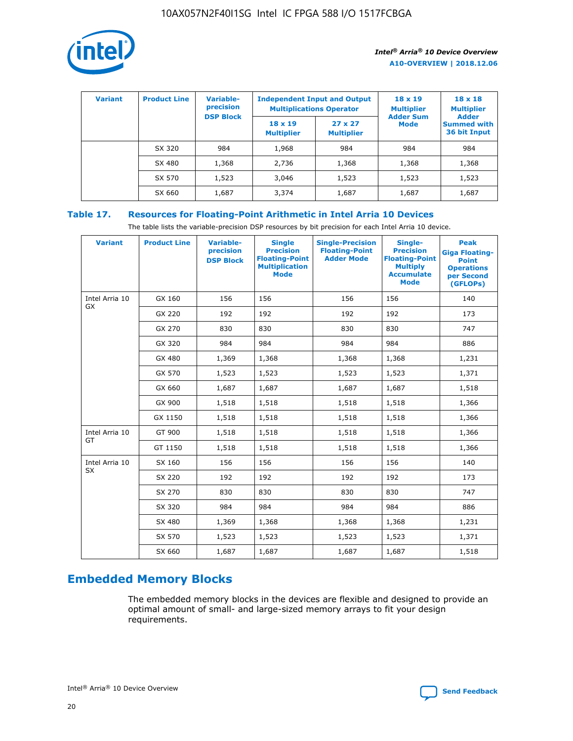| Variant | Product Line | Variable-precision DSP Block | Independent Input and Output Multiplications Operator | | 18 x 19 Multiplier Adder Sum Mode | 18 x 18 Multiplier Adder Summed with 36 bit Input |
|---|---|---|---|---|---|---|
| | | | 18 x 19 Multiplier | 27 x 27 Multiplier | | |
| | SX 320 | 984 | 1,968 | 984 | 984 | 984 |
| | SX 480 | 1,368 | 2,736 | 1,368 | 1,368 | 1,368 |
| | SX 570 | 1,523 | 3,046 | 1,523 | 1,523 | 1,523 |
| | SX 660 | 1,687 | 3,374 | 1,687 | 1,687 | 1,687 |

### Table 17. Resources for Floating-Point Arithmetic in Intel Arria 10 Devices

The table lists the variable-precision DSP resources by bit precision for each Intel Arria 10 device.

| Variant | Product Line | Variable-precision DSP Block | Single Precision Floating-Point Multiplication Mode | Single-Precision Floating-Point Adder Mode | Single-Precision Floating-Point Multiply Accumulate Mode | Peak Giga Floating-Point Operations per Second (GFLOPs) |
|---|---|---|---|---|---|---|
| Intel Arria 10 GX | GX 160 | 156 | 156 | 156 | 156 | 140 |
| | GX 220 | 192 | 192 | 192 | 192 | 173 |
| | GX 270 | 830 | 830 | 830 | 830 | 747 |
| | GX 320 | 984 | 984 | 984 | 984 | 886 |
| | GX 480 | 1,369 | 1,368 | 1,368 | 1,368 | 1,231 |
| | GX 570 | 1,523 | 1,523 | 1,523 | 1,523 | 1,371 |
| | GX 660 | 1,687 | 1,687 | 1,687 | 1,687 | 1,518 |
| | GX 900 | 1,518 | 1,518 | 1,518 | 1,518 | 1,366 |
| | GX 1150 | 1,518 | 1,518 | 1,518 | 1,518 | 1,366 |
| Intel Arria 10 GT | GT 900 | 1,518 | 1,518 | 1,518 | 1,518 | 1,366 |
| | GT 1150 | 1,518 | 1,518 | 1,518 | 1,518 | 1,366 |
| Intel Arria 10 SX | SX 160 | 156 | 156 | 156 | 156 | 140 |
| | SX 220 | 192 | 192 | 192 | 192 | 173 |
| | SX 270 | 830 | 830 | 830 | 830 | 747 |
| | SX 320 | 984 | 984 | 984 | 984 | 886 |
| | SX 480 | 1,369 | 1,368 | 1,368 | 1,368 | 1,231 |
| | SX 570 | 1,523 | 1,523 | 1,523 | 1,523 | 1,371 |
| | SX 660 | 1,687 | 1,687 | 1,687 | 1,687 | 1,518 |

## Embedded Memory Blocks

The embedded memory blocks in the devices are flexible and designed to provide an optimal amount of small- and large-sized memory arrays to fit your design requirements.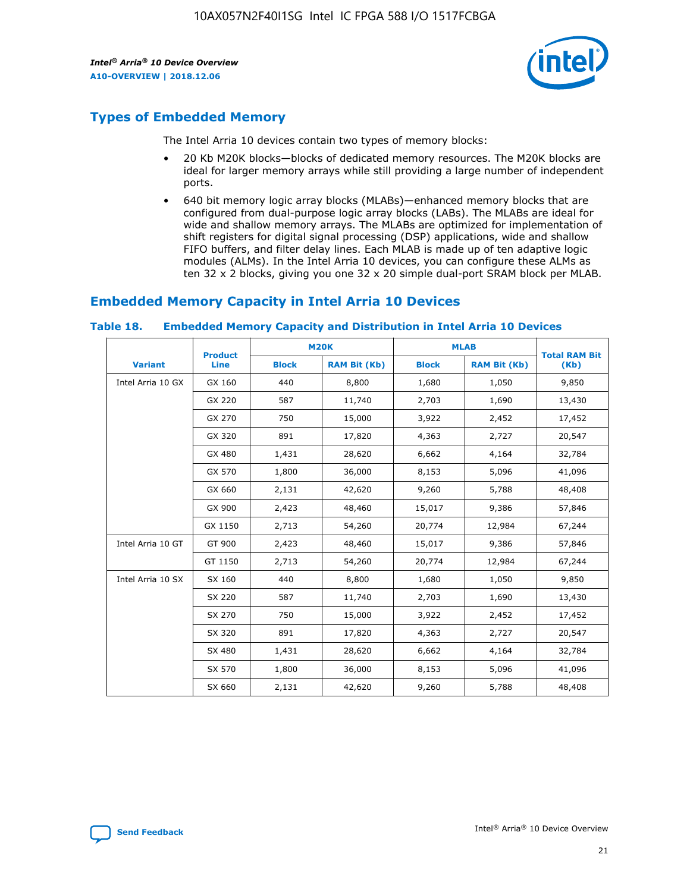## Types of Embedded Memory

The Intel Arria 10 devices contain two types of memory blocks:

- 20 Kb M20K blocks—blocks of dedicated memory resources. The M20K blocks are ideal for larger memory arrays while still providing a large number of independent ports.
- 640 bit memory logic array blocks (MLABs)—enhanced memory blocks that are configured from dual-purpose logic array blocks (LABs). The MLABs are ideal for wide and shallow memory arrays. The MLABs are optimized for implementation of shift registers for digital signal processing (DSP) applications, wide and shallow FIFO buffers, and filter delay lines. Each MLAB is made up of ten adaptive logic modules (ALMs). In the Intel Arria 10 devices, you can configure these ALMs as ten 32 x 2 blocks, giving you one 32 x 20 simple dual-port SRAM block per MLAB.

## Embedded Memory Capacity in Intel Arria 10 Devices

**Table 18. Embedded Memory Capacity and Distribution in Intel Arria 10 Devices**

| Variant | Product Line | M20K | | MLAB | | Total RAM Bit (Kb) |
|---|---|---|---|---|---|---|
| | | Block | RAM Bit (Kb) | Block | RAM Bit (Kb) | |
| Intel Arria 10 GX | GX 160 | 440 | 8,800 | 1,680 | 1,050 | 9,850 |
| | GX 220 | 587 | 11,740 | 2,703 | 1,690 | 13,430 |
| | GX 270 | 750 | 15,000 | 3,922 | 2,452 | 17,452 |
| | GX 320 | 891 | 17,820 | 4,363 | 2,727 | 20,547 |
| | GX 480 | 1,431 | 28,620 | 6,662 | 4,164 | 32,784 |
| | GX 570 | 1,800 | 36,000 | 8,153 | 5,096 | 41,096 |
| | GX 660 | 2,131 | 42,620 | 9,260 | 5,788 | 48,408 |
| | GX 900 | 2,423 | 48,460 | 15,017 | 9,386 | 57,846 |
| | GX 1150 | 2,713 | 54,260 | 20,774 | 12,984 | 67,244 |
| Intel Arria 10 GT | GT 900 | 2,423 | 48,460 | 15,017 | 9,386 | 57,846 |
| | GT 1150 | 2,713 | 54,260 | 20,774 | 12,984 | 67,244 |
| Intel Arria 10 SX | SX 160 | 440 | 8,800 | 1,680 | 1,050 | 9,850 |
| | SX 220 | 587 | 11,740 | 2,703 | 1,690 | 13,430 |
| | SX 270 | 750 | 15,000 | 3,922 | 2,452 | 17,452 |
| | SX 320 | 891 | 17,820 | 4,363 | 2,727 | 20,547 |
| | SX 480 | 1,431 | 28,620 | 6,662 | 4,164 | 32,784 |
| | SX 570 | 1,800 | 36,000 | 8,153 | 5,096 | 41,096 |
| | SX 660 | 2,131 | 42,620 | 9,260 | 5,788 | 48,408 |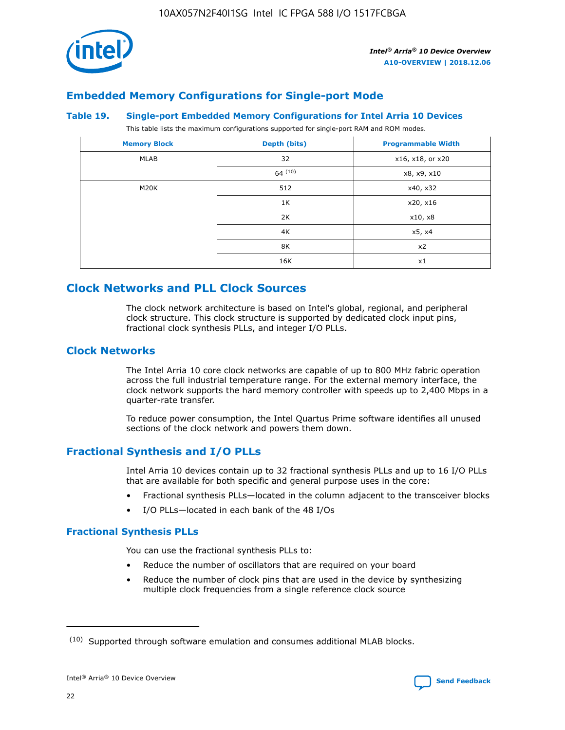## Embedded Memory Configurations for Single-port Mode

**Table 19. Single-port Embedded Memory Configurations for Intel Arria 10 Devices**

This table lists the maximum configurations supported for single-port RAM and ROM modes.

| Memory Block | Depth (bits) | Programmable Width |
|---|---|---|
| MLAB | 32 | x16, x18, or x20 |
| | 64 [10] | x8, x9, x10 |
| M20K | 512 | x40, x32 |
| | 1K | x20, x16 |
| | 2K | x10, x8 |
| | 4K | x5, x4 |
| | 8K | x2 |
| | 16K | x1 |

## Clock Networks and PLL Clock Sources

The clock network architecture is based on Intel's global, regional, and peripheral clock structure. This clock structure is supported by dedicated clock input pins, fractional clock synthesis PLLs, and integer I/O PLLs.

### Clock Networks

The Intel Arria 10 core clock networks are capable of up to 800 MHz fabric operation across the full industrial temperature range. For the external memory interface, the clock network supports the hard memory controller with speeds up to 2,400 Mbps in a quarter-rate transfer.

To reduce power consumption, the Intel Quartus Prime software identifies all unused sections of the clock network and powers them down.

### Fractional Synthesis and I/O PLLs

Intel Arria 10 devices contain up to 32 fractional synthesis PLLs and up to 16 I/O PLLs that are available for both specific and general purpose uses in the core:

- Fractional synthesis PLLs—located in the column adjacent to the transceiver blocks
- I/O PLLs—located in each bank of the 48 I/Os

#### Fractional Synthesis PLLs

You can use the fractional synthesis PLLs to:

- Reduce the number of oscillators that are required on your board
- Reduce the number of clock pins that are used in the device by synthesizing multiple clock frequencies from a single reference clock source

(10) Supported through software emulation and consumes additional MLAB blocks.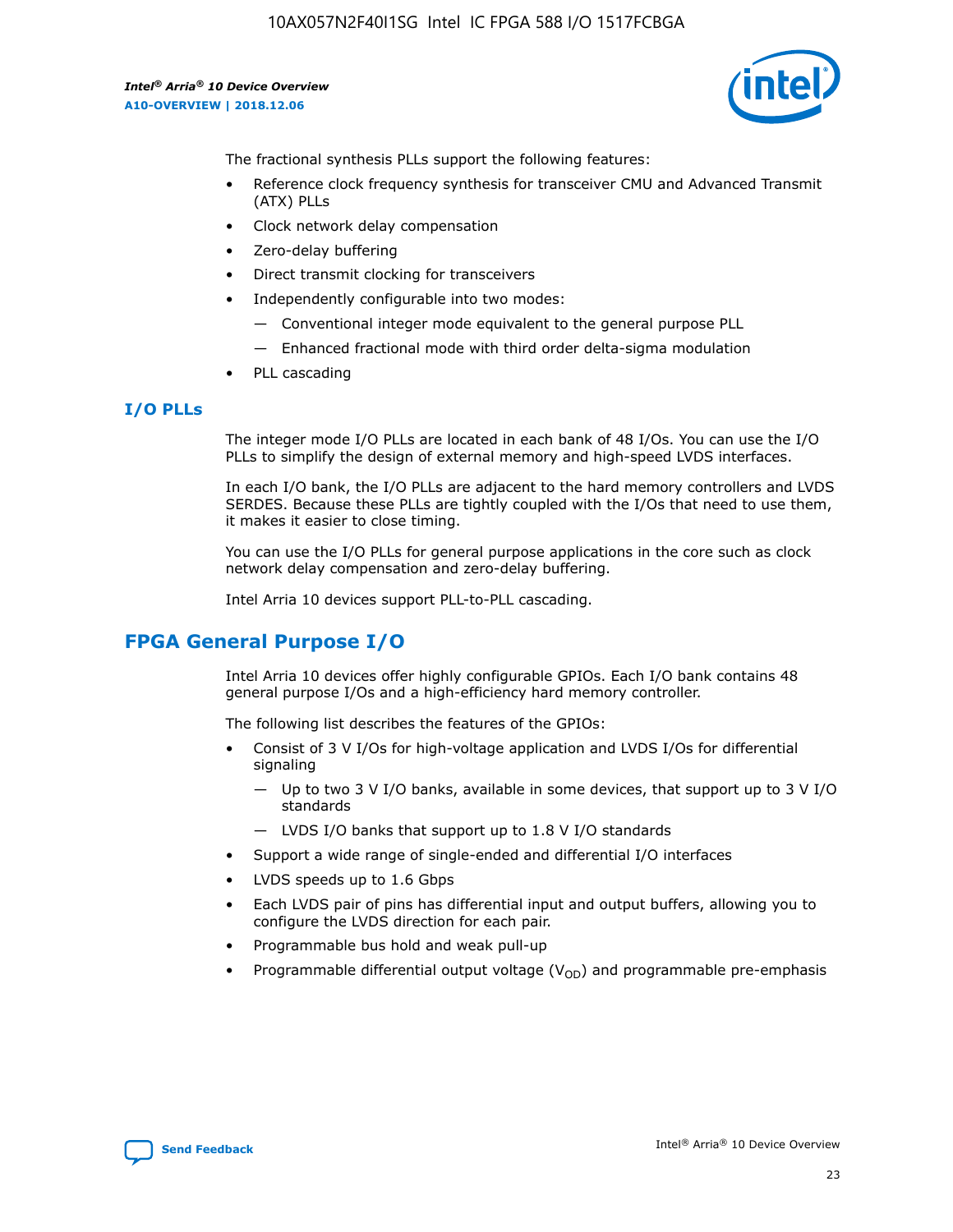The fractional synthesis PLLs support the following features:

- Reference clock frequency synthesis for transceiver CMU and Advanced Transmit (ATX) PLLs
- Clock network delay compensation
- Zero-delay buffering
- Direct transmit clocking for transceivers
- Independently configurable into two modes:
  - Conventional integer mode equivalent to the general purpose PLL
  - Enhanced fractional mode with third order delta-sigma modulation
- PLL cascading

### I/O PLLs

The integer mode I/O PLLs are located in each bank of 48 I/Os. You can use the I/O PLLs to simplify the design of external memory and high-speed LVDS interfaces.

In each I/O bank, the I/O PLLs are adjacent to the hard memory controllers and LVDS SERDES. Because these PLLs are tightly coupled with the I/Os that need to use them, it makes it easier to close timing.

You can use the I/O PLLs for general purpose applications in the core such as clock network delay compensation and zero-delay buffering.

Intel Arria 10 devices support PLL-to-PLL cascading.

## FPGA General Purpose I/O

Intel Arria 10 devices offer highly configurable GPIOs. Each I/O bank contains 48 general purpose I/Os and a high-efficiency hard memory controller.

The following list describes the features of the GPIOs:

- Consist of 3 V I/Os for high-voltage application and LVDS I/Os for differential signaling
  - Up to two 3 V I/O banks, available in some devices, that support up to 3 V I/O standards
  - LVDS I/O banks that support up to 1.8 V I/O standards
- Support a wide range of single-ended and differential I/O interfaces
- LVDS speeds up to 1.6 Gbps
- Each LVDS pair of pins has differential input and output buffers, allowing you to configure the LVDS direction for each pair.
- Programmable bus hold and weak pull-up
- Programmable differential output voltage ($V_{OD}$) and programmable pre-emphasis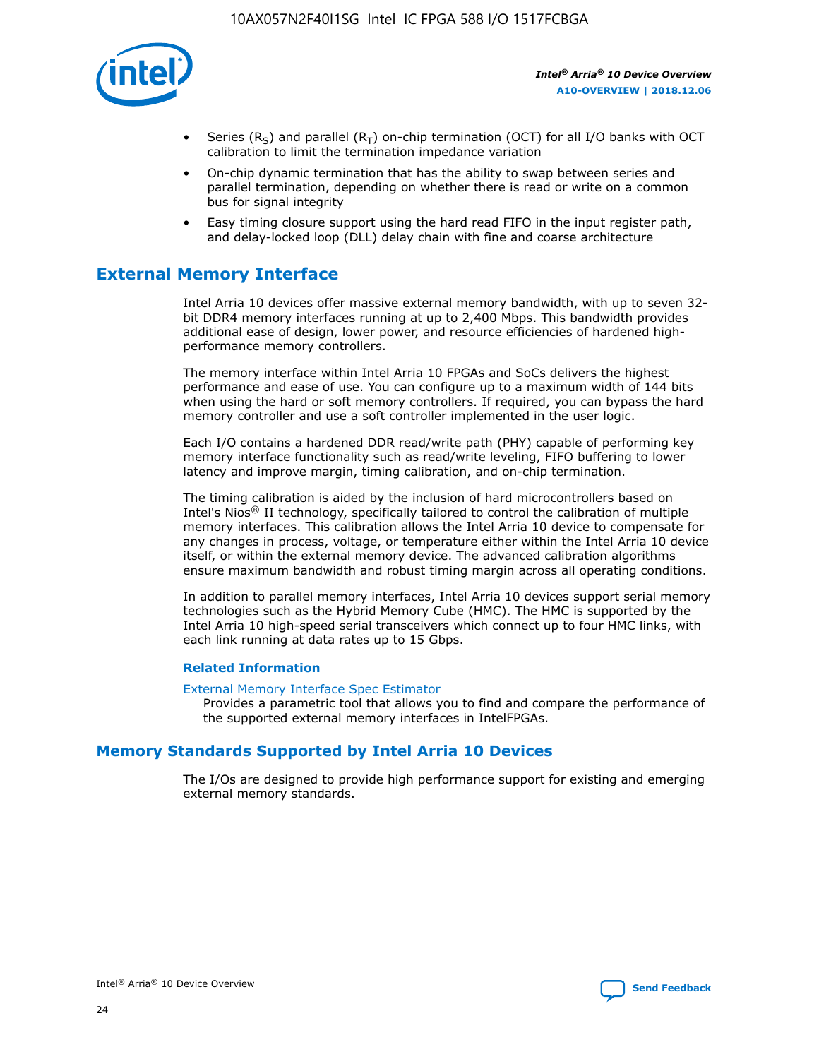- Series ($R_S$) and parallel ($R_T$) on-chip termination (OCT) for all I/O banks with OCT calibration to limit the termination impedance variation
- On-chip dynamic termination that has the ability to swap between series and parallel termination, depending on whether there is read or write on a common bus for signal integrity
- Easy timing closure support using the hard read FIFO in the input register path, and delay-locked loop (DLL) delay chain with fine and coarse architecture

## External Memory Interface

Intel Arria 10 devices offer massive external memory bandwidth, with up to seven 32-bit DDR4 memory interfaces running at up to 2,400 Mbps. This bandwidth provides additional ease of design, lower power, and resource efficiencies of hardened high-performance memory controllers.

The memory interface within Intel Arria 10 FPGAs and SoCs delivers the highest performance and ease of use. You can configure up to a maximum width of 144 bits when using the hard or soft memory controllers. If required, you can bypass the hard memory controller and use a soft controller implemented in the user logic.

Each I/O contains a hardened DDR read/write path (PHY) capable of performing key memory interface functionality such as read/write leveling, FIFO buffering to lower latency and improve margin, timing calibration, and on-chip termination.

The timing calibration is aided by the inclusion of hard microcontrollers based on Intel's Nios® II technology, specifically tailored to control the calibration of multiple memory interfaces. This calibration allows the Intel Arria 10 device to compensate for any changes in process, voltage, or temperature either within the Intel Arria 10 device itself, or within the external memory device. The advanced calibration algorithms ensure maximum bandwidth and robust timing margin across all operating conditions.

In addition to parallel memory interfaces, Intel Arria 10 devices support serial memory technologies such as the Hybrid Memory Cube (HMC). The HMC is supported by the Intel Arria 10 high-speed serial transceivers which connect up to four HMC links, with each link running at data rates up to 15 Gbps.

### Related Information

External Memory Interface Spec Estimator
Provides a parametric tool that allows you to find and compare the performance of the supported external memory interfaces in IntelFPGAs.

## Memory Standards Supported by Intel Arria 10 Devices

The I/Os are designed to provide high performance support for existing and emerging external memory standards.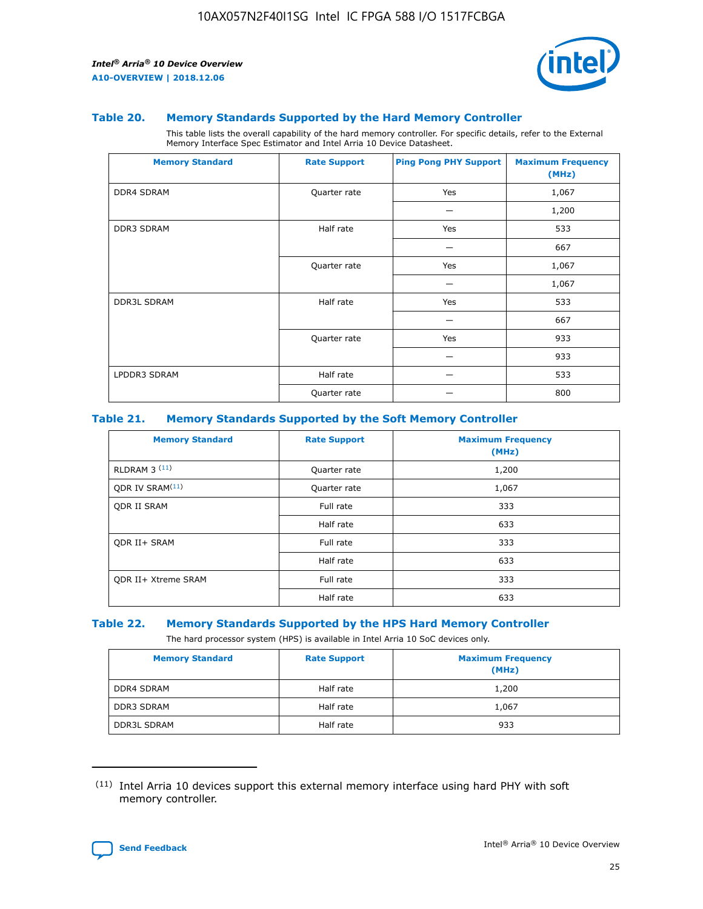### Table 20. Memory Standards Supported by the Hard Memory Controller

This table lists the overall capability of the hard memory controller. For specific details, refer to the External Memory Interface Spec Estimator and Intel Arria 10 Device Datasheet.

| Memory Standard | Rate Support | Ping Pong PHY Support | Maximum Frequency (MHz) |
|---|---|---|---|
| DDR4 SDRAM | Quarter rate | Yes | 1,067 |
| | | — | 1,200 |
| DDR3 SDRAM | Half rate | Yes | 533 |
| | | — | 667 |
| | Quarter rate | Yes | 1,067 |
| | | — | 1,067 |
| DDR3L SDRAM | Half rate | Yes | 533 |
| | | — | 667 |
| | Quarter rate | Yes | 933 |
| | | — | 933 |
| LPDDR3 SDRAM | Half rate | — | 533 |
| | Quarter rate | — | 800 |

### Table 21. Memory Standards Supported by the Soft Memory Controller

| Memory Standard | Rate Support | Maximum Frequency (MHz) |
|---|---|---|
| RLDRAM 3 [(11)] | Quarter rate | 1,200 |
| QDR IV SRAM[(11)] | Quarter rate | 1,067 |
| QDR II SRAM | Full rate | 333 |
| | Half rate | 633 |
| QDR II+ SRAM | Full rate | 333 |
| | Half rate | 633 |
| QDR II+ Xtreme SRAM | Full rate | 333 |
| | Half rate | 633 |

### Table 22. Memory Standards Supported by the HPS Hard Memory Controller

The hard processor system (HPS) is available in Intel Arria 10 SoC devices only.

| Memory Standard | Rate Support | Maximum Frequency (MHz) |
|---|---|---|
| DDR4 SDRAM | Half rate | 1,200 |
| DDR3 SDRAM | Half rate | 1,067 |
| DDR3L SDRAM | Half rate | 933 |

(11) Intel Arria 10 devices support this external memory interface using hard PHY with soft memory controller.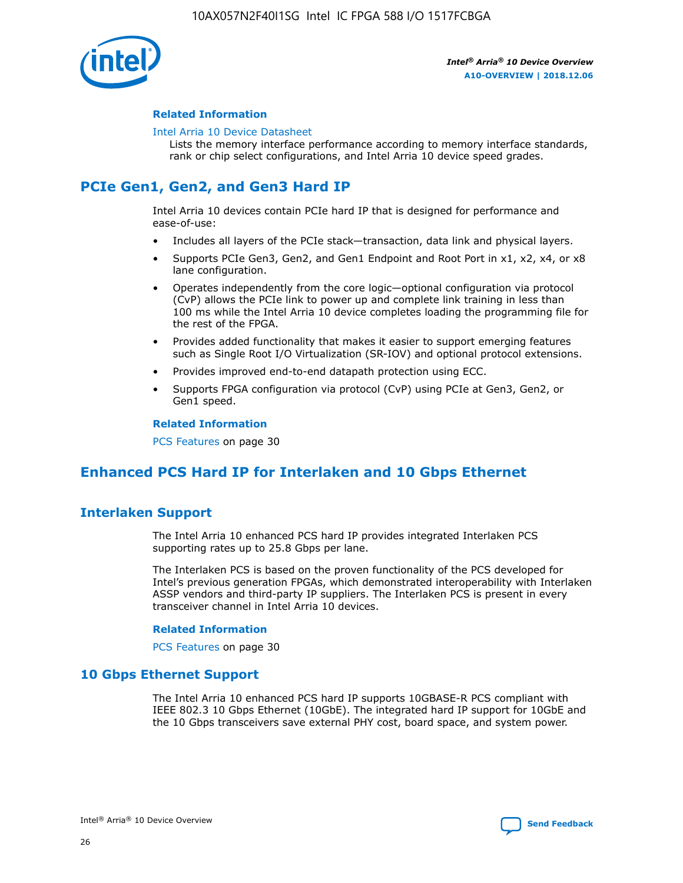#### Related Information

Intel Arria 10 Device Datasheet

Lists the memory interface performance according to memory interface standards, rank or chip select configurations, and Intel Arria 10 device speed grades.

## PCIe Gen1, Gen2, and Gen3 Hard IP

Intel Arria 10 devices contain PCIe hard IP that is designed for performance and ease-of-use:

- Includes all layers of the PCIe stack—transaction, data link and physical layers.
- Supports PCIe Gen3, Gen2, and Gen1 Endpoint and Root Port in x1, x2, x4, or x8 lane configuration.
- Operates independently from the core logic—optional configuration via protocol (CvP) allows the PCIe link to power up and complete link training in less than 100 ms while the Intel Arria 10 device completes loading the programming file for the rest of the FPGA.
- Provides added functionality that makes it easier to support emerging features such as Single Root I/O Virtualization (SR-IOV) and optional protocol extensions.
- Provides improved end-to-end datapath protection using ECC.
- Supports FPGA configuration via protocol (CvP) using PCIe at Gen3, Gen2, or Gen1 speed.

#### Related Information

PCS Features on page 30

## Enhanced PCS Hard IP for Interlaken and 10 Gbps Ethernet

### Interlaken Support

The Intel Arria 10 enhanced PCS hard IP provides integrated Interlaken PCS supporting rates up to 25.8 Gbps per lane.

The Interlaken PCS is based on the proven functionality of the PCS developed for Intel's previous generation FPGAs, which demonstrated interoperability with Interlaken ASSP vendors and third-party IP suppliers. The Interlaken PCS is present in every transceiver channel in Intel Arria 10 devices.

#### Related Information

PCS Features on page 30

### 10 Gbps Ethernet Support

The Intel Arria 10 enhanced PCS hard IP supports 10GBASE-R PCS compliant with IEEE 802.3 10 Gbps Ethernet (10GbE). The integrated hard IP support for 10GbE and the 10 Gbps transceivers save external PHY cost, board space, and system power.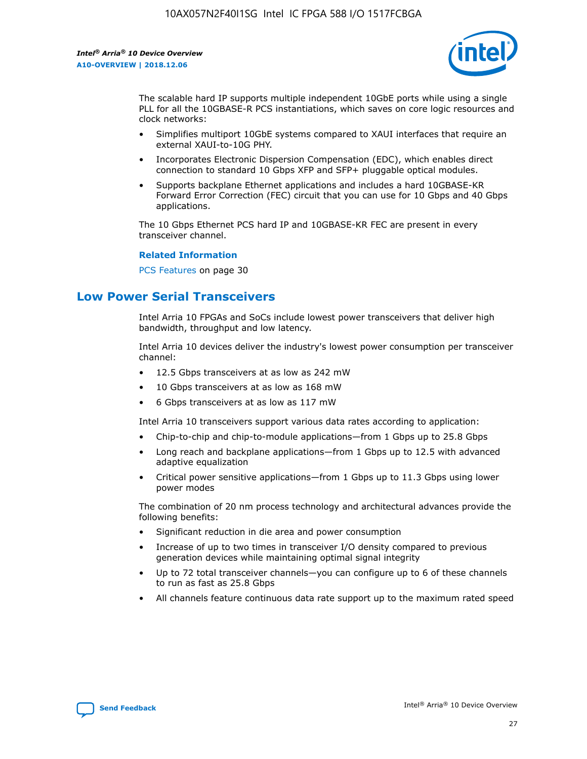The scalable hard IP supports multiple independent 10GbE ports while using a single PLL for all the 10GBASE-R PCS instantiations, which saves on core logic resources and clock networks:

- Simplifies multiport 10GbE systems compared to XAUI interfaces that require an external XAUI-to-10G PHY.
- Incorporates Electronic Dispersion Compensation (EDC), which enables direct connection to standard 10 Gbps XFP and SFP+ pluggable optical modules.
- Supports backplane Ethernet applications and includes a hard 10GBASE-KR Forward Error Correction (FEC) circuit that you can use for 10 Gbps and 40 Gbps applications.

The 10 Gbps Ethernet PCS hard IP and 10GBASE-KR FEC are present in every transceiver channel.

**Related Information**

PCS Features on page 30

## Low Power Serial Transceivers

Intel Arria 10 FPGAs and SoCs include lowest power transceivers that deliver high bandwidth, throughput and low latency.

Intel Arria 10 devices deliver the industry's lowest power consumption per transceiver channel:

- 12.5 Gbps transceivers at as low as 242 mW
- 10 Gbps transceivers at as low as 168 mW
- 6 Gbps transceivers at as low as 117 mW

Intel Arria 10 transceivers support various data rates according to application:

- Chip-to-chip and chip-to-module applications—from 1 Gbps up to 25.8 Gbps
- Long reach and backplane applications—from 1 Gbps up to 12.5 with advanced adaptive equalization
- Critical power sensitive applications—from 1 Gbps up to 11.3 Gbps using lower power modes

The combination of 20 nm process technology and architectural advances provide the following benefits:

- Significant reduction in die area and power consumption
- Increase of up to two times in transceiver I/O density compared to previous generation devices while maintaining optimal signal integrity
- Up to 72 total transceiver channels—you can configure up to 6 of these channels to run as fast as 25.8 Gbps
- All channels feature continuous data rate support up to the maximum rated speed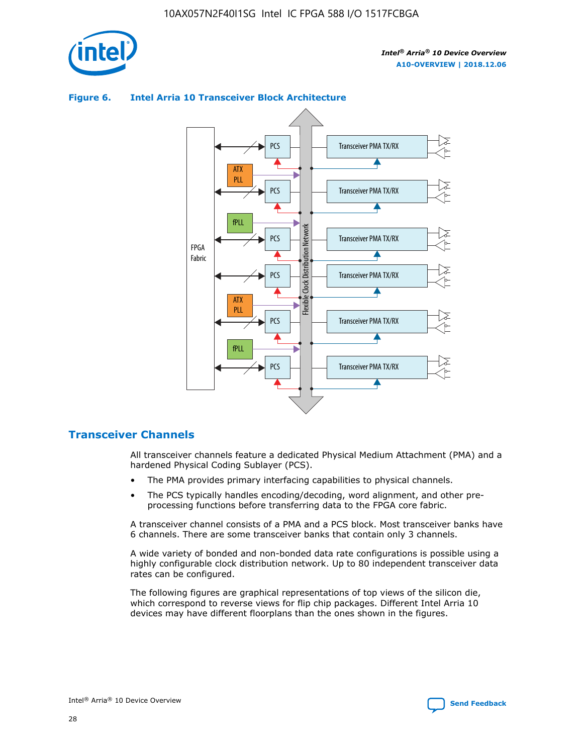**Figure 6. Intel Arria 10 Transceiver Block Architecture**

## Transceiver Channels

All transceiver channels feature a dedicated Physical Medium Attachment (PMA) and a hardened Physical Coding Sublayer (PCS).

- The PMA provides primary interfacing capabilities to physical channels.
- The PCS typically handles encoding/decoding, word alignment, and other pre-processing functions before transferring data to the FPGA core fabric.

A transceiver channel consists of a PMA and a PCS block. Most transceiver banks have 6 channels. There are some transceiver banks that contain only 3 channels.

A wide variety of bonded and non-bonded data rate configurations is possible using a highly configurable clock distribution network. Up to 80 independent transceiver data rates can be configured.

The following figures are graphical representations of top views of the silicon die, which correspond to reverse views for flip chip packages. Different Intel Arria 10 devices may have different floorplans than the ones shown in the figures.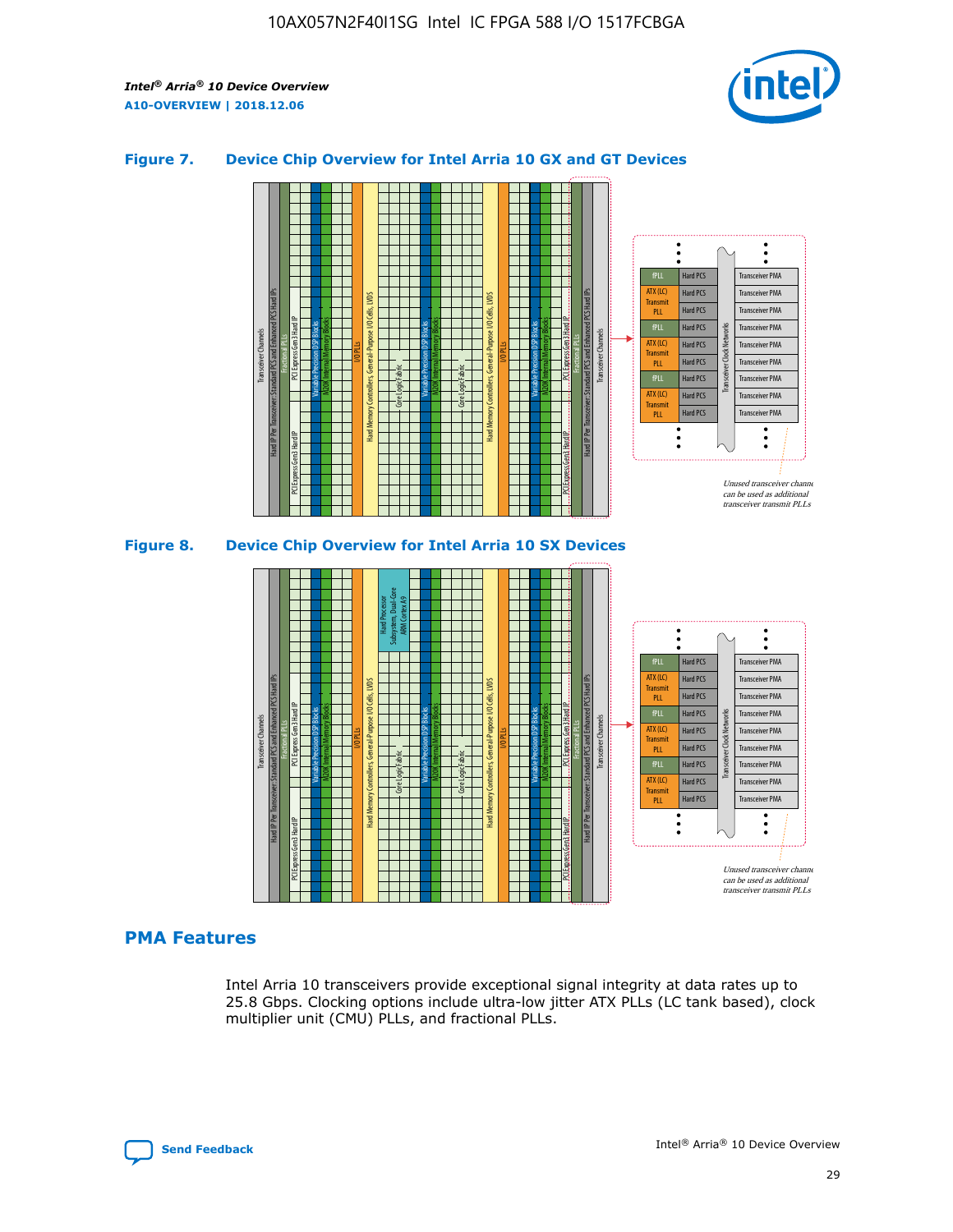### Figure 7. Device Chip Overview for Intel Arria 10 GX and GT Devices

### Figure 8. Device Chip Overview for Intel Arria 10 SX Devices

## PMA Features

Intel Arria 10 transceivers provide exceptional signal integrity at data rates up to 25.8 Gbps. Clocking options include ultra-low jitter ATX PLLs (LC tank based), clock multiplier unit (CMU) PLLs, and fractional PLLs.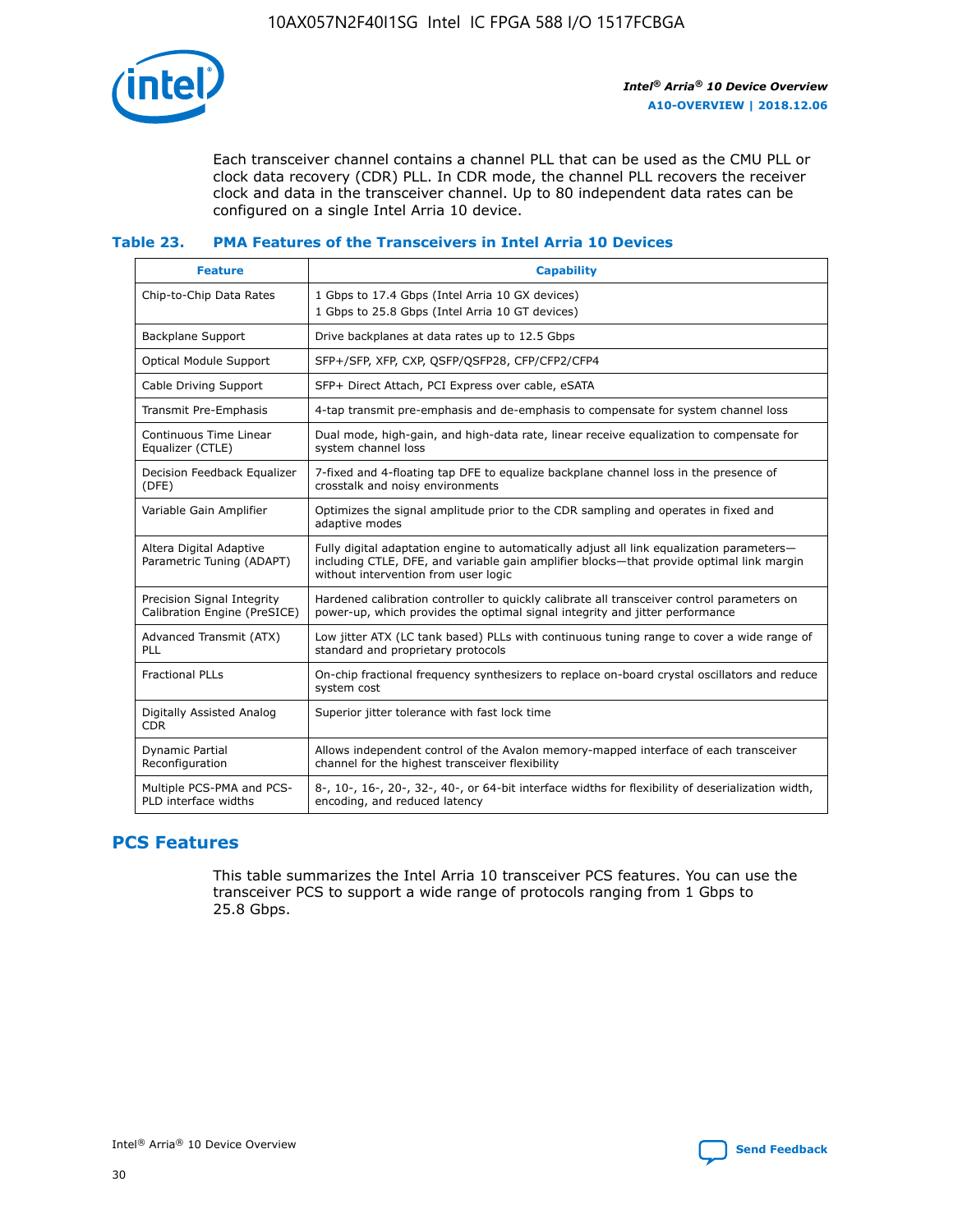Each transceiver channel contains a channel PLL that can be used as the CMU PLL or clock data recovery (CDR) PLL. In CDR mode, the channel PLL recovers the receiver clock and data in the transceiver channel. Up to 80 independent data rates can be configured on a single Intel Arria 10 device.

### Table 23. PMA Features of the Transceivers in Intel Arria 10 Devices

| Feature | Capability |
| --- | --- |
| Chip-to-Chip Data Rates | 1 Gbps to 17.4 Gbps (Intel Arria 10 GX devices)<br>1 Gbps to 25.8 Gbps (Intel Arria 10 GT devices) |
| Backplane Support | Drive backplanes at data rates up to 12.5 Gbps |
| Optical Module Support | SFP+/SFP, XFP, CXP, QSFP/QSFP28, CFP/CFP2/CFP4 |
| Cable Driving Support | SFP+ Direct Attach, PCI Express over cable, eSATA |
| Transmit Pre-Emphasis | 4-tap transmit pre-emphasis and de-emphasis to compensate for system channel loss |
| Continuous Time Linear Equalizer (CTLE) | Dual mode, high-gain, and high-data rate, linear receive equalization to compensate for system channel loss |
| Decision Feedback Equalizer (DFE) | 7-fixed and 4-floating tap DFE to equalize backplane channel loss in the presence of crosstalk and noisy environments |
| Variable Gain Amplifier | Optimizes the signal amplitude prior to the CDR sampling and operates in fixed and adaptive modes |
| Altera Digital Adaptive Parametric Tuning (ADAPT) | Fully digital adaptation engine to automatically adjust all link equalization parameters—including CTLE, DFE, and variable gain amplifier blocks—that provide optimal link margin without intervention from user logic |
| Precision Signal Integrity Calibration Engine (PreSICE) | Hardened calibration controller to quickly calibrate all transceiver control parameters on power-up, which provides the optimal signal integrity and jitter performance |
| Advanced Transmit (ATX) PLL | Low jitter ATX (LC tank based) PLLs with continuous tuning range to cover a wide range of standard and proprietary protocols |
| Fractional PLLs | On-chip fractional frequency synthesizers to replace on-board crystal oscillators and reduce system cost |
| Digitally Assisted Analog CDR | Superior jitter tolerance with fast lock time |
| Dynamic Partial Reconfiguration | Allows independent control of the Avalon memory-mapped interface of each transceiver channel for the highest transceiver flexibility |
| Multiple PCS-PMA and PCS-PLD interface widths | 8-, 10-, 16-, 20-, 32-, 40-, or 64-bit interface widths for flexibility of deserialization width, encoding, and reduced latency |

## PCS Features

This table summarizes the Intel Arria 10 transceiver PCS features. You can use the transceiver PCS to support a wide range of protocols ranging from 1 Gbps to 25.8 Gbps.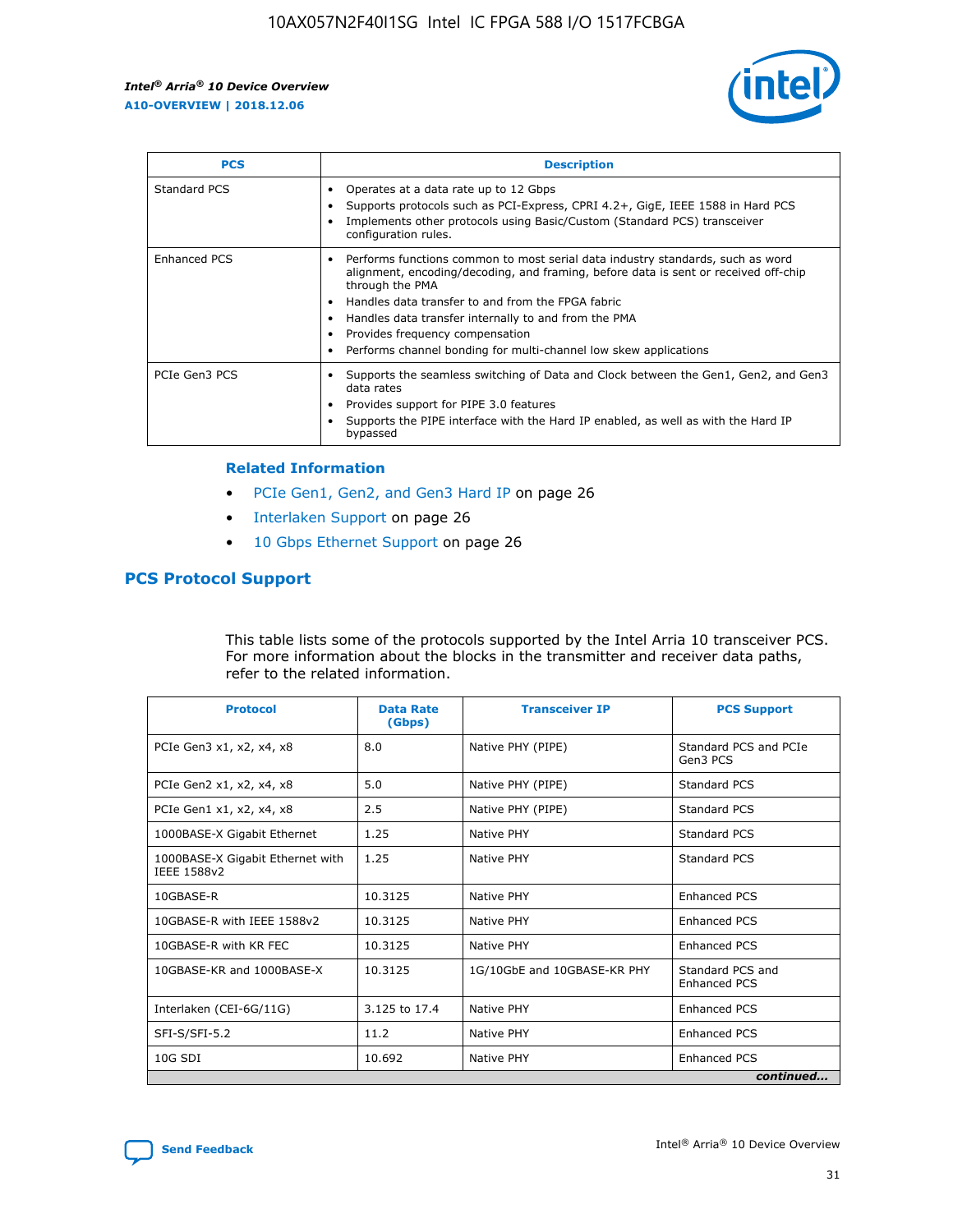| PCS | Description |
| --- | --- |
| Standard PCS | • Operates at a data rate up to 12 Gbps<br>• Supports protocols such as PCI-Express, CPRI 4.2+, GigE, IEEE 1588 in Hard PCS<br>• Implements other protocols using Basic/Custom (Standard PCS) transceiver configuration rules. |
| Enhanced PCS | • Performs functions common to most serial data industry standards, such as word alignment, encoding/decoding, and framing, before data is sent or received off-chip through the PMA<br>• Handles data transfer to and from the FPGA fabric<br>• Handles data transfer internally to and from the PMA<br>• Provides frequency compensation<br>• Performs channel bonding for multi-channel low skew applications |
| PCIe Gen3 PCS | • Supports the seamless switching of Data and Clock between the Gen1, Gen2, and Gen3 data rates<br>• Provides support for PIPE 3.0 features<br>• Supports the PIPE interface with the Hard IP enabled, as well as with the Hard IP bypassed |

### Related Information

- PCIe Gen1, Gen2, and Gen3 Hard IP on page 26
- Interlaken Support on page 26
- 10 Gbps Ethernet Support on page 26

## PCS Protocol Support

This table lists some of the protocols supported by the Intel Arria 10 transceiver PCS. For more information about the blocks in the transmitter and receiver data paths, refer to the related information.

| Protocol | Data Rate (Gbps) | Transceiver IP | PCS Support |
| --- | --- | --- | --- |
| PCIe Gen3 x1, x2, x4, x8 | 8.0 | Native PHY (PIPE) | Standard PCS and PCIe Gen3 PCS |
| PCIe Gen2 x1, x2, x4, x8 | 5.0 | Native PHY (PIPE) | Standard PCS |
| PCIe Gen1 x1, x2, x4, x8 | 2.5 | Native PHY (PIPE) | Standard PCS |
| 1000BASE-X Gigabit Ethernet | 1.25 | Native PHY | Standard PCS |
| 1000BASE-X Gigabit Ethernet with IEEE 1588v2 | 1.25 | Native PHY | Standard PCS |
| 10GBASE-R | 10.3125 | Native PHY | Enhanced PCS |
| 10GBASE-R with IEEE 1588v2 | 10.3125 | Native PHY | Enhanced PCS |
| 10GBASE-R with KR FEC | 10.3125 | Native PHY | Enhanced PCS |
| 10GBASE-KR and 1000BASE-X | 10.3125 | 1G/10GbE and 10GBASE-KR PHY | Standard PCS and Enhanced PCS |
| Interlaken (CEI-6G/11G) | 3.125 to 17.4 | Native PHY | Enhanced PCS |
| SFI-S/SFI-5.2 | 11.2 | Native PHY | Enhanced PCS |
| 10G SDI | 10.692 | Native PHY | Enhanced PCS |

*continued...*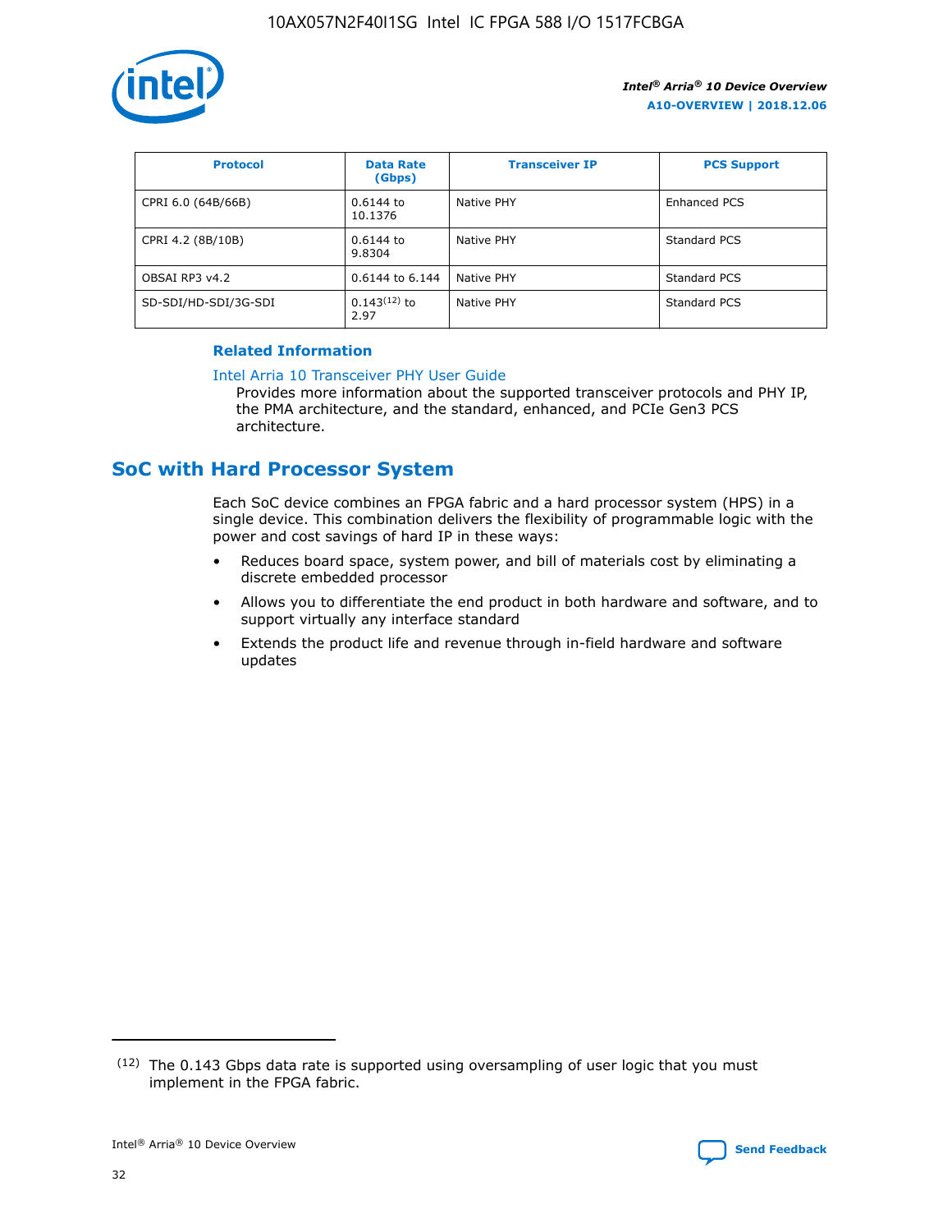| Protocol | Data Rate (Gbps) | Transceiver IP | PCS Support |
| --- | --- | --- | --- |
| CPRI 6.0 (64B/66B) | 0.6144 to 10.1376 | Native PHY | Enhanced PCS |
| CPRI 4.2 (8B/10B) | 0.6144 to 9.8304 | Native PHY | Standard PCS |
| OBSAI RP3 v4.2 | 0.6144 to 6.144 | Native PHY | Standard PCS |
| SD-SDI/HD-SDI/3G-SDI | 0.143[12] to 2.97 | Native PHY | Standard PCS |

### Related Information

Intel Arria 10 Transceiver PHY User Guide
Provides more information about the supported transceiver protocols and PHY IP, the PMA architecture, and the standard, enhanced, and PCIe Gen3 PCS architecture.

## SoC with Hard Processor System

Each SoC device combines an FPGA fabric and a hard processor system (HPS) in a single device. This combination delivers the flexibility of programmable logic with the power and cost savings of hard IP in these ways:

- Reduces board space, system power, and bill of materials cost by eliminating a discrete embedded processor
- Allows you to differentiate the end product in both hardware and software, and to support virtually any interface standard
- Extends the product life and revenue through in-field hardware and software updates

(12) The 0.143 Gbps data rate is supported using oversampling of user logic that you must implement in the FPGA fabric.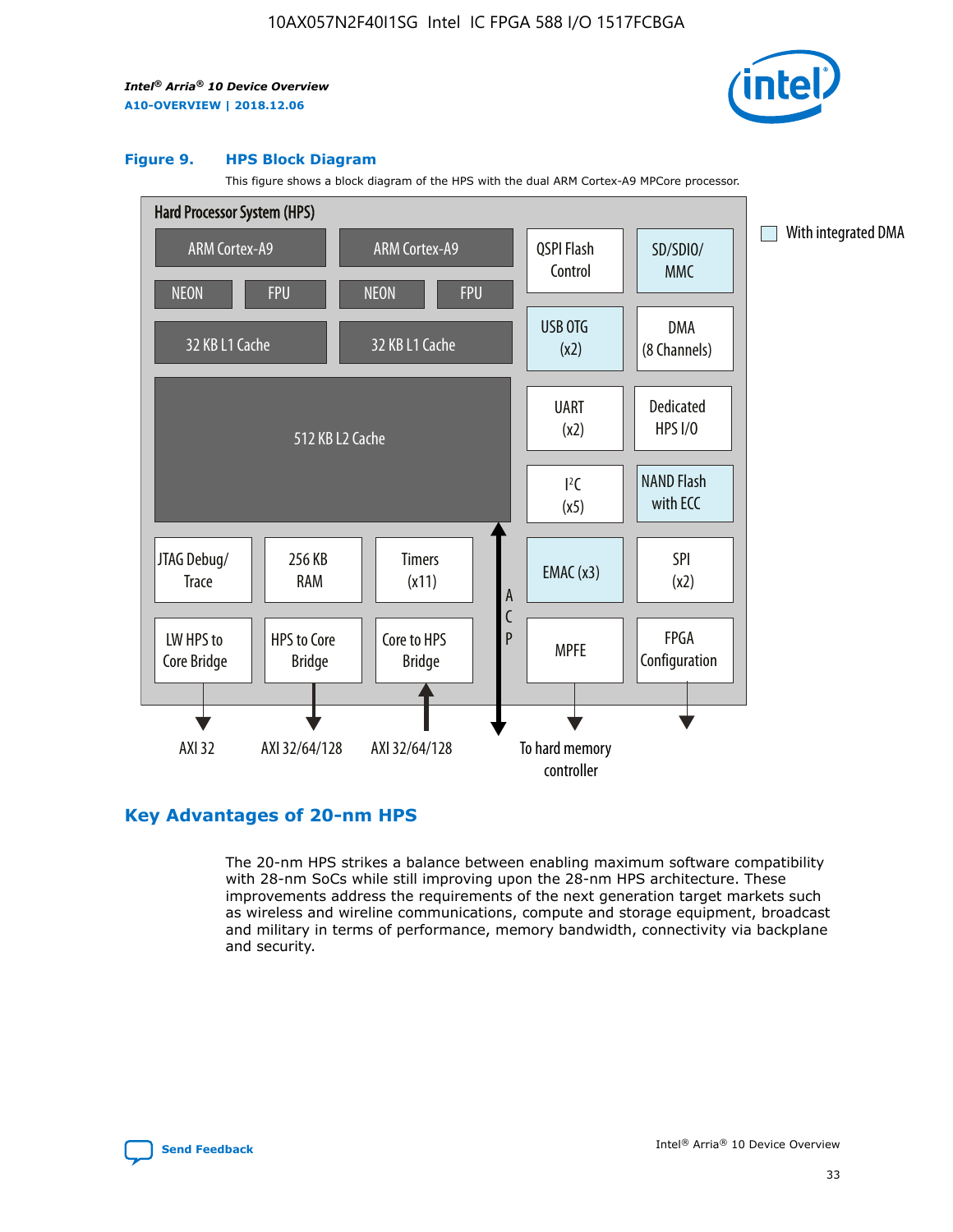**Figure 9. HPS Block Diagram**

This figure shows a block diagram of the HPS with the dual ARM Cortex-A9 MPCore processor.

Hard Processor System (HPS)

- ARM Cortex-A9 (NEON, FPU, 32 KB L1 Cache)
- ARM Cortex-A9 (NEON, FPU, 32 KB L1 Cache)
- 512 KB L2 Cache
- QSPI Flash Control
- SD/SDIO/MMC
- USB OTG (x2)
- DMA (8 Channels)
- UART (x2)
- Dedicated HPS I/O
- I²C (x5)
- NAND Flash with ECC
- JTAG Debug/Trace
- 256 KB RAM
- Timers (x11)
- EMAC (x3)
- SPI (x2)
- LW HPS to Core Bridge — AXI 32
- HPS to Core Bridge — AXI 32/64/128
- Core to HPS Bridge — AXI 32/64/128
- ACP
- MPFE — To hard memory controller
- FPGA Configuration

With integrated DMA

## Key Advantages of 20-nm HPS

The 20-nm HPS strikes a balance between enabling maximum software compatibility with 28-nm SoCs while still improving upon the 28-nm HPS architecture. These improvements address the requirements of the next generation target markets such as wireless and wireline communications, compute and storage equipment, broadcast and military in terms of performance, memory bandwidth, connectivity via backplane and security.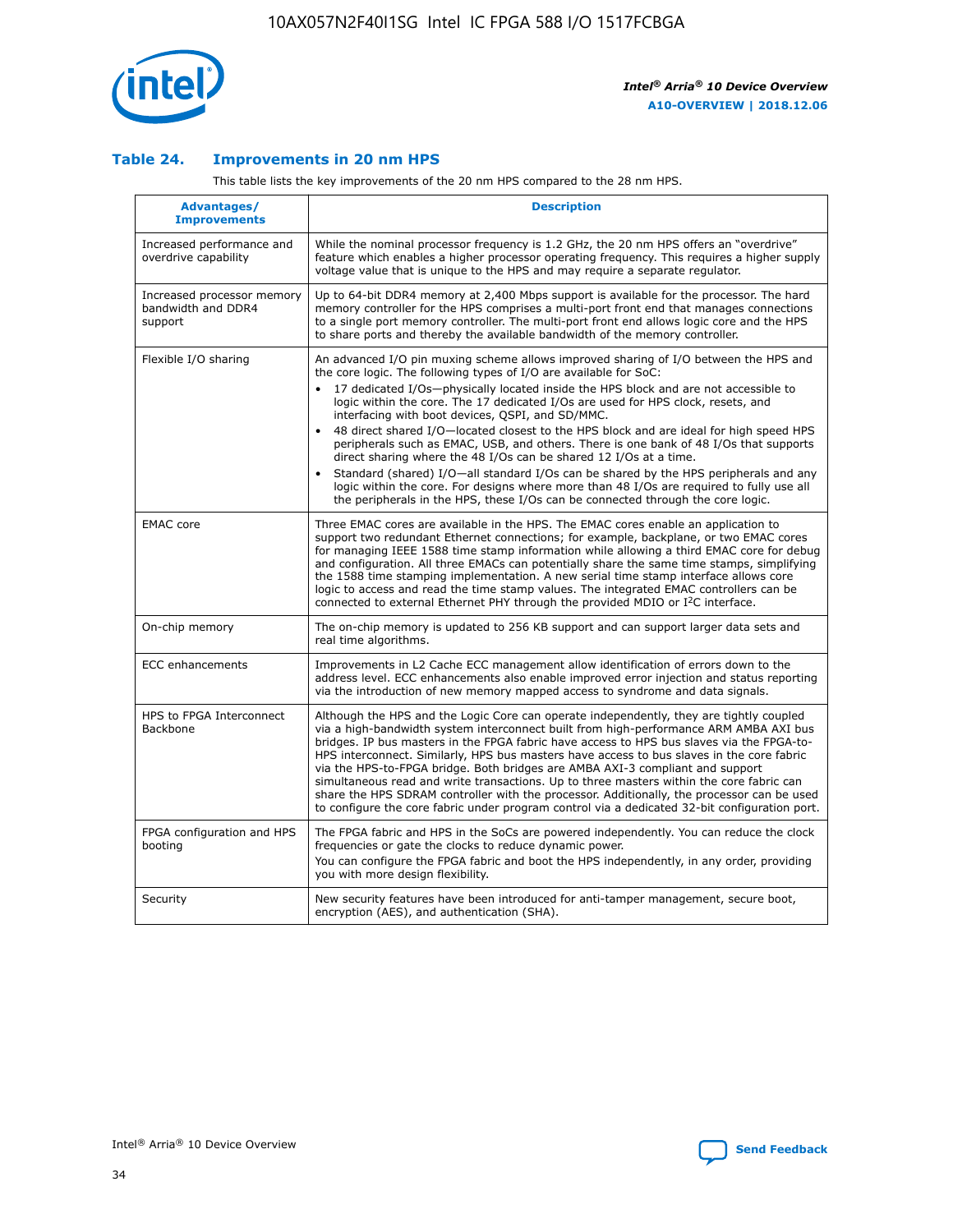### Table 24. Improvements in 20 nm HPS

This table lists the key improvements of the 20 nm HPS compared to the 28 nm HPS.

| Advantages/ Improvements | Description |
| --- | --- |
| Increased performance and overdrive capability | While the nominal processor frequency is 1.2 GHz, the 20 nm HPS offers an "overdrive" feature which enables a higher processor operating frequency. This requires a higher supply voltage value that is unique to the HPS and may require a separate regulator. |
| Increased processor memory bandwidth and DDR4 support | Up to 64-bit DDR4 memory at 2,400 Mbps support is available for the processor. The hard memory controller for the HPS comprises a multi-port front end that manages connections to a single port memory controller. The multi-port front end allows logic core and the HPS to share ports and thereby the available bandwidth of the memory controller. |
| Flexible I/O sharing | An advanced I/O pin muxing scheme allows improved sharing of I/O between the HPS and the core logic. The following types of I/O are available for SoC:<br>• 17 dedicated I/Os—physically located inside the HPS block and are not accessible to logic within the core. The 17 dedicated I/Os are used for HPS clock, resets, and interfacing with boot devices, QSPI, and SD/MMC.<br>• 48 direct shared I/O—located closest to the HPS block and are ideal for high speed HPS peripherals such as EMAC, USB, and others. There is one bank of 48 I/Os that supports direct sharing where the 48 I/Os can be shared 12 I/Os at a time.<br>• Standard (shared) I/O—all standard I/Os can be shared by the HPS peripherals and any logic within the core. For designs where more than 48 I/Os are required to fully use all the peripherals in the HPS, these I/Os can be connected through the core logic. |
| EMAC core | Three EMAC cores are available in the HPS. The EMAC cores enable an application to support two redundant Ethernet connections; for example, backplane, or two EMAC cores for managing IEEE 1588 time stamp information while allowing a third EMAC core for debug and configuration. All three EMACs can potentially share the same time stamps, simplifying the 1588 time stamping implementation. A new serial time stamp interface allows core logic to access and read the time stamp values. The integrated EMAC controllers can be connected to external Ethernet PHY through the provided MDIO or I²C interface. |
| On-chip memory | The on-chip memory is updated to 256 KB support and can support larger data sets and real time algorithms. |
| ECC enhancements | Improvements in L2 Cache ECC management allow identification of errors down to the address level. ECC enhancements also enable improved error injection and status reporting via the introduction of new memory mapped access to syndrome and data signals. |
| HPS to FPGA Interconnect Backbone | Although the HPS and the Logic Core can operate independently, they are tightly coupled via a high-bandwidth system interconnect built from high-performance ARM AMBA AXI bus bridges. IP bus masters in the FPGA fabric have access to HPS bus slaves via the FPGA-to-HPS interconnect. Similarly, HPS bus masters have access to bus slaves in the core fabric via the HPS-to-FPGA bridge. Both bridges are AMBA AXI-3 compliant and support simultaneous read and write transactions. Up to three masters within the core fabric can share the HPS SDRAM controller with the processor. Additionally, the processor can be used to configure the core fabric under program control via a dedicated 32-bit configuration port. |
| FPGA configuration and HPS booting | The FPGA fabric and HPS in the SoCs are powered independently. You can reduce the clock frequencies or gate the clocks to reduce dynamic power.<br>You can configure the FPGA fabric and boot the HPS independently, in any order, providing you with more design flexibility. |
| Security | New security features have been introduced for anti-tamper management, secure boot, encryption (AES), and authentication (SHA). |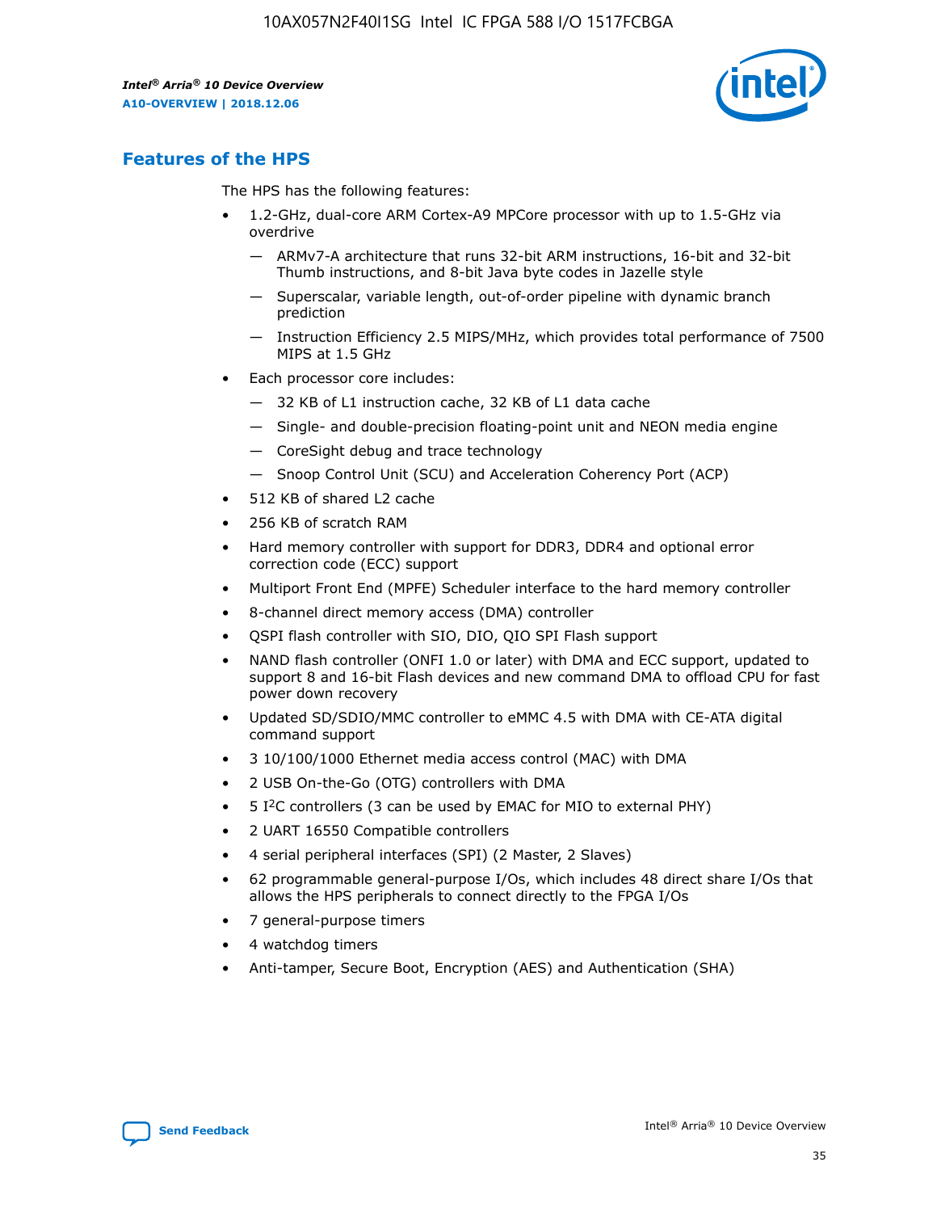## Features of the HPS

The HPS has the following features:

- 1.2-GHz, dual-core ARM Cortex-A9 MPCore processor with up to 1.5-GHz via overdrive
  - — ARMv7-A architecture that runs 32-bit ARM instructions, 16-bit and 32-bit Thumb instructions, and 8-bit Java byte codes in Jazelle style
  - — Superscalar, variable length, out-of-order pipeline with dynamic branch prediction
  - — Instruction Efficiency 2.5 MIPS/MHz, which provides total performance of 7500 MIPS at 1.5 GHz
- Each processor core includes:
  - — 32 KB of L1 instruction cache, 32 KB of L1 data cache
  - — Single- and double-precision floating-point unit and NEON media engine
  - — CoreSight debug and trace technology
  - — Snoop Control Unit (SCU) and Acceleration Coherency Port (ACP)
- 512 KB of shared L2 cache
- 256 KB of scratch RAM
- Hard memory controller with support for DDR3, DDR4 and optional error correction code (ECC) support
- Multiport Front End (MPFE) Scheduler interface to the hard memory controller
- 8-channel direct memory access (DMA) controller
- QSPI flash controller with SIO, DIO, QIO SPI Flash support
- NAND flash controller (ONFI 1.0 or later) with DMA and ECC support, updated to support 8 and 16-bit Flash devices and new command DMA to offload CPU for fast power down recovery
- Updated SD/SDIO/MMC controller to eMMC 4.5 with DMA with CE-ATA digital command support
- 3 10/100/1000 Ethernet media access control (MAC) with DMA
- 2 USB On-the-Go (OTG) controllers with DMA
- 5 I²C controllers (3 can be used by EMAC for MIO to external PHY)
- 2 UART 16550 Compatible controllers
- 4 serial peripheral interfaces (SPI) (2 Master, 2 Slaves)
- 62 programmable general-purpose I/Os, which includes 48 direct share I/Os that allows the HPS peripherals to connect directly to the FPGA I/Os
- 7 general-purpose timers
- 4 watchdog timers
- Anti-tamper, Secure Boot, Encryption (AES) and Authentication (SHA)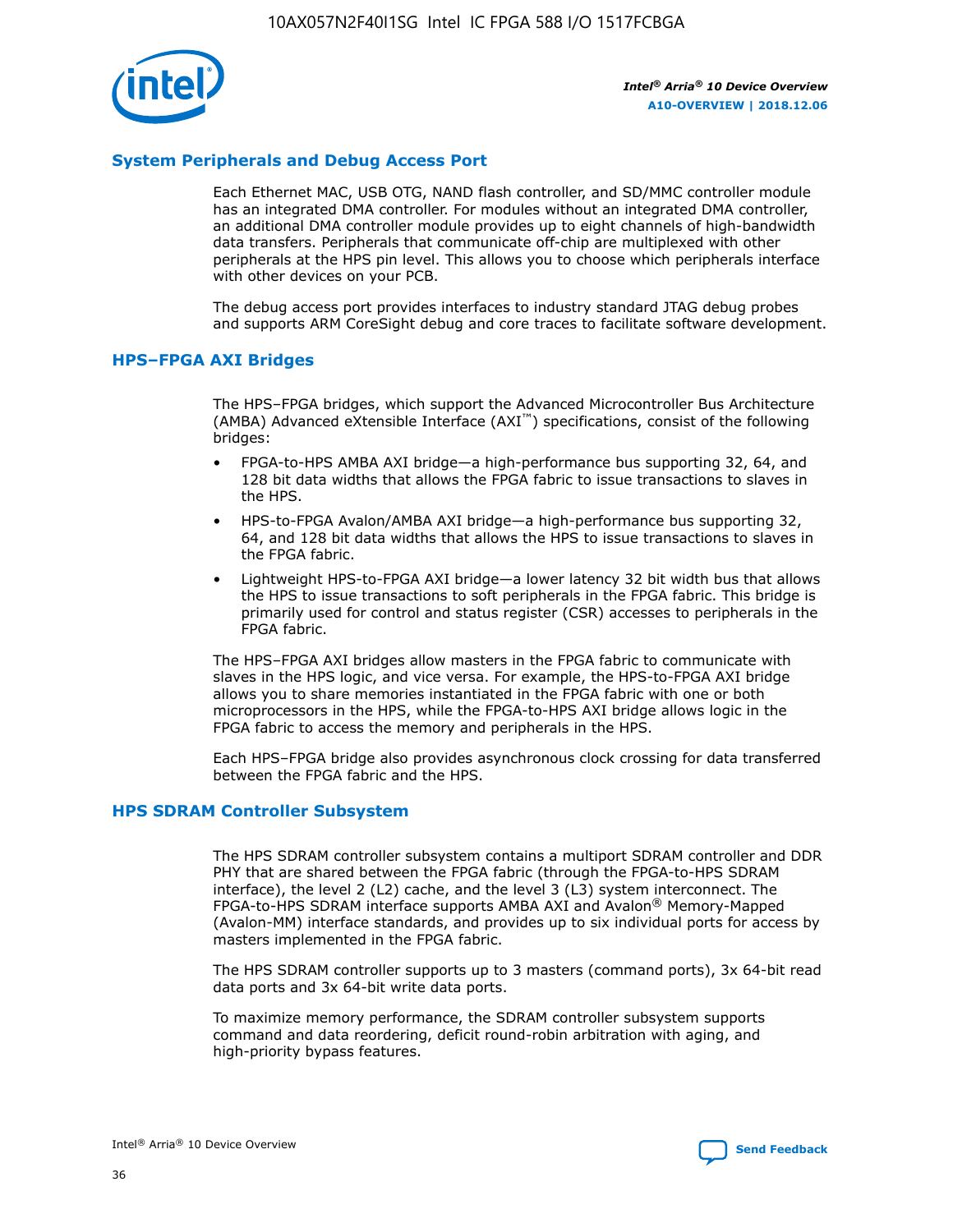## System Peripherals and Debug Access Port

Each Ethernet MAC, USB OTG, NAND flash controller, and SD/MMC controller module has an integrated DMA controller. For modules without an integrated DMA controller, an additional DMA controller module provides up to eight channels of high-bandwidth data transfers. Peripherals that communicate off-chip are multiplexed with other peripherals at the HPS pin level. This allows you to choose which peripherals interface with other devices on your PCB.

The debug access port provides interfaces to industry standard JTAG debug probes and supports ARM CoreSight debug and core traces to facilitate software development.

## HPS–FPGA AXI Bridges

The HPS–FPGA bridges, which support the Advanced Microcontroller Bus Architecture (AMBA) Advanced eXtensible Interface (AXI™) specifications, consist of the following bridges:

- FPGA-to-HPS AMBA AXI bridge—a high-performance bus supporting 32, 64, and 128 bit data widths that allows the FPGA fabric to issue transactions to slaves in the HPS.
- HPS-to-FPGA Avalon/AMBA AXI bridge—a high-performance bus supporting 32, 64, and 128 bit data widths that allows the HPS to issue transactions to slaves in the FPGA fabric.
- Lightweight HPS-to-FPGA AXI bridge—a lower latency 32 bit width bus that allows the HPS to issue transactions to soft peripherals in the FPGA fabric. This bridge is primarily used for control and status register (CSR) accesses to peripherals in the FPGA fabric.

The HPS–FPGA AXI bridges allow masters in the FPGA fabric to communicate with slaves in the HPS logic, and vice versa. For example, the HPS-to-FPGA AXI bridge allows you to share memories instantiated in the FPGA fabric with one or both microprocessors in the HPS, while the FPGA-to-HPS AXI bridge allows logic in the FPGA fabric to access the memory and peripherals in the HPS.

Each HPS–FPGA bridge also provides asynchronous clock crossing for data transferred between the FPGA fabric and the HPS.

## HPS SDRAM Controller Subsystem

The HPS SDRAM controller subsystem contains a multiport SDRAM controller and DDR PHY that are shared between the FPGA fabric (through the FPGA-to-HPS SDRAM interface), the level 2 (L2) cache, and the level 3 (L3) system interconnect. The FPGA-to-HPS SDRAM interface supports AMBA AXI and Avalon® Memory-Mapped (Avalon-MM) interface standards, and provides up to six individual ports for access by masters implemented in the FPGA fabric.

The HPS SDRAM controller supports up to 3 masters (command ports), 3x 64-bit read data ports and 3x 64-bit write data ports.

To maximize memory performance, the SDRAM controller subsystem supports command and data reordering, deficit round-robin arbitration with aging, and high-priority bypass features.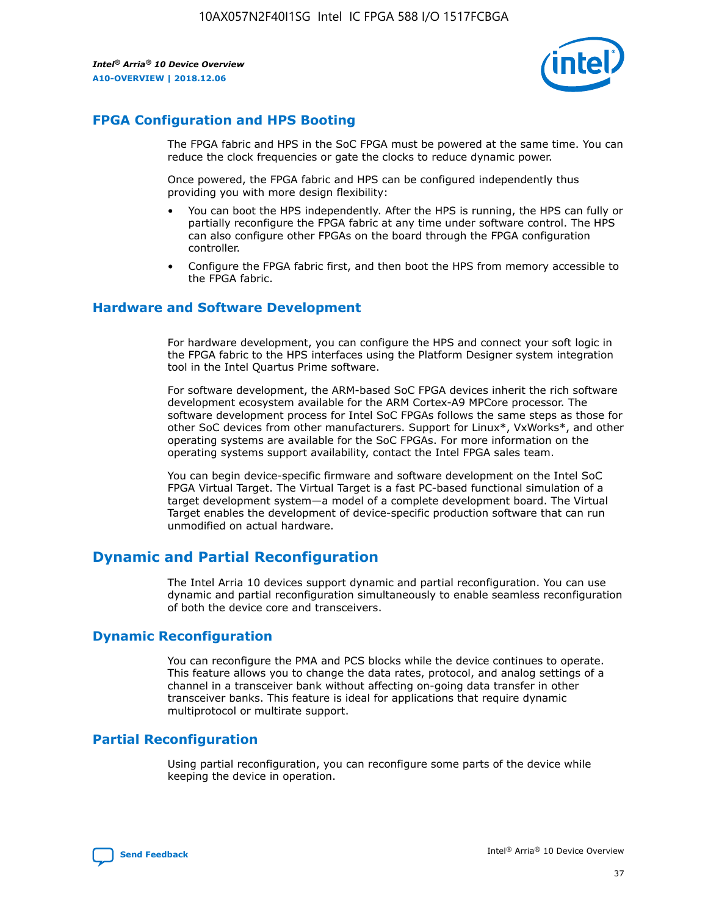## FPGA Configuration and HPS Booting

The FPGA fabric and HPS in the SoC FPGA must be powered at the same time. You can reduce the clock frequencies or gate the clocks to reduce dynamic power.

Once powered, the FPGA fabric and HPS can be configured independently thus providing you with more design flexibility:

- You can boot the HPS independently. After the HPS is running, the HPS can fully or partially reconfigure the FPGA fabric at any time under software control. The HPS can also configure other FPGAs on the board through the FPGA configuration controller.
- Configure the FPGA fabric first, and then boot the HPS from memory accessible to the FPGA fabric.

## Hardware and Software Development

For hardware development, you can configure the HPS and connect your soft logic in the FPGA fabric to the HPS interfaces using the Platform Designer system integration tool in the Intel Quartus Prime software.

For software development, the ARM-based SoC FPGA devices inherit the rich software development ecosystem available for the ARM Cortex-A9 MPCore processor. The software development process for Intel SoC FPGAs follows the same steps as those for other SoC devices from other manufacturers. Support for Linux*, VxWorks*, and other operating systems are available for the SoC FPGAs. For more information on the operating systems support availability, contact the Intel FPGA sales team.

You can begin device-specific firmware and software development on the Intel SoC FPGA Virtual Target. The Virtual Target is a fast PC-based functional simulation of a target development system—a model of a complete development board. The Virtual Target enables the development of device-specific production software that can run unmodified on actual hardware.

# Dynamic and Partial Reconfiguration

The Intel Arria 10 devices support dynamic and partial reconfiguration. You can use dynamic and partial reconfiguration simultaneously to enable seamless reconfiguration of both the device core and transceivers.

## Dynamic Reconfiguration

You can reconfigure the PMA and PCS blocks while the device continues to operate. This feature allows you to change the data rates, protocol, and analog settings of a channel in a transceiver bank without affecting on-going data transfer in other transceiver banks. This feature is ideal for applications that require dynamic multiprotocol or multirate support.

## Partial Reconfiguration

Using partial reconfiguration, you can reconfigure some parts of the device while keeping the device in operation.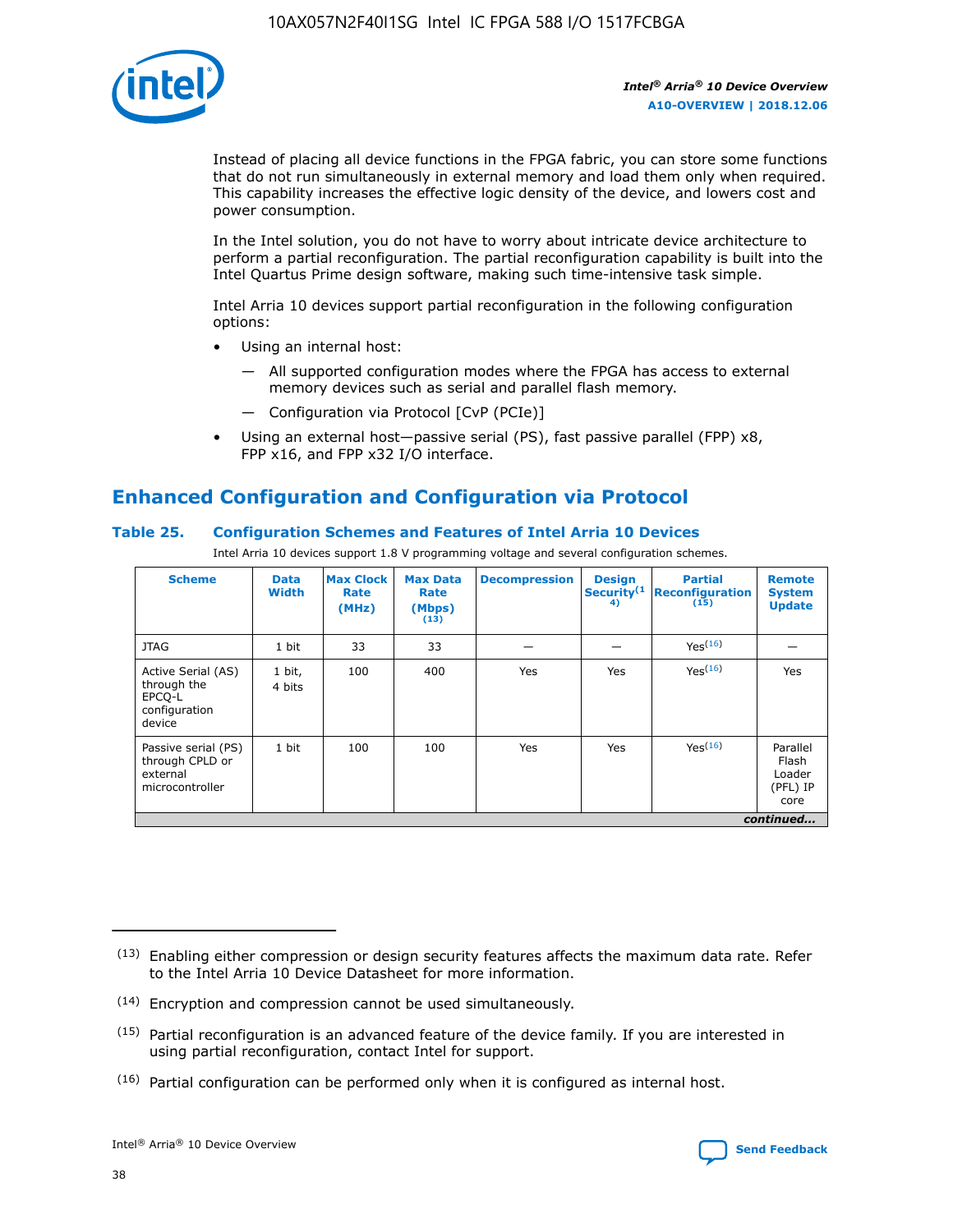Instead of placing all device functions in the FPGA fabric, you can store some functions that do not run simultaneously in external memory and load them only when required. This capability increases the effective logic density of the device, and lowers cost and power consumption.

In the Intel solution, you do not have to worry about intricate device architecture to perform a partial reconfiguration. The partial reconfiguration capability is built into the Intel Quartus Prime design software, making such time-intensive task simple.

Intel Arria 10 devices support partial reconfiguration in the following configuration options:

- Using an internal host:
  - All supported configuration modes where the FPGA has access to external memory devices such as serial and parallel flash memory.
  - Configuration via Protocol [CvP (PCIe)]
- Using an external host—passive serial (PS), fast passive parallel (FPP) x8, FPP x16, and FPP x32 I/O interface.

## Enhanced Configuration and Configuration via Protocol

### Table 25. Configuration Schemes and Features of Intel Arria 10 Devices

Intel Arria 10 devices support 1.8 V programming voltage and several configuration schemes.

| Scheme | Data Width | Max Clock Rate (MHz) | Max Data Rate (Mbps) (13) | Decompression | Design Security (14) | Partial Reconfiguration (15) | Remote System Update |
|---|---|---|---|---|---|---|---|
| JTAG | 1 bit | 33 | 33 | — | — | Yes (16) | — |
| Active Serial (AS) through the EPCQ-L configuration device | 1 bit, 4 bits | 100 | 400 | Yes | Yes | Yes (16) | Yes |
| Passive serial (PS) through CPLD or external microcontroller | 1 bit | 100 | 100 | Yes | Yes | Yes (16) | Parallel Flash Loader (PFL) IP core |

*continued...*

(13) Enabling either compression or design security features affects the maximum data rate. Refer to the Intel Arria 10 Device Datasheet for more information.

(14) Encryption and compression cannot be used simultaneously.

(15) Partial reconfiguration is an advanced feature of the device family. If you are interested in using partial reconfiguration, contact Intel for support.

(16) Partial configuration can be performed only when it is configured as internal host.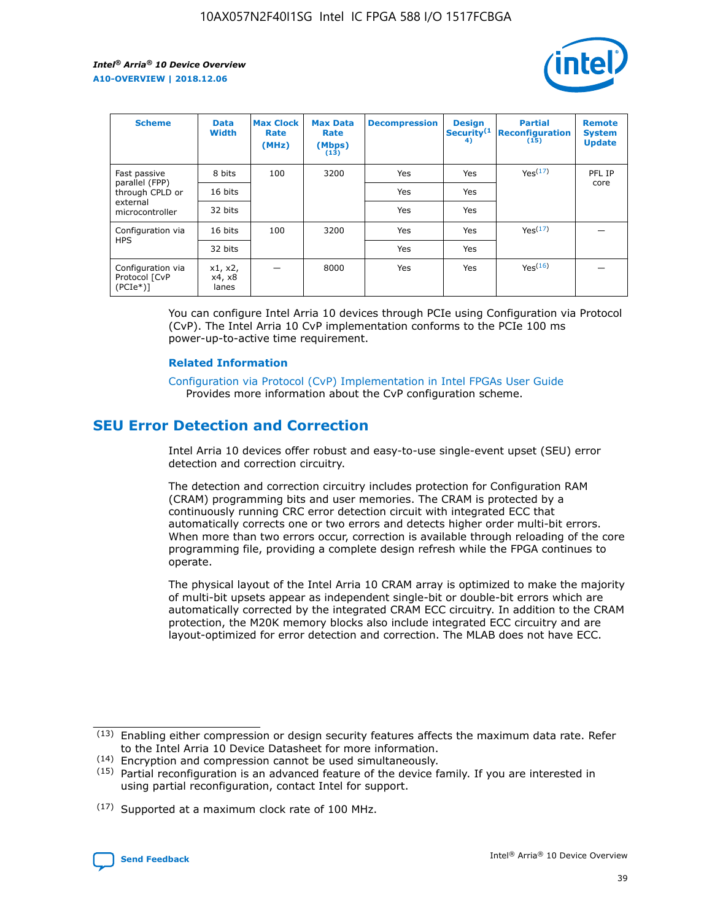| Scheme | Data Width | Max Clock Rate (MHz) | Max Data Rate (Mbps) (13) | Decompression | Design Security(14) | Partial Reconfiguration (15) | Remote System Update |
| --- | --- | --- | --- | --- | --- | --- | --- |
| Fast passive parallel (FPP) through CPLD or external microcontroller | 8 bits | 100 | 3200 | Yes | Yes | Yes(17) | PFL IP core |
| | 16 bits | | | Yes | Yes | | |
| | 32 bits | | | Yes | Yes | | |
| Configuration via HPS | 16 bits | 100 | 3200 | Yes | Yes | Yes(17) | — |
| | 32 bits | | | Yes | Yes | | |
| Configuration via Protocol [CvP (PCIe*)] | x1, x2, x4, x8 lanes | — | 8000 | Yes | Yes | Yes(16) | — |

You can configure Intel Arria 10 devices through PCIe using Configuration via Protocol (CvP). The Intel Arria 10 CvP implementation conforms to the PCIe 100 ms power-up-to-active time requirement.

### Related Information

Configuration via Protocol (CvP) Implementation in Intel FPGAs User Guide
Provides more information about the CvP configuration scheme.

## SEU Error Detection and Correction

Intel Arria 10 devices offer robust and easy-to-use single-event upset (SEU) error detection and correction circuitry.

The detection and correction circuitry includes protection for Configuration RAM (CRAM) programming bits and user memories. The CRAM is protected by a continuously running CRC error detection circuit with integrated ECC that automatically corrects one or two errors and detects higher order multi-bit errors. When more than two errors occur, correction is available through reloading of the core programming file, providing a complete design refresh while the FPGA continues to operate.

The physical layout of the Intel Arria 10 CRAM array is optimized to make the majority of multi-bit upsets appear as independent single-bit or double-bit errors which are automatically corrected by the integrated CRAM ECC circuitry. In addition to the CRAM protection, the M20K memory blocks also include integrated ECC circuitry and are layout-optimized for error detection and correction. The MLAB does not have ECC.

(13) Enabling either compression or design security features affects the maximum data rate. Refer to the Intel Arria 10 Device Datasheet for more information.

(14) Encryption and compression cannot be used simultaneously.

(15) Partial reconfiguration is an advanced feature of the device family. If you are interested in using partial reconfiguration, contact Intel for support.

(17) Supported at a maximum clock rate of 100 MHz.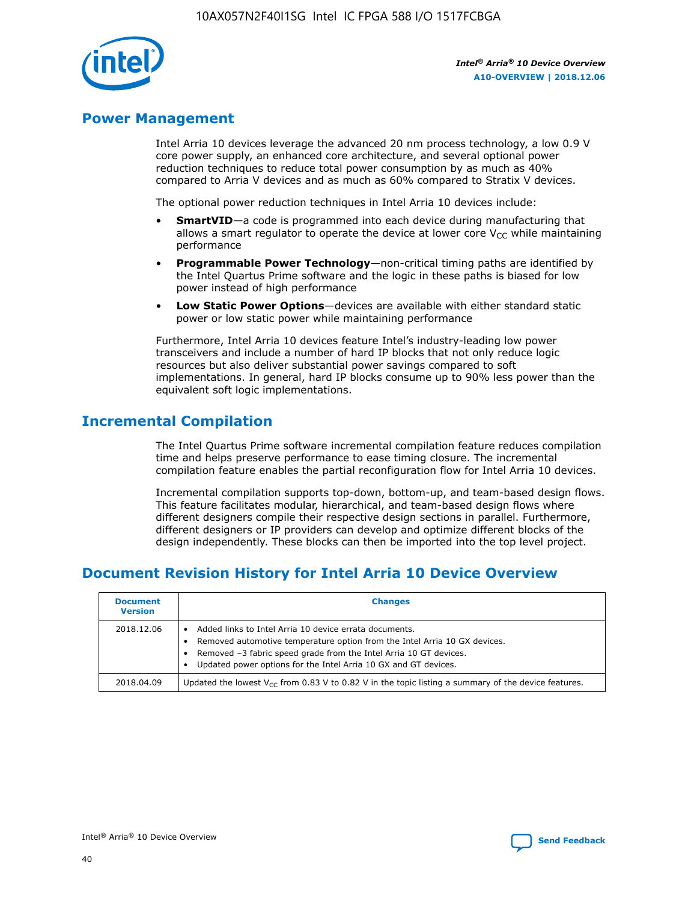## Power Management

Intel Arria 10 devices leverage the advanced 20 nm process technology, a low 0.9 V core power supply, an enhanced core architecture, and several optional power reduction techniques to reduce total power consumption by as much as 40% compared to Arria V devices and as much as 60% compared to Stratix V devices.

The optional power reduction techniques in Intel Arria 10 devices include:

- **SmartVID**—a code is programmed into each device during manufacturing that allows a smart regulator to operate the device at lower core $V_{CC}$ while maintaining performance
- **Programmable Power Technology**—non-critical timing paths are identified by the Intel Quartus Prime software and the logic in these paths is biased for low power instead of high performance
- **Low Static Power Options**—devices are available with either standard static power or low static power while maintaining performance

Furthermore, Intel Arria 10 devices feature Intel's industry-leading low power transceivers and include a number of hard IP blocks that not only reduce logic resources but also deliver substantial power savings compared to soft implementations. In general, hard IP blocks consume up to 90% less power than the equivalent soft logic implementations.

## Incremental Compilation

The Intel Quartus Prime software incremental compilation feature reduces compilation time and helps preserve performance to ease timing closure. The incremental compilation feature enables the partial reconfiguration flow for Intel Arria 10 devices.

Incremental compilation supports top-down, bottom-up, and team-based design flows. This feature facilitates modular, hierarchical, and team-based design flows where different designers compile their respective design sections in parallel. Furthermore, different designers or IP providers can develop and optimize different blocks of the design independently. These blocks can then be imported into the top level project.

## Document Revision History for Intel Arria 10 Device Overview

| Document Version | Changes |
|---|---|
| 2018.12.06 | • Added links to Intel Arria 10 device errata documents.<br>• Removed automotive temperature option from the Intel Arria 10 GX devices.<br>• Removed –3 fabric speed grade from the Intel Arria 10 GT devices.<br>• Updated power options for the Intel Arria 10 GX and GT devices. |
| 2018.04.09 | Updated the lowest $V_{CC}$ from 0.83 V to 0.82 V in the topic listing a summary of the device features. |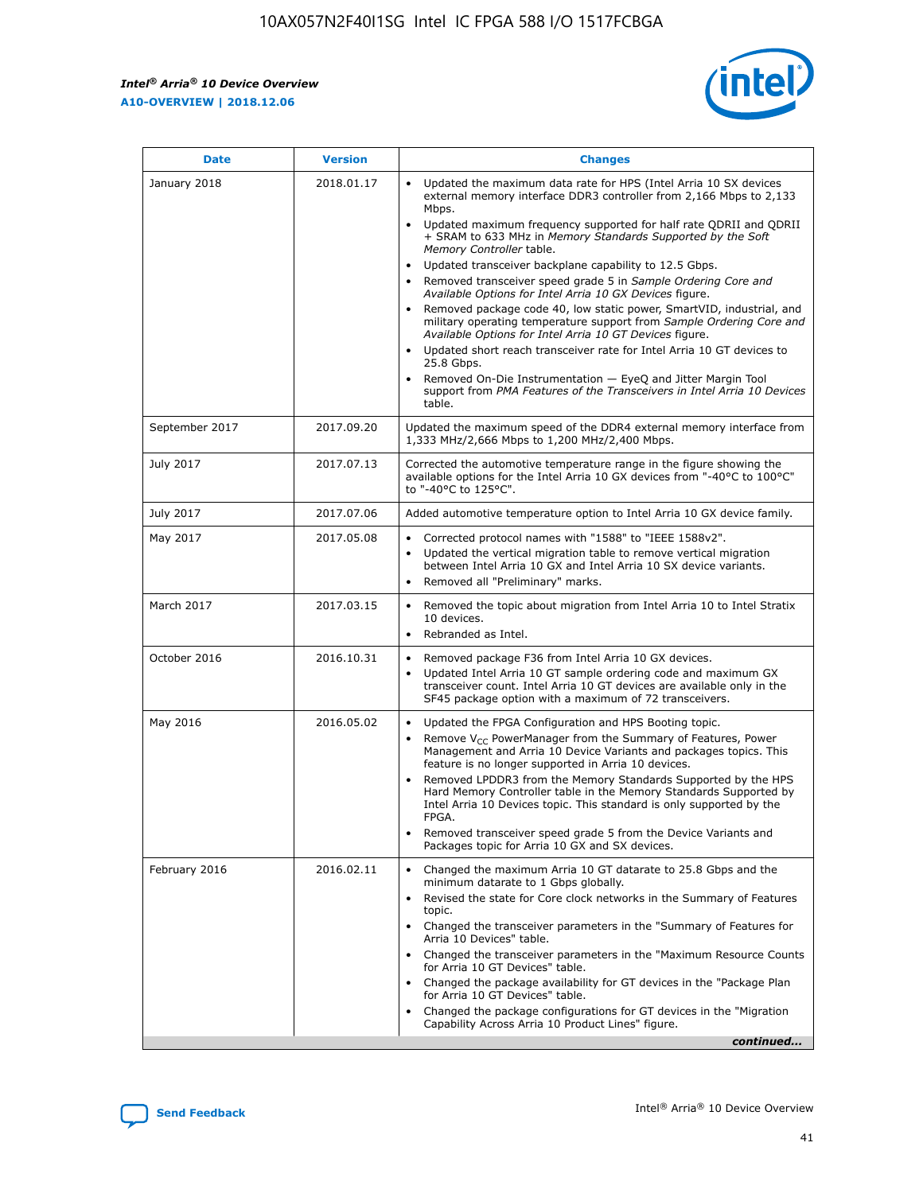| Date | Version | Changes |
| --- | --- | --- |
| January 2018 | 2018.01.17 | • Updated the maximum data rate for HPS (Intel Arria 10 SX devices external memory interface DDR3 controller from 2,166 Mbps to 2,133 Mbps.<br>• Updated maximum frequency supported for half rate QDRII and QDRII + SRAM to 633 MHz in *Memory Standards Supported by the Soft Memory Controller* table.<br>• Updated transceiver backplane capability to 12.5 Gbps.<br>• Removed transceiver speed grade 5 in *Sample Ordering Core and Available Options for Intel Arria 10 GX Devices* figure.<br>• Removed package code 40, low static power, SmartVID, industrial, and military operating temperature support from *Sample Ordering Core and Available Options for Intel Arria 10 GT Devices* figure.<br>• Updated short reach transceiver rate for Intel Arria 10 GT devices to 25.8 Gbps.<br>• Removed On-Die Instrumentation — EyeQ and Jitter Margin Tool support from *PMA Features of the Transceivers in Intel Arria 10 Devices* table. |
| September 2017 | 2017.09.20 | Updated the maximum speed of the DDR4 external memory interface from 1,333 MHz/2,666 Mbps to 1,200 MHz/2,400 Mbps. |
| July 2017 | 2017.07.13 | Corrected the automotive temperature range in the figure showing the available options for the Intel Arria 10 GX devices from "-40°C to 100°C" to "-40°C to 125°C". |
| July 2017 | 2017.07.06 | Added automotive temperature option to Intel Arria 10 GX device family. |
| May 2017 | 2017.05.08 | • Corrected protocol names with "1588" to "IEEE 1588v2".<br>• Updated the vertical migration table to remove vertical migration between Intel Arria 10 GX and Intel Arria 10 SX device variants.<br>• Removed all "Preliminary" marks. |
| March 2017 | 2017.03.15 | • Removed the topic about migration from Intel Arria 10 to Intel Stratix 10 devices.<br>• Rebranded as Intel. |
| October 2016 | 2016.10.31 | • Removed package F36 from Intel Arria 10 GX devices.<br>• Updated Intel Arria 10 GT sample ordering code and maximum GX transceiver count. Intel Arria 10 GT devices are available only in the SF45 package option with a maximum of 72 transceivers. |
| May 2016 | 2016.05.02 | • Updated the FPGA Configuration and HPS Booting topic.<br>• Remove $V_{CC}$ PowerManager from the Summary of Features, Power Management and Arria 10 Device Variants and packages topics. This feature is no longer supported in Arria 10 devices.<br>• Removed LPDDR3 from the Memory Standards Supported by the HPS Hard Memory Controller table in the Memory Standards Supported by Intel Arria 10 Devices topic. This standard is only supported by the FPGA.<br>• Removed transceiver speed grade 5 from the Device Variants and Packages topic for Arria 10 GX and SX devices. |
| February 2016 | 2016.02.11 | • Changed the maximum Arria 10 GT datarate to 25.8 Gbps and the minimum datarate to 1 Gbps globally.<br>• Revised the state for Core clock networks in the Summary of Features topic.<br>• Changed the transceiver parameters in the "Summary of Features for Arria 10 Devices" table.<br>• Changed the transceiver parameters in the "Maximum Resource Counts for Arria 10 GT Devices" table.<br>• Changed the package availability for GT devices in the "Package Plan for Arria 10 GT Devices" table.<br>• Changed the package configurations for GT devices in the "Migration Capability Across Arria 10 Product Lines" figure. |

*continued...*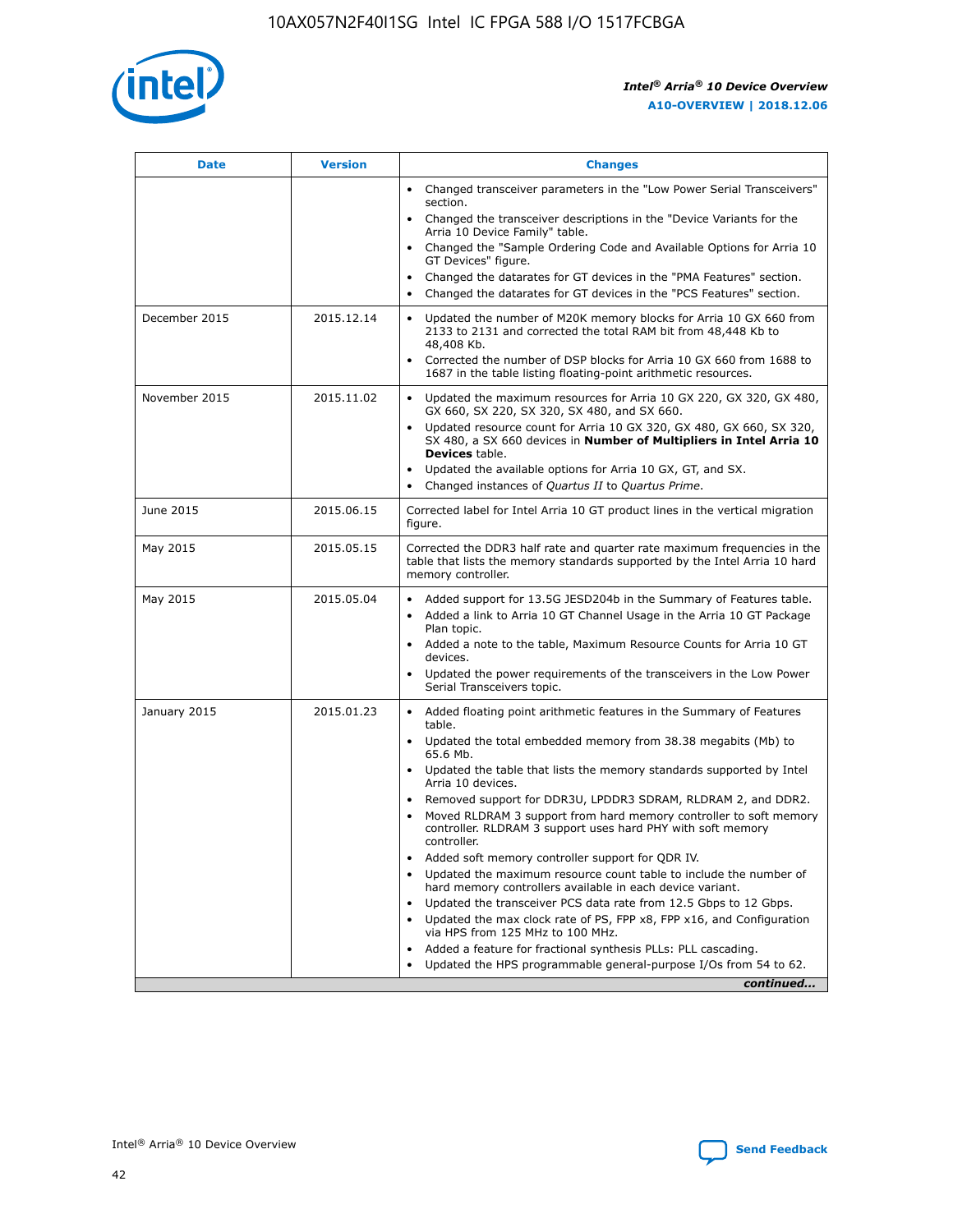| Date | Version | Changes |
| --- | --- | --- |
| | | • Changed transceiver parameters in the "Low Power Serial Transceivers" section.<br>• Changed the transceiver descriptions in the "Device Variants for the Arria 10 Device Family" table.<br>• Changed the "Sample Ordering Code and Available Options for Arria 10 GT Devices" figure.<br>• Changed the datarates for GT devices in the "PMA Features" section.<br>• Changed the datarates for GT devices in the "PCS Features" section. |
| December 2015 | 2015.12.14 | • Updated the number of M20K memory blocks for Arria 10 GX 660 from 2133 to 2131 and corrected the total RAM bit from 48,448 Kb to 48,408 Kb.<br>• Corrected the number of DSP blocks for Arria 10 GX 660 from 1688 to 1687 in the table listing floating-point arithmetic resources. |
| November 2015 | 2015.11.02 | • Updated the maximum resources for Arria 10 GX 220, GX 320, GX 480, GX 660, SX 220, SX 320, SX 480, and SX 660.<br>• Updated resource count for Arria 10 GX 320, GX 480, GX 660, SX 320, SX 480, a SX 660 devices in **Number of Multipliers in Intel Arria 10 Devices** table.<br>• Updated the available options for Arria 10 GX, GT, and SX.<br>• Changed instances of *Quartus II* to *Quartus Prime*. |
| June 2015 | 2015.06.15 | Corrected label for Intel Arria 10 GT product lines in the vertical migration figure. |
| May 2015 | 2015.05.15 | Corrected the DDR3 half rate and quarter rate maximum frequencies in the table that lists the memory standards supported by the Intel Arria 10 hard memory controller. |
| May 2015 | 2015.05.04 | • Added support for 13.5G JESD204b in the Summary of Features table.<br>• Added a link to Arria 10 GT Channel Usage in the Arria 10 GT Package Plan topic.<br>• Added a note to the table, Maximum Resource Counts for Arria 10 GT devices.<br>• Updated the power requirements of the transceivers in the Low Power Serial Transceivers topic. |
| January 2015 | 2015.01.23 | • Added floating point arithmetic features in the Summary of Features table.<br>• Updated the total embedded memory from 38.38 megabits (Mb) to 65.6 Mb.<br>• Updated the table that lists the memory standards supported by Intel Arria 10 devices.<br>• Removed support for DDR3U, LPDDR3 SDRAM, RLDRAM 2, and DDR2.<br>• Moved RLDRAM 3 support from hard memory controller to soft memory controller. RLDRAM 3 support uses hard PHY with soft memory controller.<br>• Added soft memory controller support for QDR IV.<br>• Updated the maximum resource count table to include the number of hard memory controllers available in each device variant.<br>• Updated the transceiver PCS data rate from 12.5 Gbps to 12 Gbps.<br>• Updated the max clock rate of PS, FPP x8, FPP x16, and Configuration via HPS from 125 MHz to 100 MHz.<br>• Added a feature for fractional synthesis PLLs: PLL cascading.<br>• Updated the HPS programmable general-purpose I/Os from 54 to 62. |

*continued...*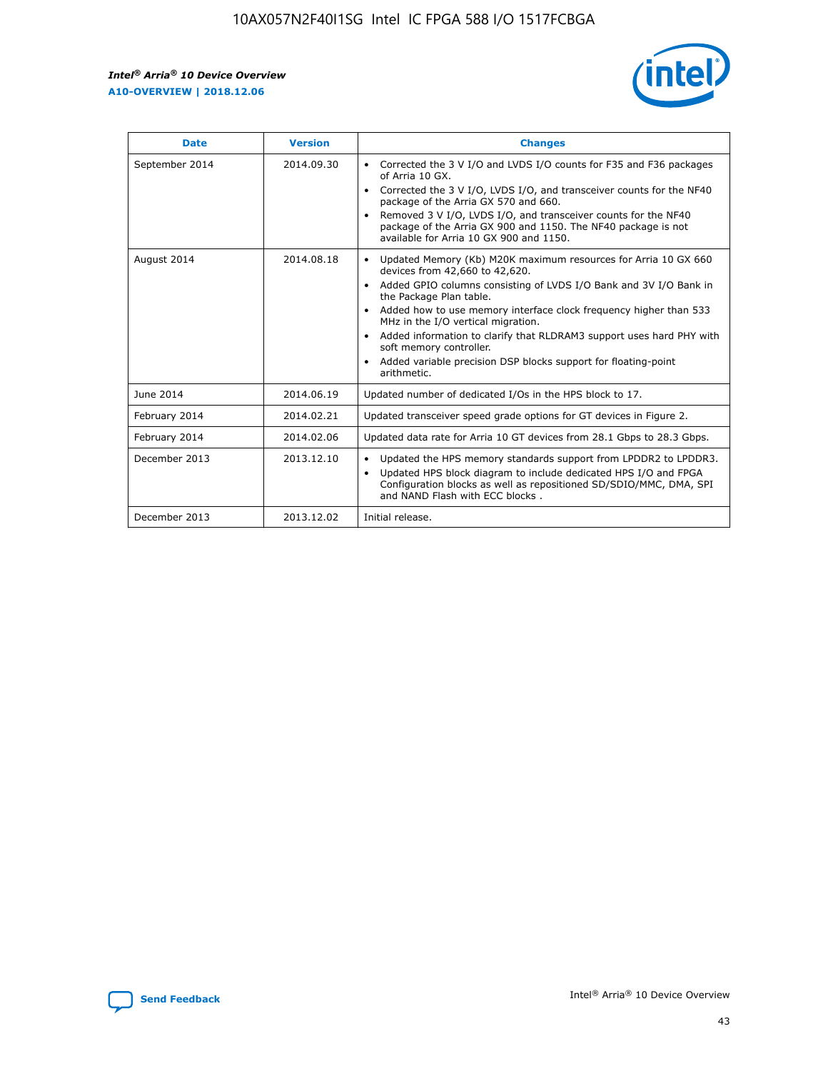| Date | Version | Changes |
|---|---|---|
| September 2014 | 2014.09.30 | • Corrected the 3 V I/O and LVDS I/O counts for F35 and F36 packages of Arria 10 GX.<br>• Corrected the 3 V I/O, LVDS I/O, and transceiver counts for the NF40 package of the Arria GX 570 and 660.<br>• Removed 3 V I/O, LVDS I/O, and transceiver counts for the NF40 package of the Arria GX 900 and 1150. The NF40 package is not available for Arria 10 GX 900 and 1150. |
| August 2014 | 2014.08.18 | • Updated Memory (Kb) M20K maximum resources for Arria 10 GX 660 devices from 42,660 to 42,620.<br>• Added GPIO columns consisting of LVDS I/O Bank and 3V I/O Bank in the Package Plan table.<br>• Added how to use memory interface clock frequency higher than 533 MHz in the I/O vertical migration.<br>• Added information to clarify that RLDRAM3 support uses hard PHY with soft memory controller.<br>• Added variable precision DSP blocks support for floating-point arithmetic. |
| June 2014 | 2014.06.19 | Updated number of dedicated I/Os in the HPS block to 17. |
| February 2014 | 2014.02.21 | Updated transceiver speed grade options for GT devices in Figure 2. |
| February 2014 | 2014.02.06 | Updated data rate for Arria 10 GT devices from 28.1 Gbps to 28.3 Gbps. |
| December 2013 | 2013.12.10 | • Updated the HPS memory standards support from LPDDR2 to LPDDR3.<br>• Updated HPS block diagram to include dedicated HPS I/O and FPGA Configuration blocks as well as repositioned SD/SDIO/MMC, DMA, SPI and NAND Flash with ECC blocks . |
| December 2013 | 2013.12.02 | Initial release. |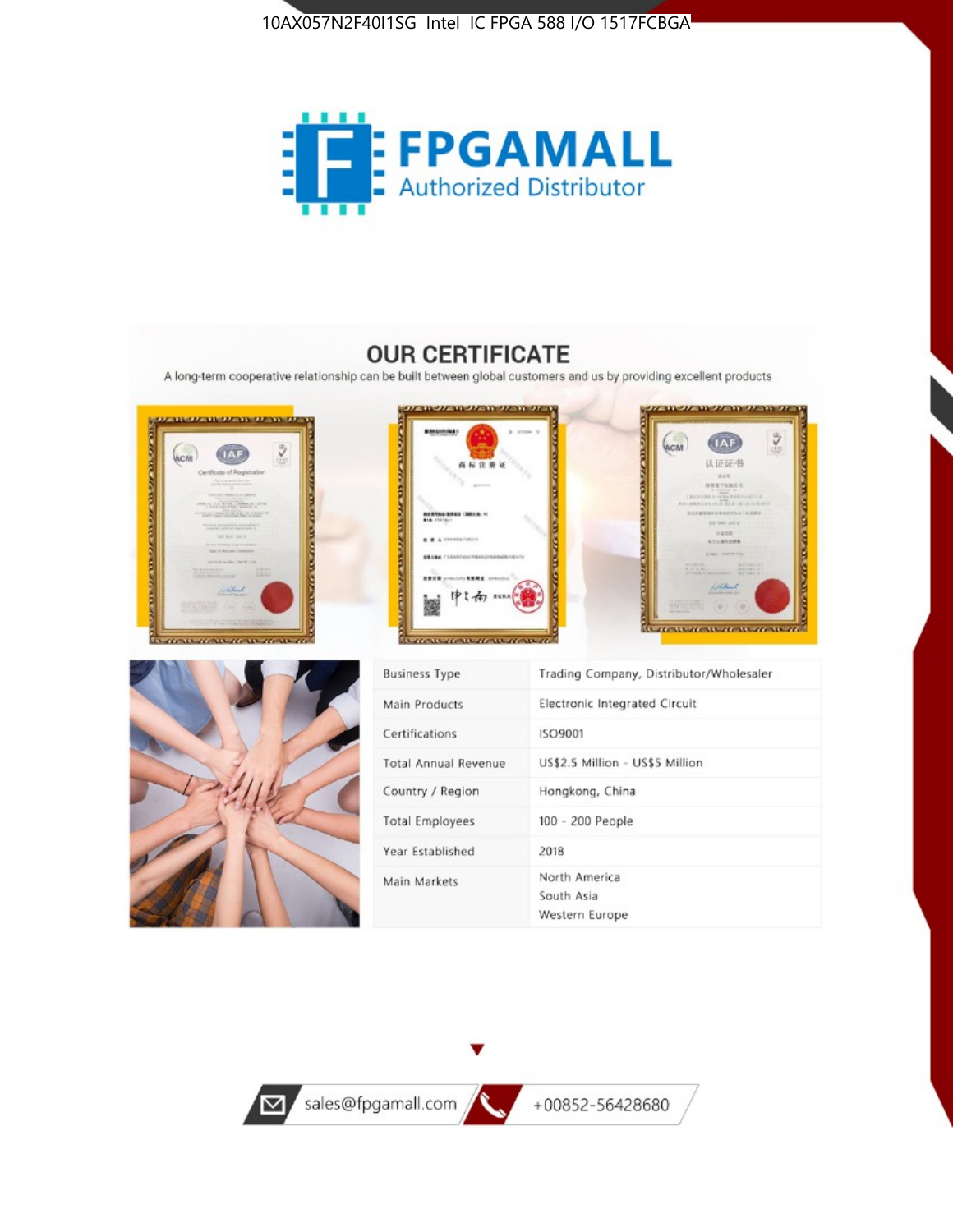FPGAMALL
Authorized Distributor

# OUR CERTIFICATE

A long-term cooperative relationship can be built between global customers and us by providing excellent products

| | |
|---|---|
| Business Type | Trading Company, Distributor/Wholesaler |
| Main Products | Electronic Integrated Circuit |
| Certifications | ISO9001 |
| Total Annual Revenue | US$2.5 Million - US$5 Million |
| Country / Region | Hongkong, China |
| Total Employees | 100 - 200 People |
| Year Established | 2018 |
| Main Markets | North America<br>South Asia<br>Western Europe |

sales@fpgamall.com

+00852-56428680